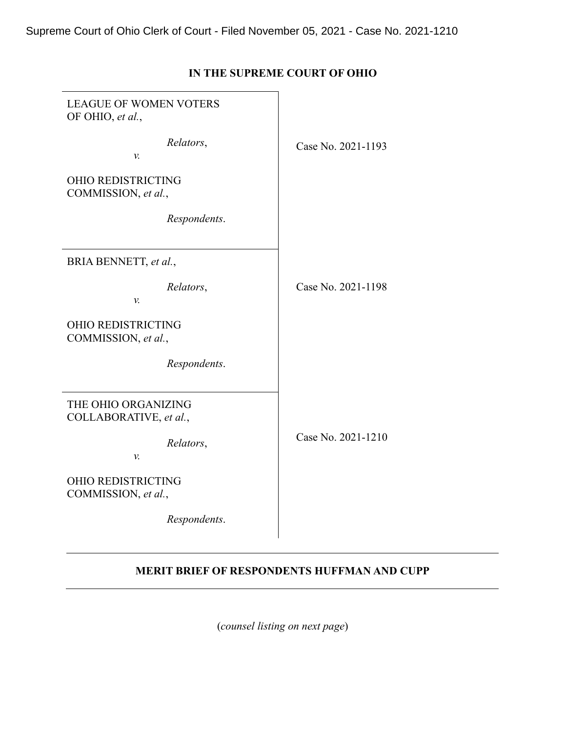Supreme Court of Ohio Clerk of Court - Filed November 05, 2021 - Case No. 2021-1210

**IN THE SUPREME COURT OF OHIO**

| | |
|---|---|
| LEAGUE OF WOMEN VOTERS OF OHIO, *et al.*,<br><br>*Relators*,<br>*v.*<br><br>OHIO REDISTRICTING COMMISSION, *et al.*,<br><br>*Respondents*. | Case No. 2021-1193 |
| BRIA BENNETT, *et al.*,<br><br>*Relators*,<br>*v.*<br><br>OHIO REDISTRICTING COMMISSION, *et al.*,<br><br>*Respondents*. | Case No. 2021-1198 |
| THE OHIO ORGANIZING COLLABORATIVE, *et al.*,<br><br>*Relators*,<br>*v.*<br><br>OHIO REDISTRICTING COMMISSION, *et al.*,<br><br>*Respondents*. | Case No. 2021-1210 |

---

**MERIT BRIEF OF RESPONDENTS HUFFMAN AND CUPP**

---

(*counsel listing on next page*)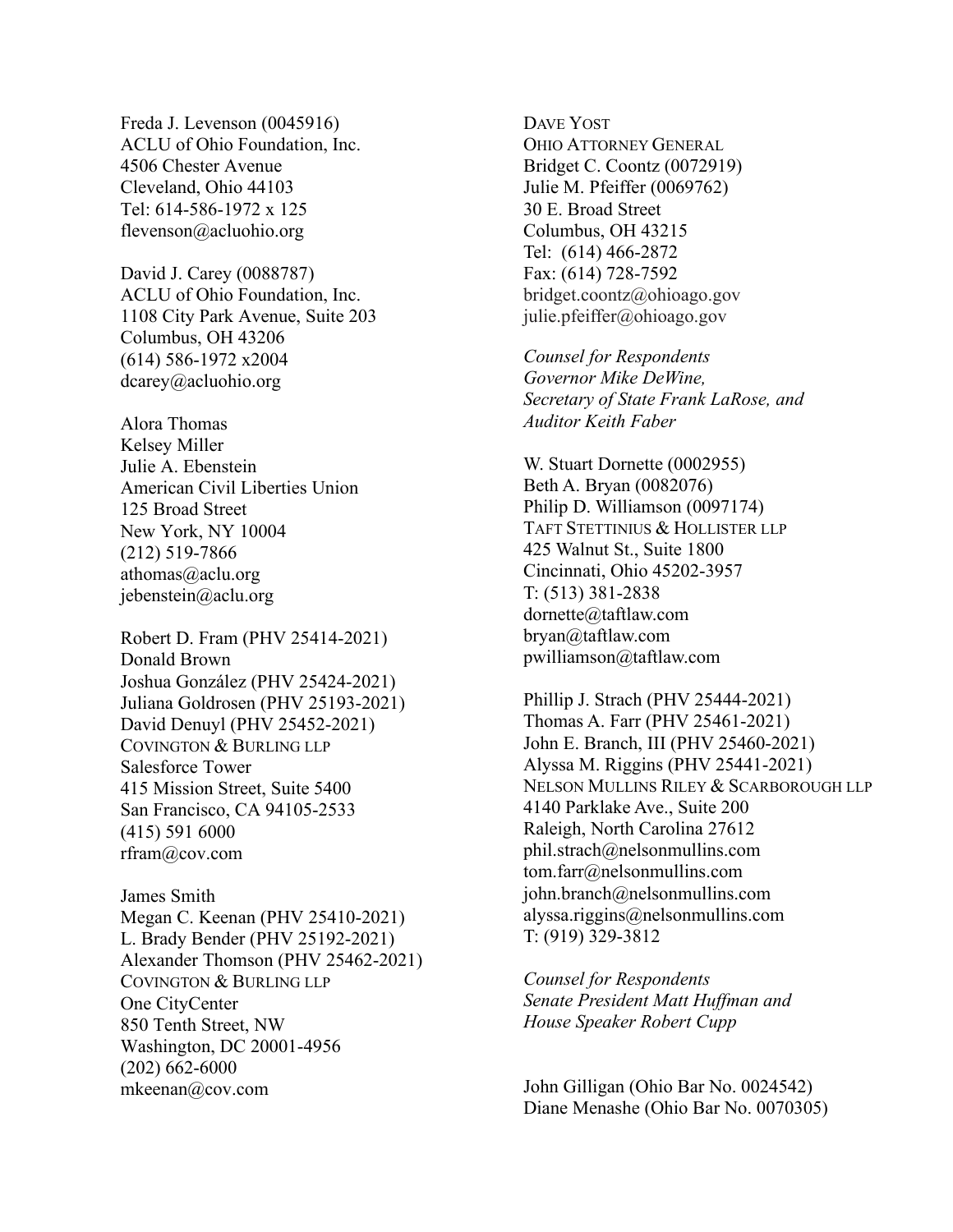Freda J. Levenson (0045916)
ACLU of Ohio Foundation, Inc.
4506 Chester Avenue
Cleveland, Ohio 44103
Tel: 614-586-1972 x 125
flevenson@acluohio.org

David J. Carey (0088787)
ACLU of Ohio Foundation, Inc.
1108 City Park Avenue, Suite 203
Columbus, OH 43206
(614) 586-1972 x2004
dcarey@acluohio.org

Alora Thomas
Kelsey Miller
Julie A. Ebenstein
American Civil Liberties Union
125 Broad Street
New York, NY 10004
(212) 519-7866
athomas@aclu.org
jebenstein@aclu.org

Robert D. Fram (PHV 25414-2021)
Donald Brown
Joshua González (PHV 25424-2021)
Juliana Goldrosen (PHV 25193-2021)
David Denuyl (PHV 25452-2021)
COVINGTON & BURLING LLP
Salesforce Tower
415 Mission Street, Suite 5400
San Francisco, CA 94105-2533
(415) 591 6000
rfram@cov.com

James Smith
Megan C. Keenan (PHV 25410-2021)
L. Brady Bender (PHV 25192-2021)
Alexander Thomson (PHV 25462-2021)
COVINGTON & BURLING LLP
One CityCenter
850 Tenth Street, NW
Washington, DC 20001-4956
(202) 662-6000
mkeenan@cov.com

DAVE YOST
OHIO ATTORNEY GENERAL
Bridget C. Coontz (0072919)
Julie M. Pfeiffer (0069762)
30 E. Broad Street
Columbus, OH 43215
Tel: (614) 466-2872
Fax: (614) 728-7592
bridget.coontz@ohioago.gov
julie.pfeiffer@ohioago.gov

*Counsel for Respondents*
*Governor Mike DeWine,*
*Secretary of State Frank LaRose, and*
*Auditor Keith Faber*

W. Stuart Dornette (0002955)
Beth A. Bryan (0082076)
Philip D. Williamson (0097174)
TAFT STETTINIUS & HOLLISTER LLP
425 Walnut St., Suite 1800
Cincinnati, Ohio 45202-3957
T: (513) 381-2838
dornette@taftlaw.com
bryan@taftlaw.com
pwilliamson@taftlaw.com

Phillip J. Strach (PHV 25444-2021)
Thomas A. Farr (PHV 25461-2021)
John E. Branch, III (PHV 25460-2021)
Alyssa M. Riggins (PHV 25441-2021)
NELSON MULLINS RILEY & SCARBOROUGH LLP
4140 Parklake Ave., Suite 200
Raleigh, North Carolina 27612
phil.strach@nelsonmullins.com
tom.farr@nelsonmullins.com
john.branch@nelsonmullins.com
alyssa.riggins@nelsonmullins.com
T: (919) 329-3812

*Counsel for Respondents*
*Senate President Matt Huffman and*
*House Speaker Robert Cupp*

John Gilligan (Ohio Bar No. 0024542)
Diane Menashe (Ohio Bar No. 0070305)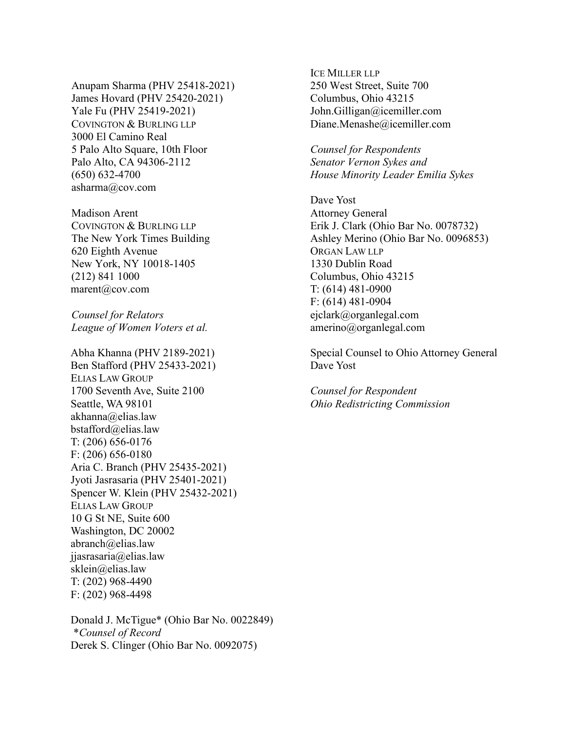Anupam Sharma (PHV 25418-2021)
James Hovard (PHV 25420-2021)
Yale Fu (PHV 25419-2021)
COVINGTON & BURLING LLP
3000 El Camino Real
5 Palo Alto Square, 10th Floor
Palo Alto, CA 94306-2112
(650) 632-4700
asharma@cov.com

Madison Arent
COVINGTON & BURLING LLP
The New York Times Building
620 Eighth Avenue
New York, NY 10018-1405
(212) 841 1000
marent@cov.com

*Counsel for Relators*
*League of Women Voters et al.*

Abha Khanna (PHV 2189-2021)
Ben Stafford (PHV 25433-2021)
ELIAS LAW GROUP
1700 Seventh Ave, Suite 2100
Seattle, WA 98101
akhanna@elias.law
bstafford@elias.law
T: (206) 656-0176
F: (206) 656-0180
Aria C. Branch (PHV 25435-2021)
Jyoti Jasrasaria (PHV 25401-2021)
Spencer W. Klein (PHV 25432-2021)
ELIAS LAW GROUP
10 G St NE, Suite 600
Washington, DC 20002
abranch@elias.law
jjasrasaria@elias.law
sklein@elias.law
T: (202) 968-4490
F: (202) 968-4498

Donald J. McTigue* (Ohio Bar No. 0022849)
*\*Counsel of Record*
Derek S. Clinger (Ohio Bar No. 0092075)

ICE MILLER LLP
250 West Street, Suite 700
Columbus, Ohio 43215
John.Gilligan@icemiller.com
Diane.Menashe@icemiller.com

*Counsel for Respondents*
*Senator Vernon Sykes and*
*House Minority Leader Emilia Sykes*

Dave Yost
Attorney General
Erik J. Clark (Ohio Bar No. 0078732)
Ashley Merino (Ohio Bar No. 0096853)
ORGAN LAW LLP
1330 Dublin Road
Columbus, Ohio 43215
T: (614) 481-0900
F: (614) 481-0904
ejclark@organlegal.com
amerino@organlegal.com

Special Counsel to Ohio Attorney General
Dave Yost

*Counsel for Respondent*
*Ohio Redistricting Commission*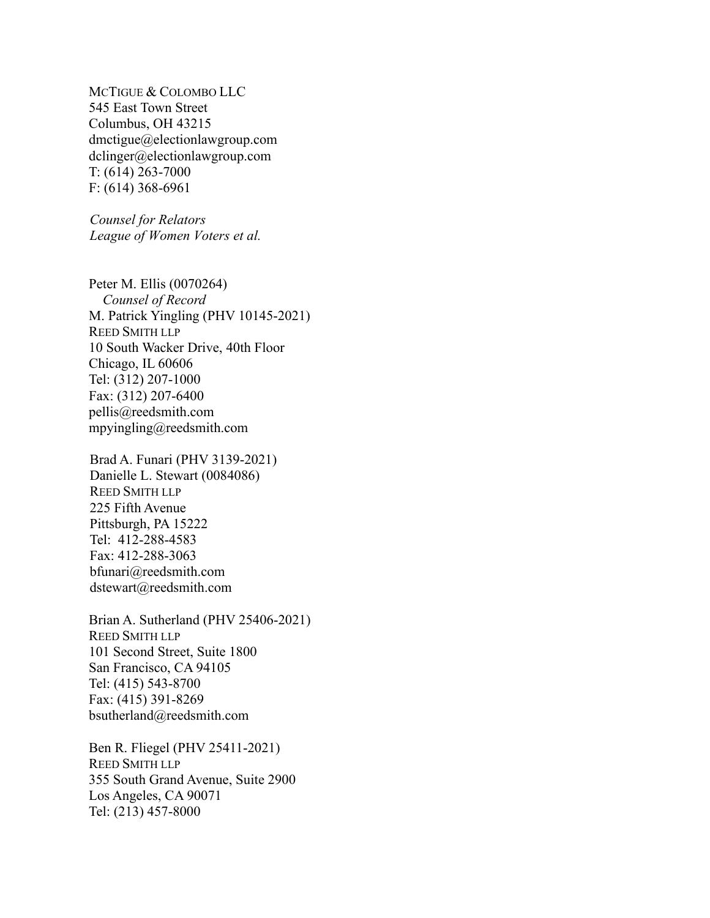McTigue & Colombo LLC
545 East Town Street
Columbus, OH 43215
dmctigue@electionlawgroup.com
dclinger@electionlawgroup.com
T: (614) 263-7000
F: (614) 368-6961

*Counsel for Relators*
*League of Women Voters et al.*

Peter M. Ellis (0070264)
*Counsel of Record*
M. Patrick Yingling (PHV 10145-2021)
Reed Smith LLP
10 South Wacker Drive, 40th Floor
Chicago, IL 60606
Tel: (312) 207-1000
Fax: (312) 207-6400
pellis@reedsmith.com
mpyingling@reedsmith.com

Brad A. Funari (PHV 3139-2021)
Danielle L. Stewart (0084086)
Reed Smith LLP
225 Fifth Avenue
Pittsburgh, PA 15222
Tel: 412-288-4583
Fax: 412-288-3063
bfunari@reedsmith.com
dstewart@reedsmith.com

Brian A. Sutherland (PHV 25406-2021)
Reed Smith LLP
101 Second Street, Suite 1800
San Francisco, CA 94105
Tel: (415) 543-8700
Fax: (415) 391-8269
bsutherland@reedsmith.com

Ben R. Fliegel (PHV 25411-2021)
Reed Smith LLP
355 South Grand Avenue, Suite 2900
Los Angeles, CA 90071
Tel: (213) 457-8000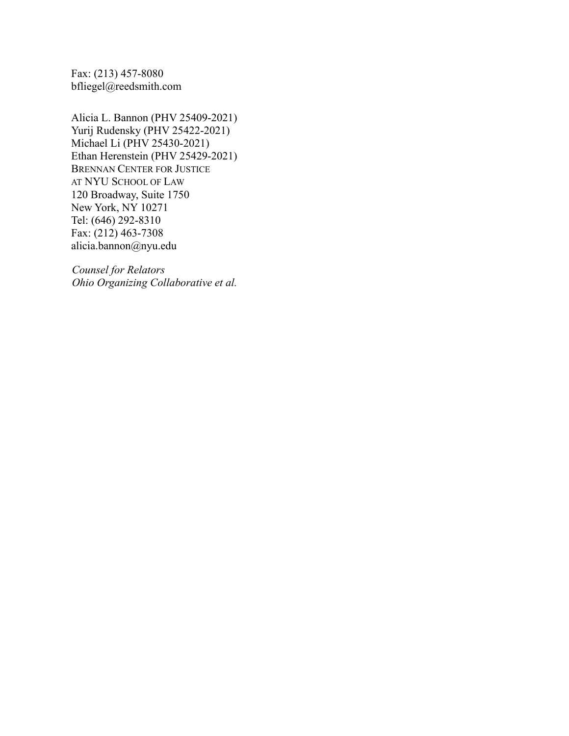Fax: (213) 457-8080
bfliegel@reedsmith.com

Alicia L. Bannon (PHV 25409-2021)
Yurij Rudensky (PHV 25422-2021)
Michael Li (PHV 25430-2021)
Ethan Herenstein (PHV 25429-2021)
BRENNAN CENTER FOR JUSTICE
AT NYU SCHOOL OF LAW
120 Broadway, Suite 1750
New York, NY 10271
Tel: (646) 292-8310
Fax: (212) 463-7308
alicia.bannon@nyu.edu

*Counsel for Relators*
*Ohio Organizing Collaborative et al.*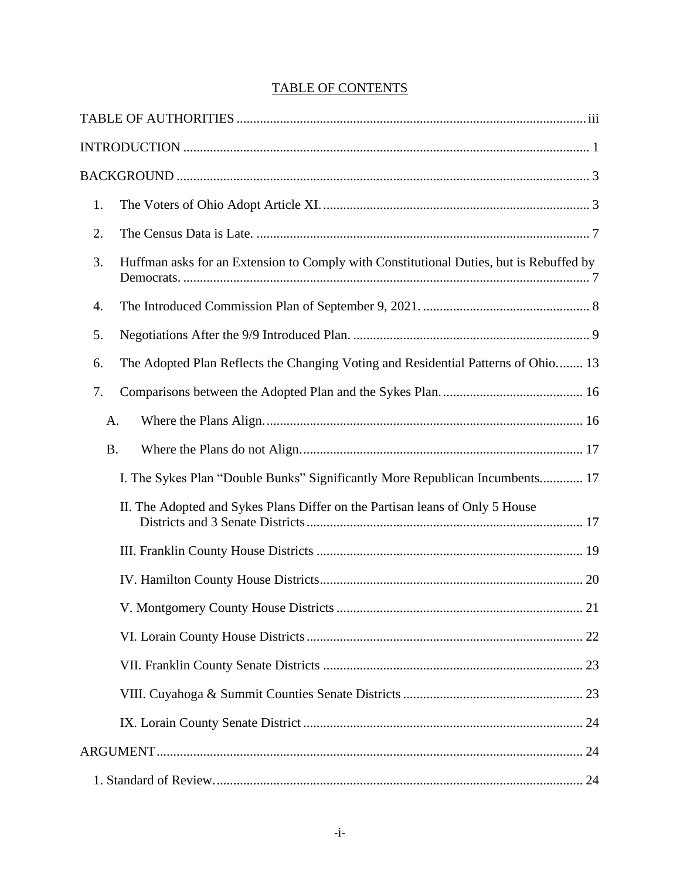## TABLE OF CONTENTS

TABLE OF AUTHORITIES ........ iii

INTRODUCTION ........ 1

BACKGROUND ........ 3

1. The Voters of Ohio Adopt Article XI. ........ 3
2. The Census Data is Late. ........ 7
3. Huffman asks for an Extension to Comply with Constitutional Duties, but is Rebuffed by Democrats. ........ 7
4. The Introduced Commission Plan of September 9, 2021. ........ 8
5. Negotiations After the 9/9 Introduced Plan. ........ 9
6. The Adopted Plan Reflects the Changing Voting and Residential Patterns of Ohio. ........ 13
7. Comparisons between the Adopted Plan and the Sykes Plan. ........ 16
   - A. Where the Plans Align. ........ 16
   - B. Where the Plans do not Align. ........ 17
     - I. The Sykes Plan "Double Bunks" Significantly More Republican Incumbents. ........ 17
     - II. The Adopted and Sykes Plans Differ on the Partisan leans of Only 5 House Districts and 3 Senate Districts ........ 17
     - III. Franklin County House Districts ........ 19
     - IV. Hamilton County House Districts ........ 20
     - V. Montgomery County House Districts ........ 21
     - VI. Lorain County House Districts ........ 22
     - VII. Franklin County Senate Districts ........ 23
     - VIII. Cuyahoga & Summit Counties Senate Districts ........ 23
     - IX. Lorain County Senate District ........ 24

ARGUMENT ........ 24

1. Standard of Review. ........ 24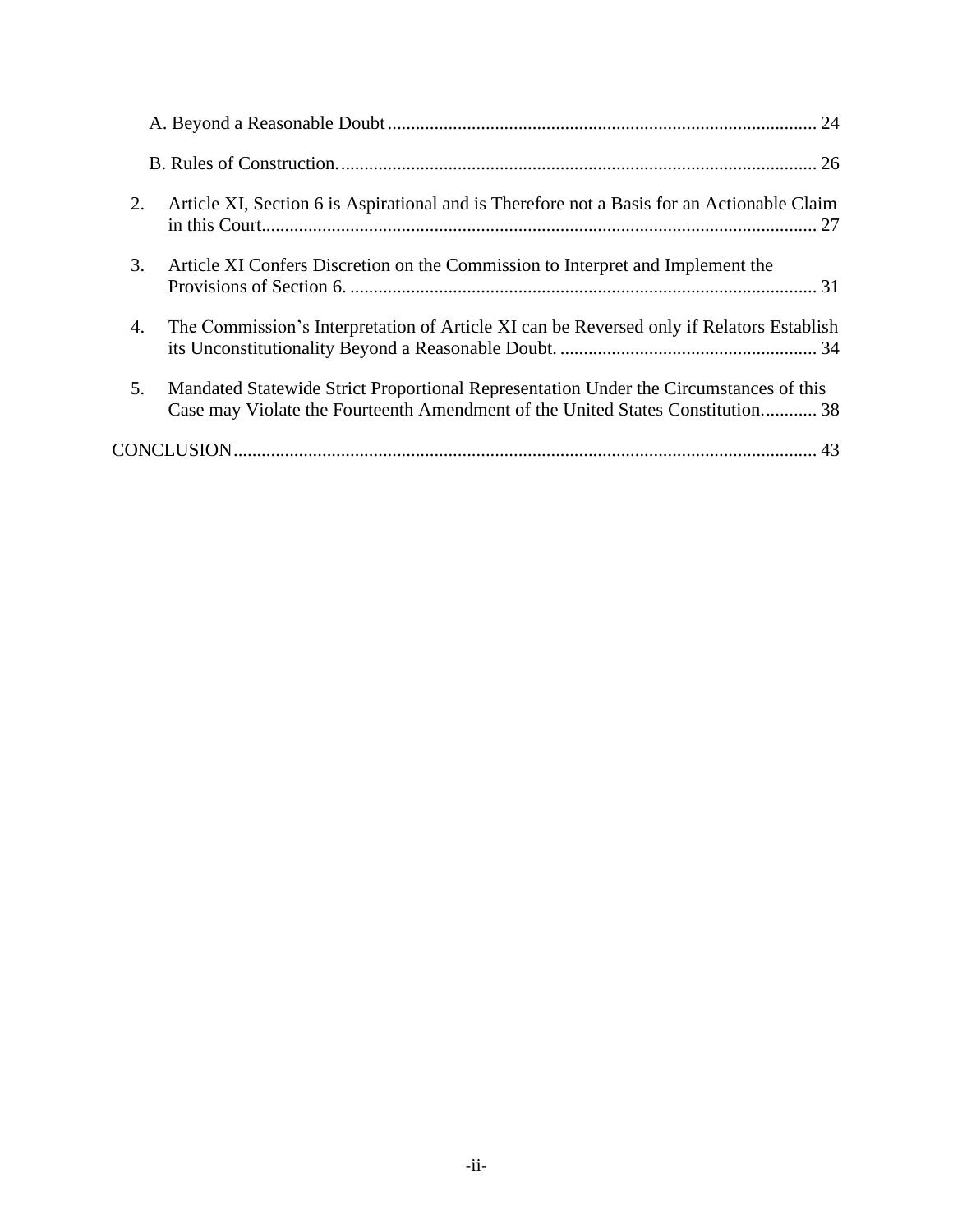A. Beyond a Reasonable Doubt ........................................................................................... 24

B. Rules of Construction. ...................................................................................................... 26

2. Article XI, Section 6 is Aspirational and is Therefore not a Basis for an Actionable Claim in this Court....................................................................................................................... 27

3. Article XI Confers Discretion on the Commission to Interpret and Implement the Provisions of Section 6. ................................................................................................... 31

4. The Commission's Interpretation of Article XI can be Reversed only if Relators Establish its Unconstitutionality Beyond a Reasonable Doubt. ....................................................... 34

5. Mandated Statewide Strict Proportional Representation Under the Circumstances of this Case may Violate the Fourteenth Amendment of the United States Constitution............ 38

CONCLUSION.......................................................................................................................... 43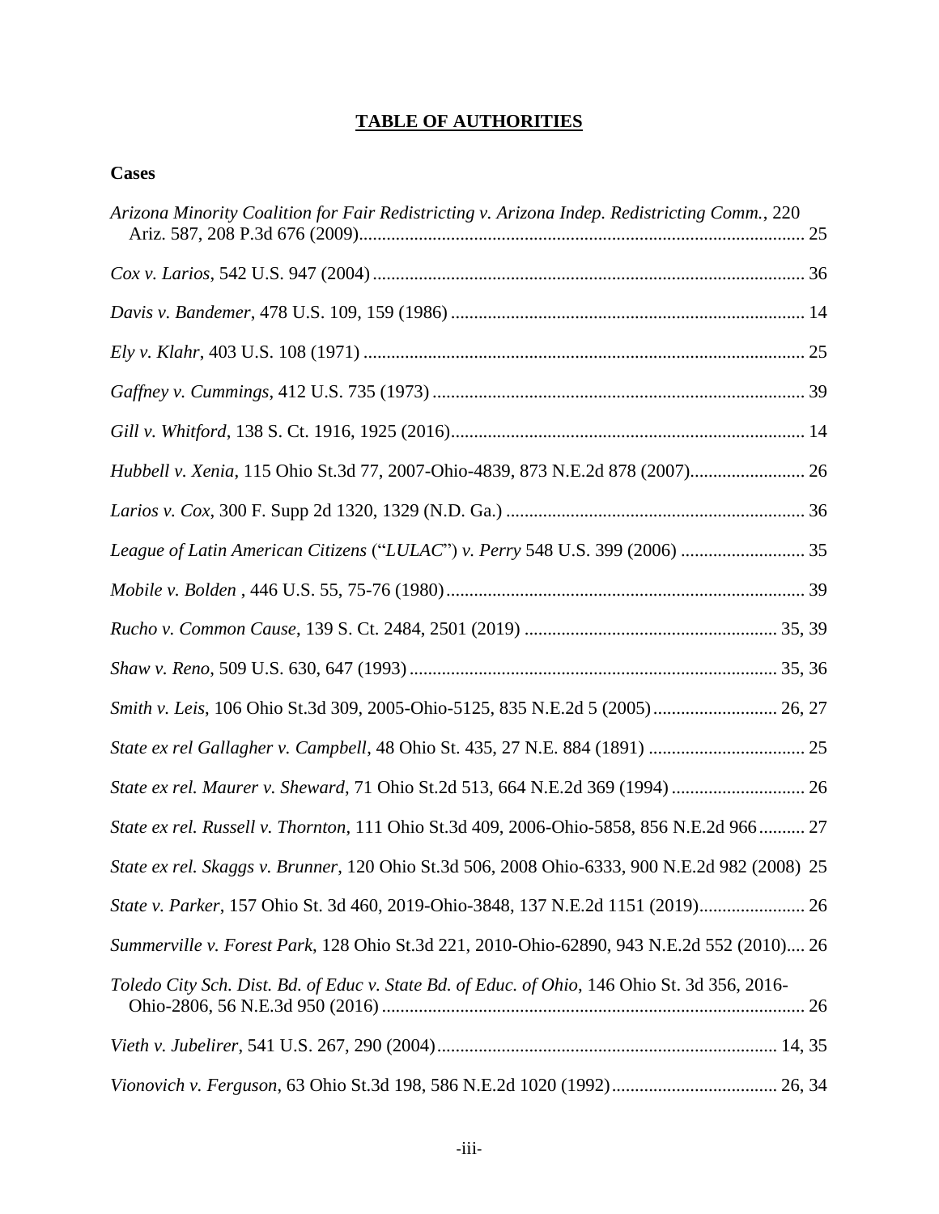# TABLE OF AUTHORITIES

## Cases

*Arizona Minority Coalition for Fair Redistricting v. Arizona Indep. Redistricting Comm.*, 220 Ariz. 587, 208 P.3d 676 (2009)................................................................................................ 25

*Cox v. Larios*, 542 U.S. 947 (2004)............................................................................................. 36

*Davis v. Bandemer*, 478 U.S. 109, 159 (1986)............................................................................ 14

*Ely v. Klahr*, 403 U.S. 108 (1971)............................................................................................... 25

*Gaffney v. Cummings*, 412 U.S. 735 (1973)................................................................................ 39

*Gill v. Whitford*, 138 S. Ct. 1916, 1925 (2016)............................................................................ 14

*Hubbell v. Xenia*, 115 Ohio St.3d 77, 2007-Ohio-4839, 873 N.E.2d 878 (2007)......................... 26

*Larios v. Cox*, 300 F. Supp 2d 1320, 1329 (N.D. Ga.)................................................................ 36

*League of Latin American Citizens* ("*LULAC*") *v. Perry* 548 U.S. 399 (2006)........................... 35

*Mobile v. Bolden* , 446 U.S. 55, 75-76 (1980)............................................................................. 39

*Rucho v. Common Cause*, 139 S. Ct. 2484, 2501 (2019)....................................................... 35, 39

*Shaw v. Reno*, 509 U.S. 630, 647 (1993)............................................................................... 35, 36

*Smith v. Leis*, 106 Ohio St.3d 309, 2005-Ohio-5125, 835 N.E.2d 5 (2005)........................... 26, 27

*State ex rel Gallagher v. Campbell*, 48 Ohio St. 435, 27 N.E. 884 (1891).................................. 25

*State ex rel. Maurer v. Sheward*, 71 Ohio St.2d 513, 664 N.E.2d 369 (1994)............................. 26

*State ex rel. Russell v. Thornton*, 111 Ohio St.3d 409, 2006-Ohio-5858, 856 N.E.2d 966.......... 27

*State ex rel. Skaggs v. Brunner*, 120 Ohio St.3d 506, 2008 Ohio-6333, 900 N.E.2d 982 (2008) 25

*State v. Parker*, 157 Ohio St. 3d 460, 2019-Ohio-3848, 137 N.E.2d 1151 (2019)....................... 26

*Summerville v. Forest Park*, 128 Ohio St.3d 221, 2010-Ohio-62890, 943 N.E.2d 552 (2010).... 26

*Toledo City Sch. Dist. Bd. of Educ v. State Bd. of Educ. of Ohio*, 146 Ohio St. 3d 356, 2016-Ohio-2806, 56 N.E.3d 950 (2016)........................................................................................... 26

*Vieth v. Jubelirer*, 541 U.S. 267, 290 (2004)......................................................................... 14, 35

*Vionovich v. Ferguson*, 63 Ohio St.3d 198, 586 N.E.2d 1020 (1992).................................... 26, 34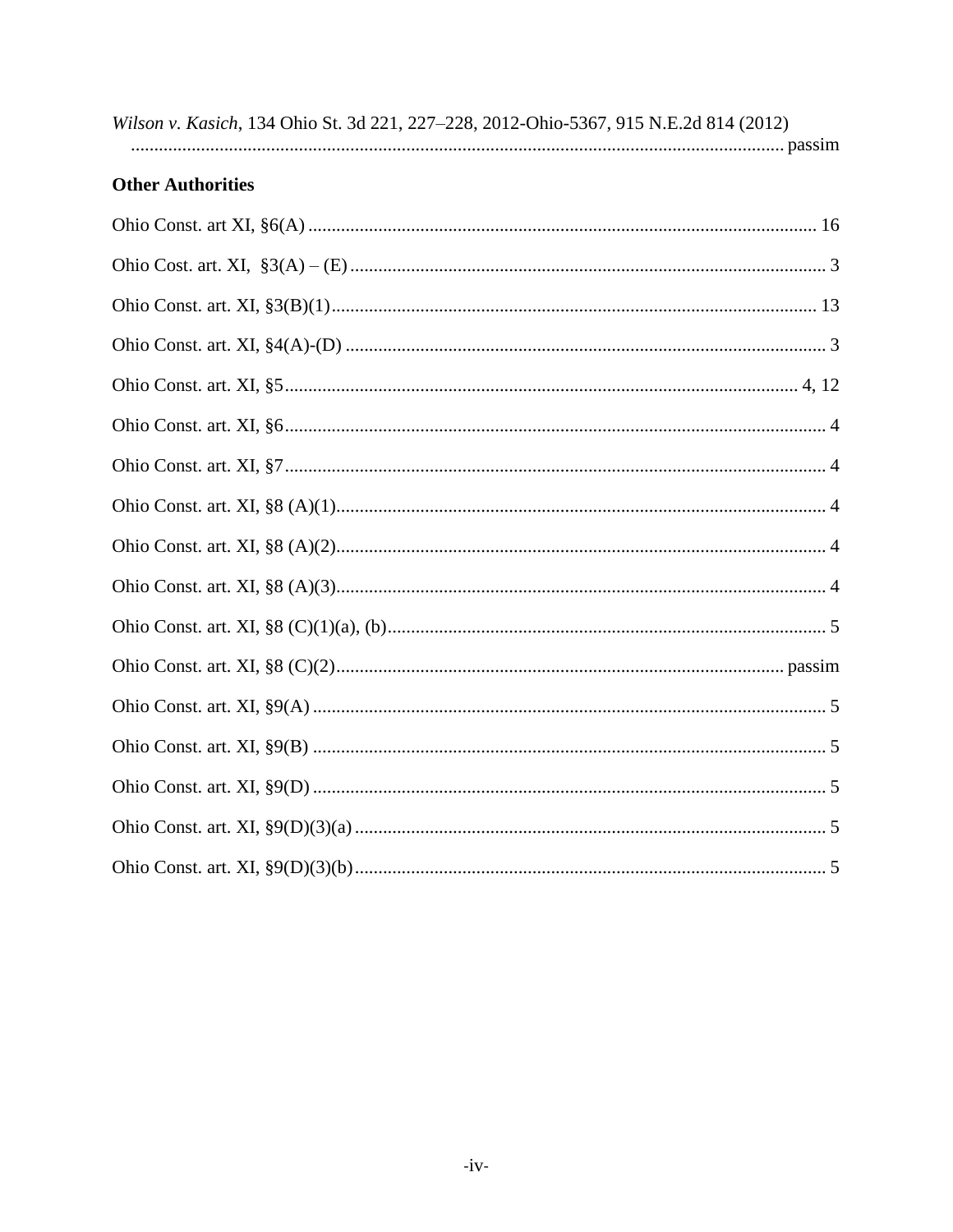*Wilson v. Kasich*, 134 Ohio St. 3d 221, 227–228, 2012-Ohio-5367, 915 N.E.2d 814 (2012) ........................................................................................................................................ passim

**Other Authorities**

Ohio Const. art XI, §6(A) ........................................................................................................ 16

Ohio Cost. art. XI, §3(A) – (E) ................................................................................................. 3

Ohio Const. art. XI, §3(B)(1) ................................................................................................... 13

Ohio Const. art. XI, §4(A)-(D) .................................................................................................. 3

Ohio Const. art. XI, §5 ......................................................................................................... 4, 12

Ohio Const. art. XI, §6 ............................................................................................................... 4

Ohio Const. art. XI, §7 ............................................................................................................... 4

Ohio Const. art. XI, §8 (A)(1) .................................................................................................... 4

Ohio Const. art. XI, §8 (A)(2) .................................................................................................... 4

Ohio Const. art. XI, §8 (A)(3) .................................................................................................... 4

Ohio Const. art. XI, §8 (C)(1)(a), (b) ......................................................................................... 5

Ohio Const. art. XI, §8 (C)(2) ............................................................................................ passim

Ohio Const. art. XI, §9(A) .......................................................................................................... 5

Ohio Const. art. XI, §9(B) .......................................................................................................... 5

Ohio Const. art. XI, §9(D) .......................................................................................................... 5

Ohio Const. art. XI, §9(D)(3)(a) ................................................................................................. 5

Ohio Const. art. XI, §9(D)(3)(b) ................................................................................................. 5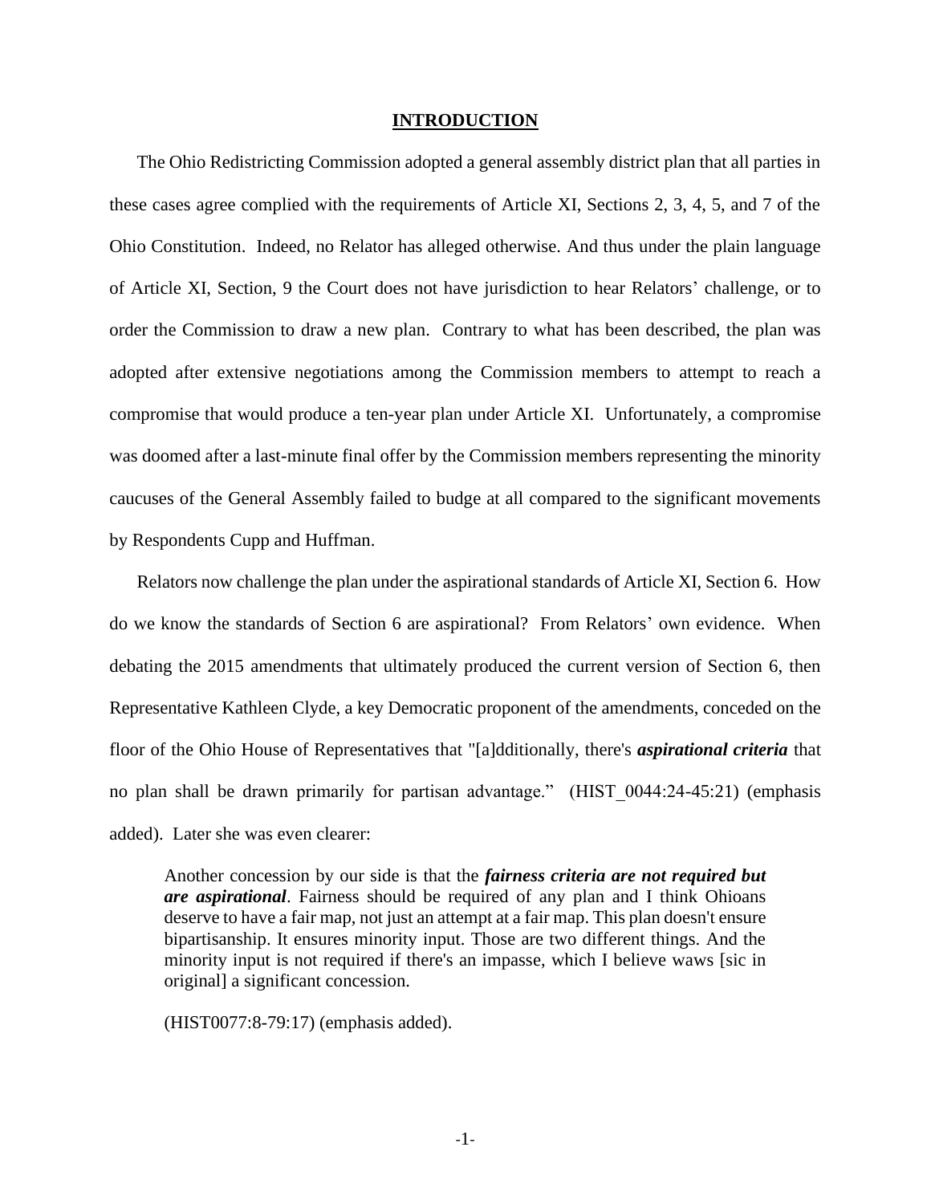## INTRODUCTION

The Ohio Redistricting Commission adopted a general assembly district plan that all parties in these cases agree complied with the requirements of Article XI, Sections 2, 3, 4, 5, and 7 of the Ohio Constitution. Indeed, no Relator has alleged otherwise. And thus under the plain language of Article XI, Section, 9 the Court does not have jurisdiction to hear Relators' challenge, or to order the Commission to draw a new plan. Contrary to what has been described, the plan was adopted after extensive negotiations among the Commission members to attempt to reach a compromise that would produce a ten-year plan under Article XI. Unfortunately, a compromise was doomed after a last-minute final offer by the Commission members representing the minority caucuses of the General Assembly failed to budge at all compared to the significant movements by Respondents Cupp and Huffman.

Relators now challenge the plan under the aspirational standards of Article XI, Section 6. How do we know the standards of Section 6 are aspirational? From Relators' own evidence. When debating the 2015 amendments that ultimately produced the current version of Section 6, then Representative Kathleen Clyde, a key Democratic proponent of the amendments, conceded on the floor of the Ohio House of Representatives that "[a]dditionally, there's ***aspirational criteria*** that no plan shall be drawn primarily for partisan advantage." (HIST_0044:24-45:21) (emphasis added). Later she was even clearer:

> Another concession by our side is that the ***fairness criteria are not required but are aspirational***. Fairness should be required of any plan and I think Ohioans deserve to have a fair map, not just an attempt at a fair map. This plan doesn't ensure bipartisanship. It ensures minority input. Those are two different things. And the minority input is not required if there's an impasse, which I believe waws [sic in original] a significant concession.
>
> (HIST0077:8-79:17) (emphasis added).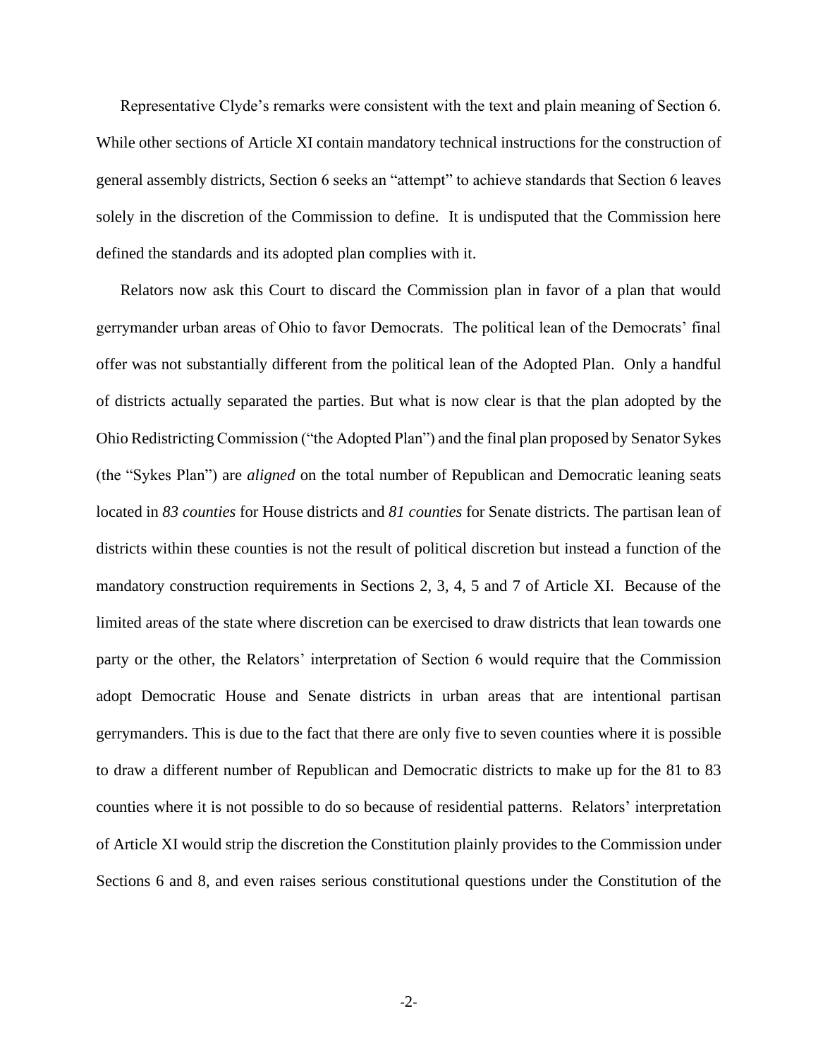Representative Clyde's remarks were consistent with the text and plain meaning of Section 6. While other sections of Article XI contain mandatory technical instructions for the construction of general assembly districts, Section 6 seeks an "attempt" to achieve standards that Section 6 leaves solely in the discretion of the Commission to define. It is undisputed that the Commission here defined the standards and its adopted plan complies with it.

Relators now ask this Court to discard the Commission plan in favor of a plan that would gerrymander urban areas of Ohio to favor Democrats. The political lean of the Democrats' final offer was not substantially different from the political lean of the Adopted Plan. Only a handful of districts actually separated the parties. But what is now clear is that the plan adopted by the Ohio Redistricting Commission ("the Adopted Plan") and the final plan proposed by Senator Sykes (the "Sykes Plan") are *aligned* on the total number of Republican and Democratic leaning seats located in *83 counties* for House districts and *81 counties* for Senate districts. The partisan lean of districts within these counties is not the result of political discretion but instead a function of the mandatory construction requirements in Sections 2, 3, 4, 5 and 7 of Article XI. Because of the limited areas of the state where discretion can be exercised to draw districts that lean towards one party or the other, the Relators' interpretation of Section 6 would require that the Commission adopt Democratic House and Senate districts in urban areas that are intentional partisan gerrymanders. This is due to the fact that there are only five to seven counties where it is possible to draw a different number of Republican and Democratic districts to make up for the 81 to 83 counties where it is not possible to do so because of residential patterns. Relators' interpretation of Article XI would strip the discretion the Constitution plainly provides to the Commission under Sections 6 and 8, and even raises serious constitutional questions under the Constitution of the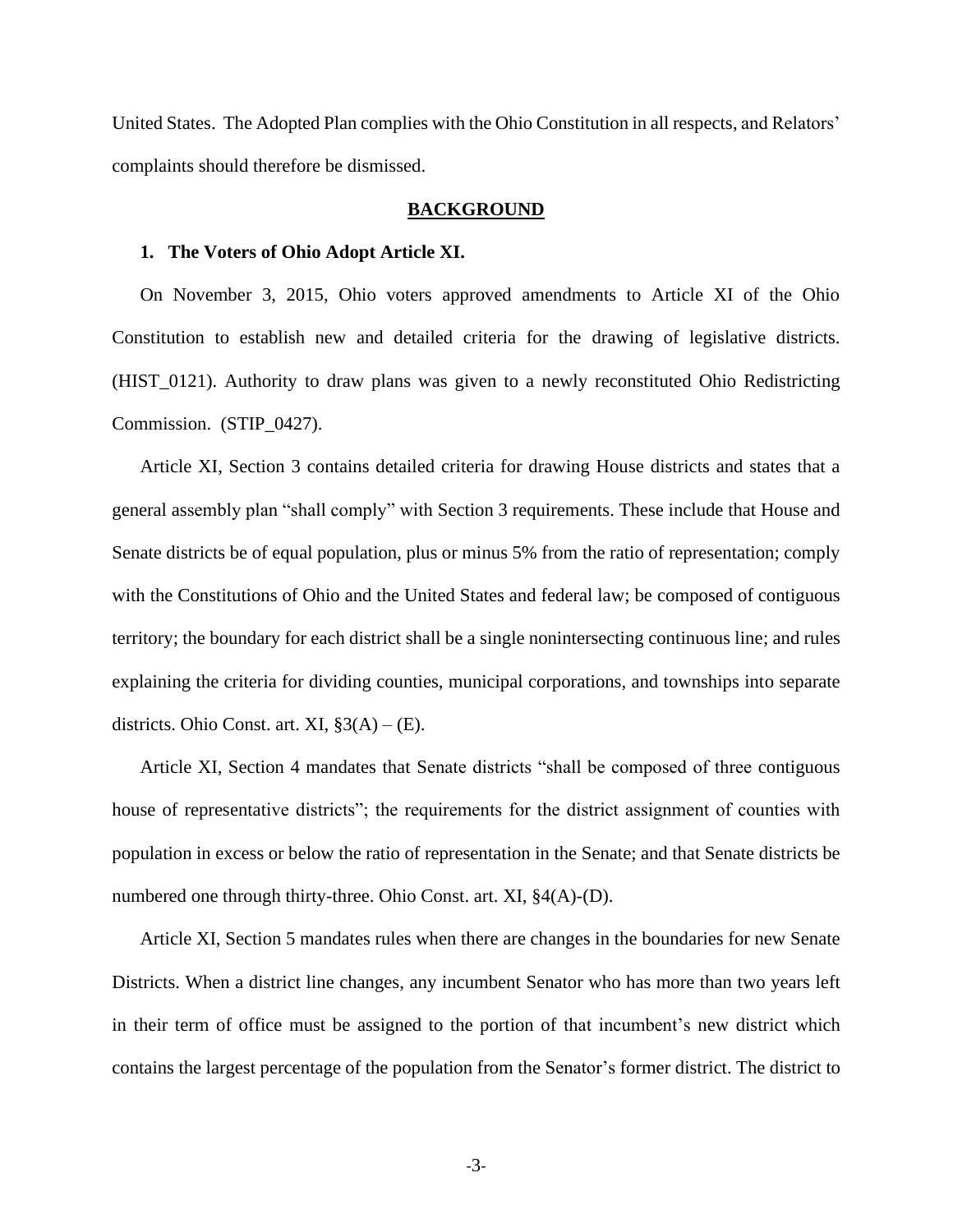United States. The Adopted Plan complies with the Ohio Constitution in all respects, and Relators' complaints should therefore be dismissed.

## BACKGROUND

### 1. The Voters of Ohio Adopt Article XI.

On November 3, 2015, Ohio voters approved amendments to Article XI of the Ohio Constitution to establish new and detailed criteria for the drawing of legislative districts. (HIST_0121). Authority to draw plans was given to a newly reconstituted Ohio Redistricting Commission. (STIP_0427).

Article XI, Section 3 contains detailed criteria for drawing House districts and states that a general assembly plan "shall comply" with Section 3 requirements. These include that House and Senate districts be of equal population, plus or minus 5% from the ratio of representation; comply with the Constitutions of Ohio and the United States and federal law; be composed of contiguous territory; the boundary for each district shall be a single nonintersecting continuous line; and rules explaining the criteria for dividing counties, municipal corporations, and townships into separate districts. Ohio Const. art. XI, §3(A) – (E).

Article XI, Section 4 mandates that Senate districts "shall be composed of three contiguous house of representative districts"; the requirements for the district assignment of counties with population in excess or below the ratio of representation in the Senate; and that Senate districts be numbered one through thirty-three. Ohio Const. art. XI, §4(A)-(D).

Article XI, Section 5 mandates rules when there are changes in the boundaries for new Senate Districts. When a district line changes, any incumbent Senator who has more than two years left in their term of office must be assigned to the portion of that incumbent's new district which contains the largest percentage of the population from the Senator's former district. The district to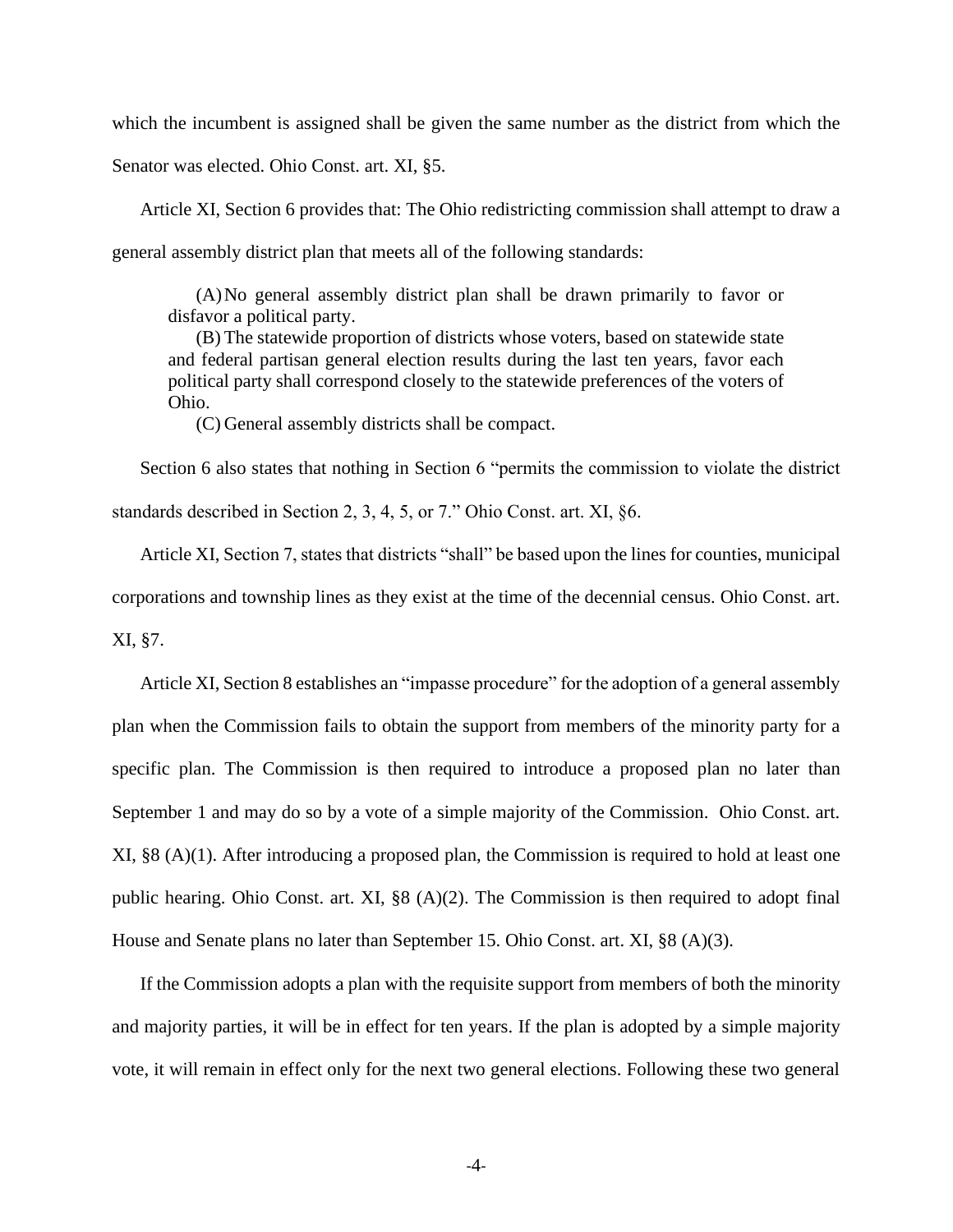which the incumbent is assigned shall be given the same number as the district from which the Senator was elected. Ohio Const. art. XI, §5.

Article XI, Section 6 provides that: The Ohio redistricting commission shall attempt to draw a general assembly district plan that meets all of the following standards:

> (A) No general assembly district plan shall be drawn primarily to favor or disfavor a political party.
>
> (B) The statewide proportion of districts whose voters, based on statewide state and federal partisan general election results during the last ten years, favor each political party shall correspond closely to the statewide preferences of the voters of Ohio.
>
> (C) General assembly districts shall be compact.

Section 6 also states that nothing in Section 6 "permits the commission to violate the district standards described in Section 2, 3, 4, 5, or 7." Ohio Const. art. XI, §6.

Article XI, Section 7, states that districts "shall" be based upon the lines for counties, municipal corporations and township lines as they exist at the time of the decennial census. Ohio Const. art. XI, §7.

Article XI, Section 8 establishes an "impasse procedure" for the adoption of a general assembly plan when the Commission fails to obtain the support from members of the minority party for a specific plan. The Commission is then required to introduce a proposed plan no later than September 1 and may do so by a vote of a simple majority of the Commission. Ohio Const. art. XI, §8 (A)(1). After introducing a proposed plan, the Commission is required to hold at least one public hearing. Ohio Const. art. XI, §8 (A)(2). The Commission is then required to adopt final House and Senate plans no later than September 15. Ohio Const. art. XI, §8 (A)(3).

If the Commission adopts a plan with the requisite support from members of both the minority and majority parties, it will be in effect for ten years. If the plan is adopted by a simple majority vote, it will remain in effect only for the next two general elections. Following these two general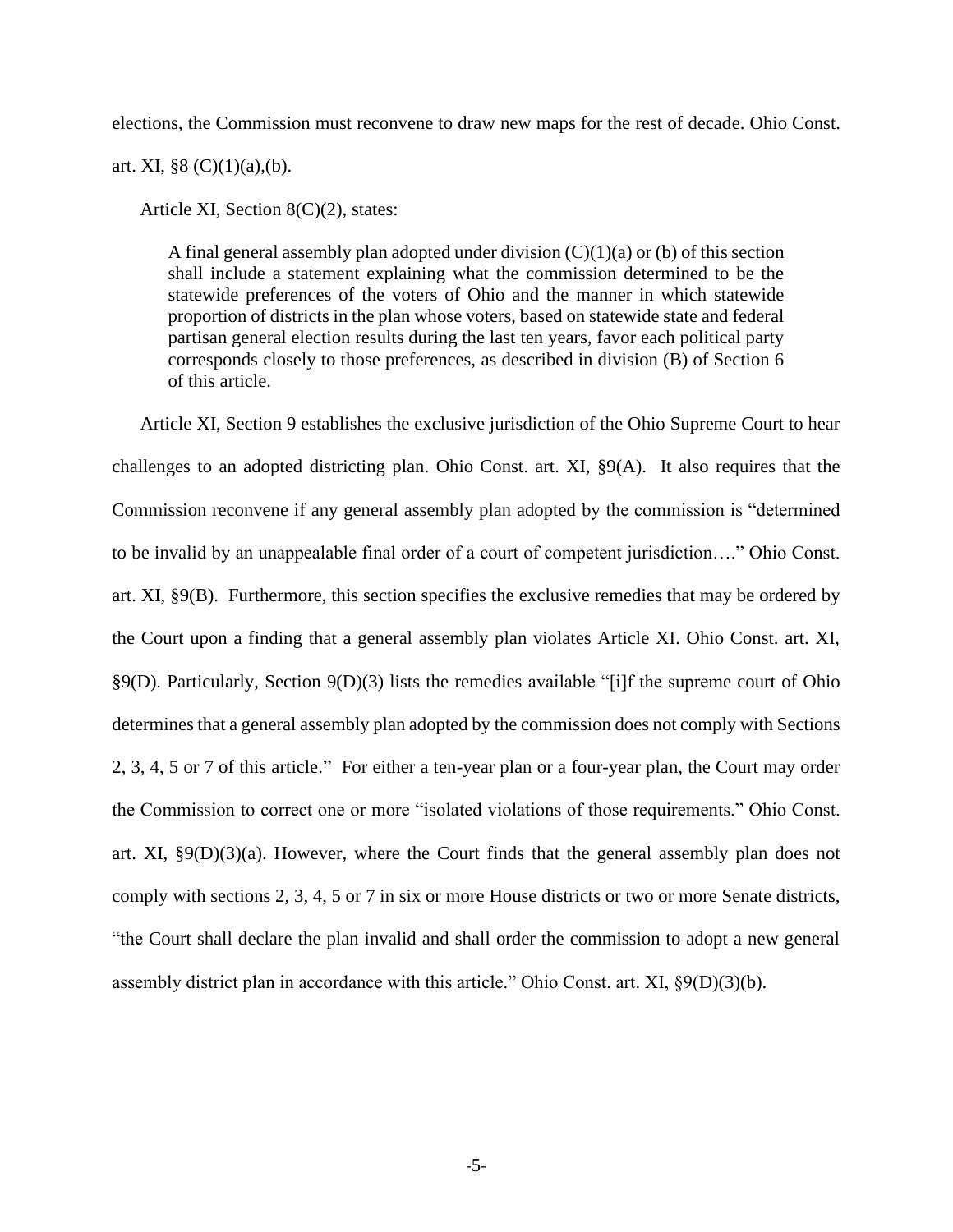elections, the Commission must reconvene to draw new maps for the rest of decade. Ohio Const. art. XI, §8 (C)(1)(a),(b).

Article XI, Section 8(C)(2), states:

> A final general assembly plan adopted under division (C)(1)(a) or (b) of this section shall include a statement explaining what the commission determined to be the statewide preferences of the voters of Ohio and the manner in which statewide proportion of districts in the plan whose voters, based on statewide state and federal partisan general election results during the last ten years, favor each political party corresponds closely to those preferences, as described in division (B) of Section 6 of this article.

Article XI, Section 9 establishes the exclusive jurisdiction of the Ohio Supreme Court to hear challenges to an adopted districting plan. Ohio Const. art. XI, §9(A). It also requires that the Commission reconvene if any general assembly plan adopted by the commission is "determined to be invalid by an unappealable final order of a court of competent jurisdiction…." Ohio Const. art. XI, §9(B). Furthermore, this section specifies the exclusive remedies that may be ordered by the Court upon a finding that a general assembly plan violates Article XI. Ohio Const. art. XI, §9(D). Particularly, Section 9(D)(3) lists the remedies available "[i]f the supreme court of Ohio determines that a general assembly plan adopted by the commission does not comply with Sections 2, 3, 4, 5 or 7 of this article." For either a ten-year plan or a four-year plan, the Court may order the Commission to correct one or more "isolated violations of those requirements." Ohio Const. art. XI, §9(D)(3)(a). However, where the Court finds that the general assembly plan does not comply with sections 2, 3, 4, 5 or 7 in six or more House districts or two or more Senate districts, "the Court shall declare the plan invalid and shall order the commission to adopt a new general assembly district plan in accordance with this article." Ohio Const. art. XI, §9(D)(3)(b).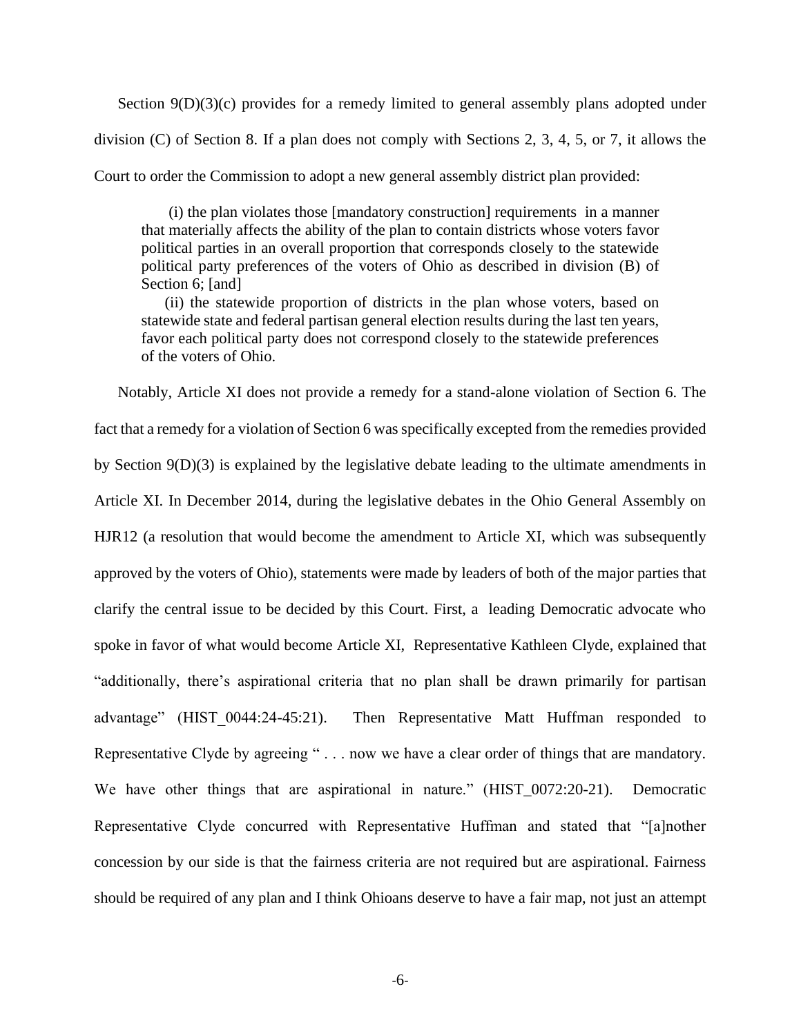Section 9(D)(3)(c) provides for a remedy limited to general assembly plans adopted under division (C) of Section 8. If a plan does not comply with Sections 2, 3, 4, 5, or 7, it allows the Court to order the Commission to adopt a new general assembly district plan provided:

> (i) the plan violates those [mandatory construction] requirements in a manner that materially affects the ability of the plan to contain districts whose voters favor political parties in an overall proportion that corresponds closely to the statewide political party preferences of the voters of Ohio as described in division (B) of Section 6; [and]
>
> (ii) the statewide proportion of districts in the plan whose voters, based on statewide state and federal partisan general election results during the last ten years, favor each political party does not correspond closely to the statewide preferences of the voters of Ohio.

Notably, Article XI does not provide a remedy for a stand-alone violation of Section 6. The fact that a remedy for a violation of Section 6 was specifically excepted from the remedies provided by Section 9(D)(3) is explained by the legislative debate leading to the ultimate amendments in Article XI. In December 2014, during the legislative debates in the Ohio General Assembly on HJR12 (a resolution that would become the amendment to Article XI, which was subsequently approved by the voters of Ohio), statements were made by leaders of both of the major parties that clarify the central issue to be decided by this Court. First, a leading Democratic advocate who spoke in favor of what would become Article XI, Representative Kathleen Clyde, explained that "additionally, there's aspirational criteria that no plan shall be drawn primarily for partisan advantage" (HIST_0044:24-45:21). Then Representative Matt Huffman responded to Representative Clyde by agreeing " . . . now we have a clear order of things that are mandatory. We have other things that are aspirational in nature." (HIST_0072:20-21). Democratic Representative Clyde concurred with Representative Huffman and stated that "[a]nother concession by our side is that the fairness criteria are not required but are aspirational. Fairness should be required of any plan and I think Ohioans deserve to have a fair map, not just an attempt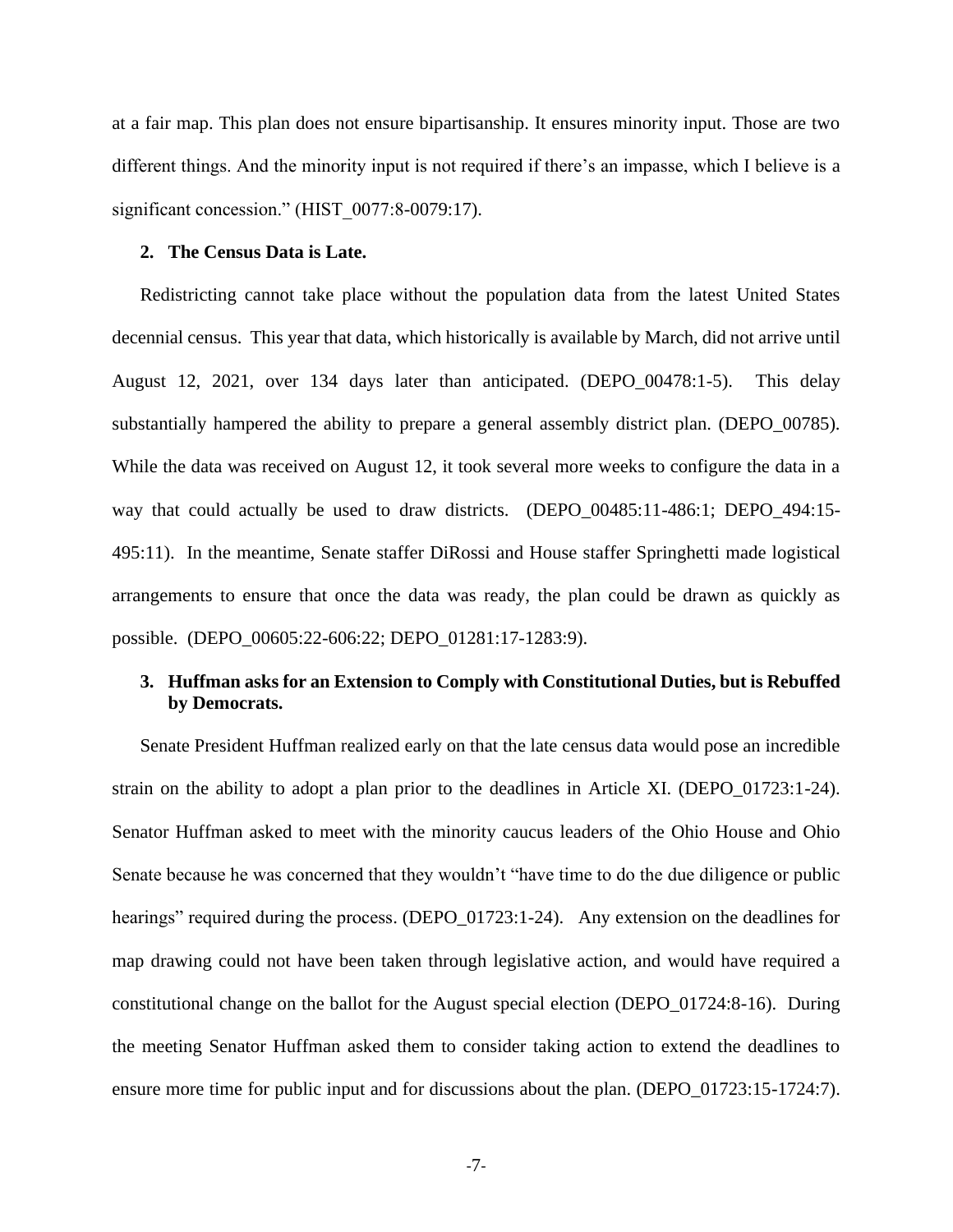at a fair map. This plan does not ensure bipartisanship. It ensures minority input. Those are two different things. And the minority input is not required if there's an impasse, which I believe is a significant concession." (HIST_0077:8-0079:17).

### 2. The Census Data is Late.

Redistricting cannot take place without the population data from the latest United States decennial census. This year that data, which historically is available by March, did not arrive until August 12, 2021, over 134 days later than anticipated. (DEPO_00478:1-5). This delay substantially hampered the ability to prepare a general assembly district plan. (DEPO_00785). While the data was received on August 12, it took several more weeks to configure the data in a way that could actually be used to draw districts. (DEPO_00485:11-486:1; DEPO_494:15-495:11). In the meantime, Senate staffer DiRossi and House staffer Springhetti made logistical arrangements to ensure that once the data was ready, the plan could be drawn as quickly as possible. (DEPO_00605:22-606:22; DEPO_01281:17-1283:9).

### 3. Huffman asks for an Extension to Comply with Constitutional Duties, but is Rebuffed by Democrats.

Senate President Huffman realized early on that the late census data would pose an incredible strain on the ability to adopt a plan prior to the deadlines in Article XI. (DEPO_01723:1-24). Senator Huffman asked to meet with the minority caucus leaders of the Ohio House and Ohio Senate because he was concerned that they wouldn't "have time to do the due diligence or public hearings" required during the process. (DEPO_01723:1-24). Any extension on the deadlines for map drawing could not have been taken through legislative action, and would have required a constitutional change on the ballot for the August special election (DEPO_01724:8-16). During the meeting Senator Huffman asked them to consider taking action to extend the deadlines to ensure more time for public input and for discussions about the plan. (DEPO_01723:15-1724:7).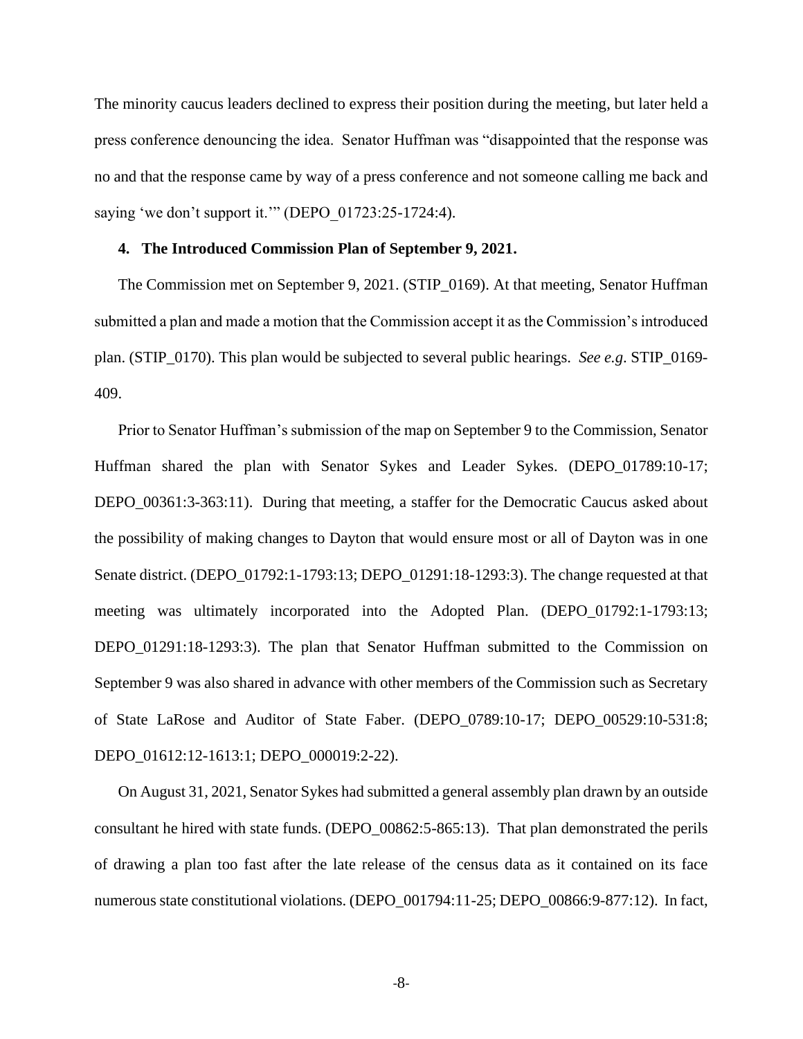The minority caucus leaders declined to express their position during the meeting, but later held a press conference denouncing the idea. Senator Huffman was "disappointed that the response was no and that the response came by way of a press conference and not someone calling me back and saying 'we don't support it.'" (DEPO_01723:25-1724:4).

**4. The Introduced Commission Plan of September 9, 2021.**

The Commission met on September 9, 2021. (STIP_0169). At that meeting, Senator Huffman submitted a plan and made a motion that the Commission accept it as the Commission's introduced plan. (STIP_0170). This plan would be subjected to several public hearings. *See e.g*. STIP_0169-409.

Prior to Senator Huffman's submission of the map on September 9 to the Commission, Senator Huffman shared the plan with Senator Sykes and Leader Sykes. (DEPO_01789:10-17; DEPO_00361:3-363:11). During that meeting, a staffer for the Democratic Caucus asked about the possibility of making changes to Dayton that would ensure most or all of Dayton was in one Senate district. (DEPO_01792:1-1793:13; DEPO_01291:18-1293:3). The change requested at that meeting was ultimately incorporated into the Adopted Plan. (DEPO_01792:1-1793:13; DEPO_01291:18-1293:3). The plan that Senator Huffman submitted to the Commission on September 9 was also shared in advance with other members of the Commission such as Secretary of State LaRose and Auditor of State Faber. (DEPO_0789:10-17; DEPO_00529:10-531:8; DEPO_01612:12-1613:1; DEPO_000019:2-22).

On August 31, 2021, Senator Sykes had submitted a general assembly plan drawn by an outside consultant he hired with state funds. (DEPO_00862:5-865:13). That plan demonstrated the perils of drawing a plan too fast after the late release of the census data as it contained on its face numerous state constitutional violations. (DEPO_001794:11-25; DEPO_00866:9-877:12). In fact,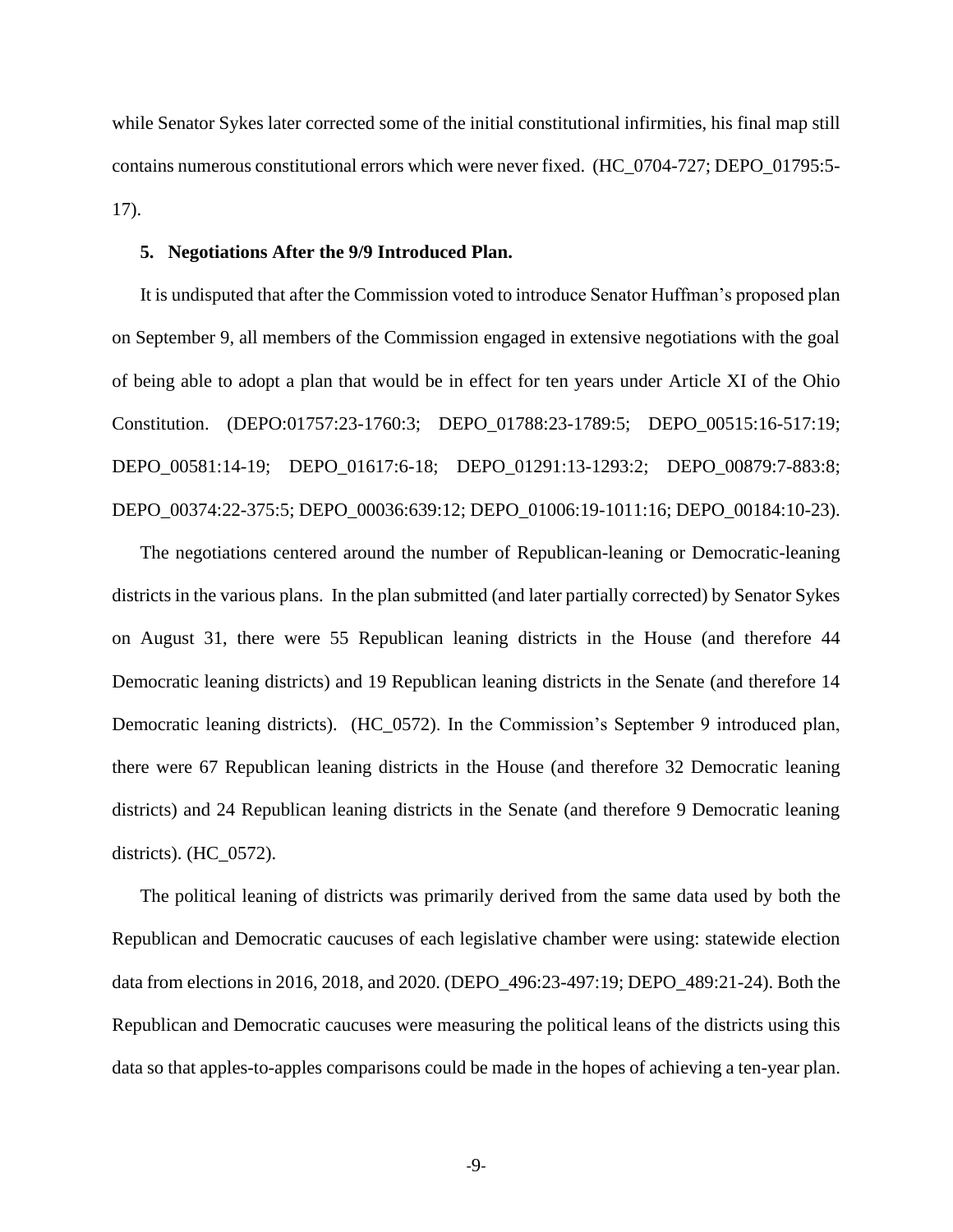while Senator Sykes later corrected some of the initial constitutional infirmities, his final map still contains numerous constitutional errors which were never fixed. (HC_0704-727; DEPO_01795:5-17).

**5. Negotiations After the 9/9 Introduced Plan.**

It is undisputed that after the Commission voted to introduce Senator Huffman's proposed plan on September 9, all members of the Commission engaged in extensive negotiations with the goal of being able to adopt a plan that would be in effect for ten years under Article XI of the Ohio Constitution. (DEPO:01757:23-1760:3; DEPO_01788:23-1789:5; DEPO_00515:16-517:19; DEPO_00581:14-19; DEPO_01617:6-18; DEPO_01291:13-1293:2; DEPO_00879:7-883:8; DEPO_00374:22-375:5; DEPO_00036:639:12; DEPO_01006:19-1011:16; DEPO_00184:10-23).

The negotiations centered around the number of Republican-leaning or Democratic-leaning districts in the various plans. In the plan submitted (and later partially corrected) by Senator Sykes on August 31, there were 55 Republican leaning districts in the House (and therefore 44 Democratic leaning districts) and 19 Republican leaning districts in the Senate (and therefore 14 Democratic leaning districts). (HC_0572). In the Commission's September 9 introduced plan, there were 67 Republican leaning districts in the House (and therefore 32 Democratic leaning districts) and 24 Republican leaning districts in the Senate (and therefore 9 Democratic leaning districts). (HC_0572).

The political leaning of districts was primarily derived from the same data used by both the Republican and Democratic caucuses of each legislative chamber were using: statewide election data from elections in 2016, 2018, and 2020. (DEPO_496:23-497:19; DEPO_489:21-24). Both the Republican and Democratic caucuses were measuring the political leans of the districts using this data so that apples-to-apples comparisons could be made in the hopes of achieving a ten-year plan.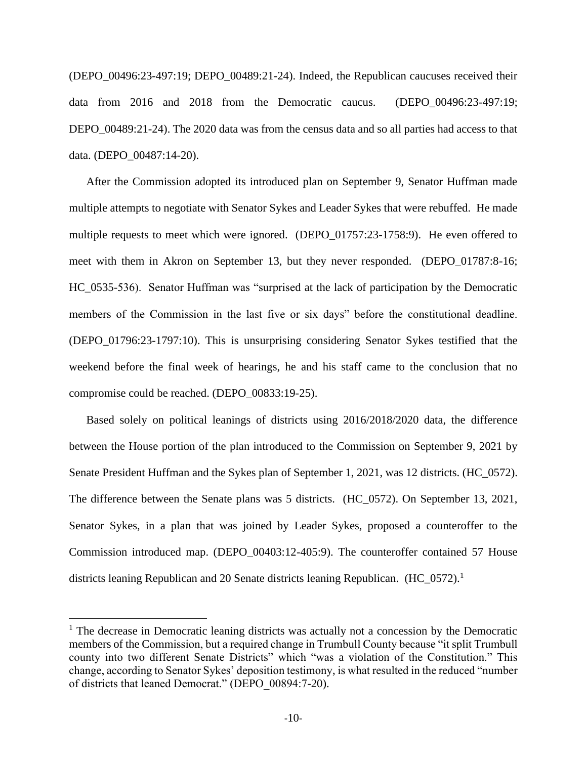(DEPO_00496:23-497:19; DEPO_00489:21-24). Indeed, the Republican caucuses received their data from 2016 and 2018 from the Democratic caucus. (DEPO_00496:23-497:19; DEPO_00489:21-24). The 2020 data was from the census data and so all parties had access to that data. (DEPO_00487:14-20).

After the Commission adopted its introduced plan on September 9, Senator Huffman made multiple attempts to negotiate with Senator Sykes and Leader Sykes that were rebuffed. He made multiple requests to meet which were ignored. (DEPO_01757:23-1758:9). He even offered to meet with them in Akron on September 13, but they never responded. (DEPO_01787:8-16; HC_0535-536). Senator Huffman was "surprised at the lack of participation by the Democratic members of the Commission in the last five or six days" before the constitutional deadline. (DEPO_01796:23-1797:10). This is unsurprising considering Senator Sykes testified that the weekend before the final week of hearings, he and his staff came to the conclusion that no compromise could be reached. (DEPO_00833:19-25).

Based solely on political leanings of districts using 2016/2018/2020 data, the difference between the House portion of the plan introduced to the Commission on September 9, 2021 by Senate President Huffman and the Sykes plan of September 1, 2021, was 12 districts. (HC_0572). The difference between the Senate plans was 5 districts. (HC_0572). On September 13, 2021, Senator Sykes, in a plan that was joined by Leader Sykes, proposed a counteroffer to the Commission introduced map. (DEPO_00403:12-405:9). The counteroffer contained 57 House districts leaning Republican and 20 Senate districts leaning Republican. (HC_0572).[1]

[1] The decrease in Democratic leaning districts was actually not a concession by the Democratic members of the Commission, but a required change in Trumbull County because "it split Trumbull county into two different Senate Districts" which "was a violation of the Constitution." This change, according to Senator Sykes' deposition testimony, is what resulted in the reduced "number of districts that leaned Democrat." (DEPO_00894:7-20).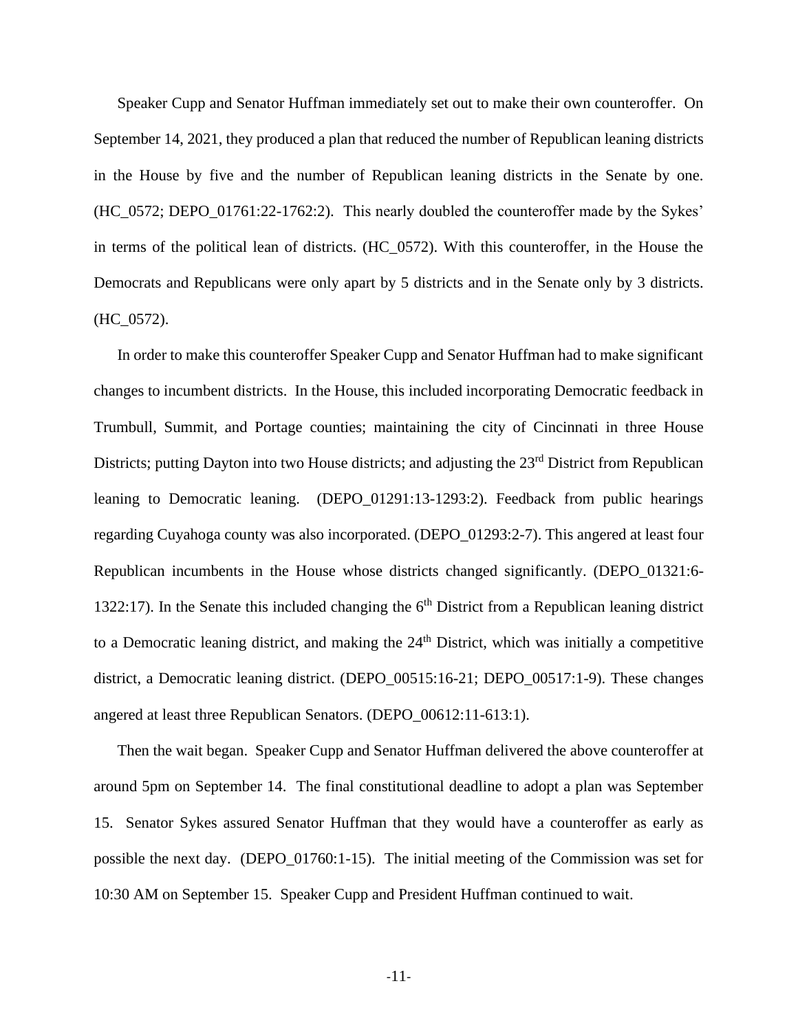Speaker Cupp and Senator Huffman immediately set out to make their own counteroffer. On September 14, 2021, they produced a plan that reduced the number of Republican leaning districts in the House by five and the number of Republican leaning districts in the Senate by one. (HC_0572; DEPO_01761:22-1762:2). This nearly doubled the counteroffer made by the Sykes' in terms of the political lean of districts. (HC_0572). With this counteroffer, in the House the Democrats and Republicans were only apart by 5 districts and in the Senate only by 3 districts. (HC_0572).

In order to make this counteroffer Speaker Cupp and Senator Huffman had to make significant changes to incumbent districts. In the House, this included incorporating Democratic feedback in Trumbull, Summit, and Portage counties; maintaining the city of Cincinnati in three House Districts; putting Dayton into two House districts; and adjusting the 23rd District from Republican leaning to Democratic leaning. (DEPO_01291:13-1293:2). Feedback from public hearings regarding Cuyahoga county was also incorporated. (DEPO_01293:2-7). This angered at least four Republican incumbents in the House whose districts changed significantly. (DEPO_01321:6-1322:17). In the Senate this included changing the 6th District from a Republican leaning district to a Democratic leaning district, and making the 24th District, which was initially a competitive district, a Democratic leaning district. (DEPO_00515:16-21; DEPO_00517:1-9). These changes angered at least three Republican Senators. (DEPO_00612:11-613:1).

Then the wait began. Speaker Cupp and Senator Huffman delivered the above counteroffer at around 5pm on September 14. The final constitutional deadline to adopt a plan was September 15. Senator Sykes assured Senator Huffman that they would have a counteroffer as early as possible the next day. (DEPO_01760:1-15). The initial meeting of the Commission was set for 10:30 AM on September 15. Speaker Cupp and President Huffman continued to wait.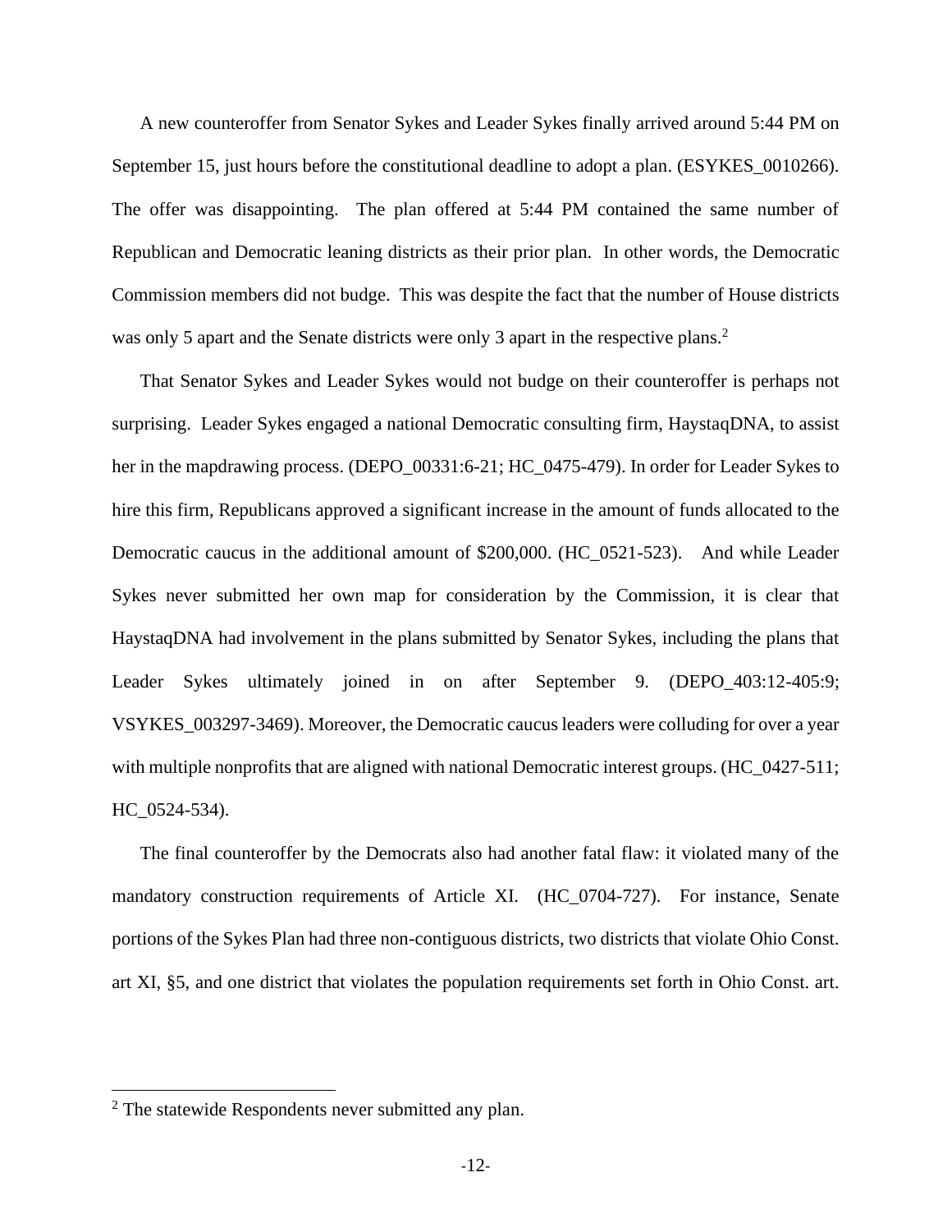A new counteroffer from Senator Sykes and Leader Sykes finally arrived around 5:44 PM on September 15, just hours before the constitutional deadline to adopt a plan. (ESYKES_0010266). The offer was disappointing. The plan offered at 5:44 PM contained the same number of Republican and Democratic leaning districts as their prior plan. In other words, the Democratic Commission members did not budge. This was despite the fact that the number of House districts was only 5 apart and the Senate districts were only 3 apart in the respective plans.[2]

That Senator Sykes and Leader Sykes would not budge on their counteroffer is perhaps not surprising. Leader Sykes engaged a national Democratic consulting firm, HaystaqDNA, to assist her in the mapdrawing process. (DEPO_00331:6-21; HC_0475-479). In order for Leader Sykes to hire this firm, Republicans approved a significant increase in the amount of funds allocated to the Democratic caucus in the additional amount of $200,000. (HC_0521-523). And while Leader Sykes never submitted her own map for consideration by the Commission, it is clear that HaystaqDNA had involvement in the plans submitted by Senator Sykes, including the plans that Leader Sykes ultimately joined in on after September 9. (DEPO_403:12-405:9; VSYKES_003297-3469). Moreover, the Democratic caucus leaders were colluding for over a year with multiple nonprofits that are aligned with national Democratic interest groups. (HC_0427-511; HC_0524-534).

The final counteroffer by the Democrats also had another fatal flaw: it violated many of the mandatory construction requirements of Article XI. (HC_0704-727). For instance, Senate portions of the Sykes Plan had three non-contiguous districts, two districts that violate Ohio Const. art XI, §5, and one district that violates the population requirements set forth in Ohio Const. art.

[2] The statewide Respondents never submitted any plan.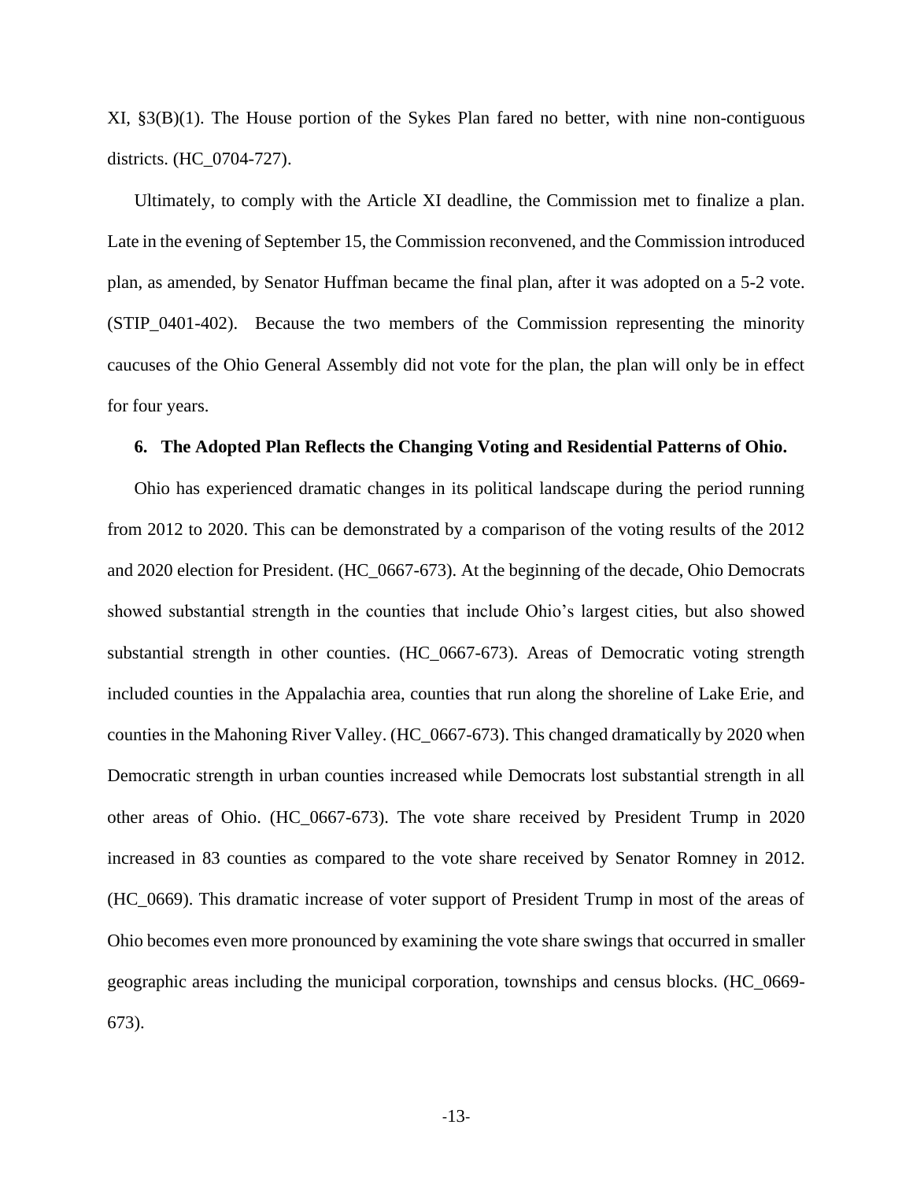XI, §3(B)(1). The House portion of the Sykes Plan fared no better, with nine non-contiguous districts. (HC_0704-727).

Ultimately, to comply with the Article XI deadline, the Commission met to finalize a plan. Late in the evening of September 15, the Commission reconvened, and the Commission introduced plan, as amended, by Senator Huffman became the final plan, after it was adopted on a 5-2 vote. (STIP_0401-402). Because the two members of the Commission representing the minority caucuses of the Ohio General Assembly did not vote for the plan, the plan will only be in effect for four years.

**6. The Adopted Plan Reflects the Changing Voting and Residential Patterns of Ohio.**

Ohio has experienced dramatic changes in its political landscape during the period running from 2012 to 2020. This can be demonstrated by a comparison of the voting results of the 2012 and 2020 election for President. (HC_0667-673). At the beginning of the decade, Ohio Democrats showed substantial strength in the counties that include Ohio's largest cities, but also showed substantial strength in other counties. (HC_0667-673). Areas of Democratic voting strength included counties in the Appalachia area, counties that run along the shoreline of Lake Erie, and counties in the Mahoning River Valley. (HC_0667-673). This changed dramatically by 2020 when Democratic strength in urban counties increased while Democrats lost substantial strength in all other areas of Ohio. (HC_0667-673). The vote share received by President Trump in 2020 increased in 83 counties as compared to the vote share received by Senator Romney in 2012. (HC_0669). This dramatic increase of voter support of President Trump in most of the areas of Ohio becomes even more pronounced by examining the vote share swings that occurred in smaller geographic areas including the municipal corporation, townships and census blocks. (HC_0669-673).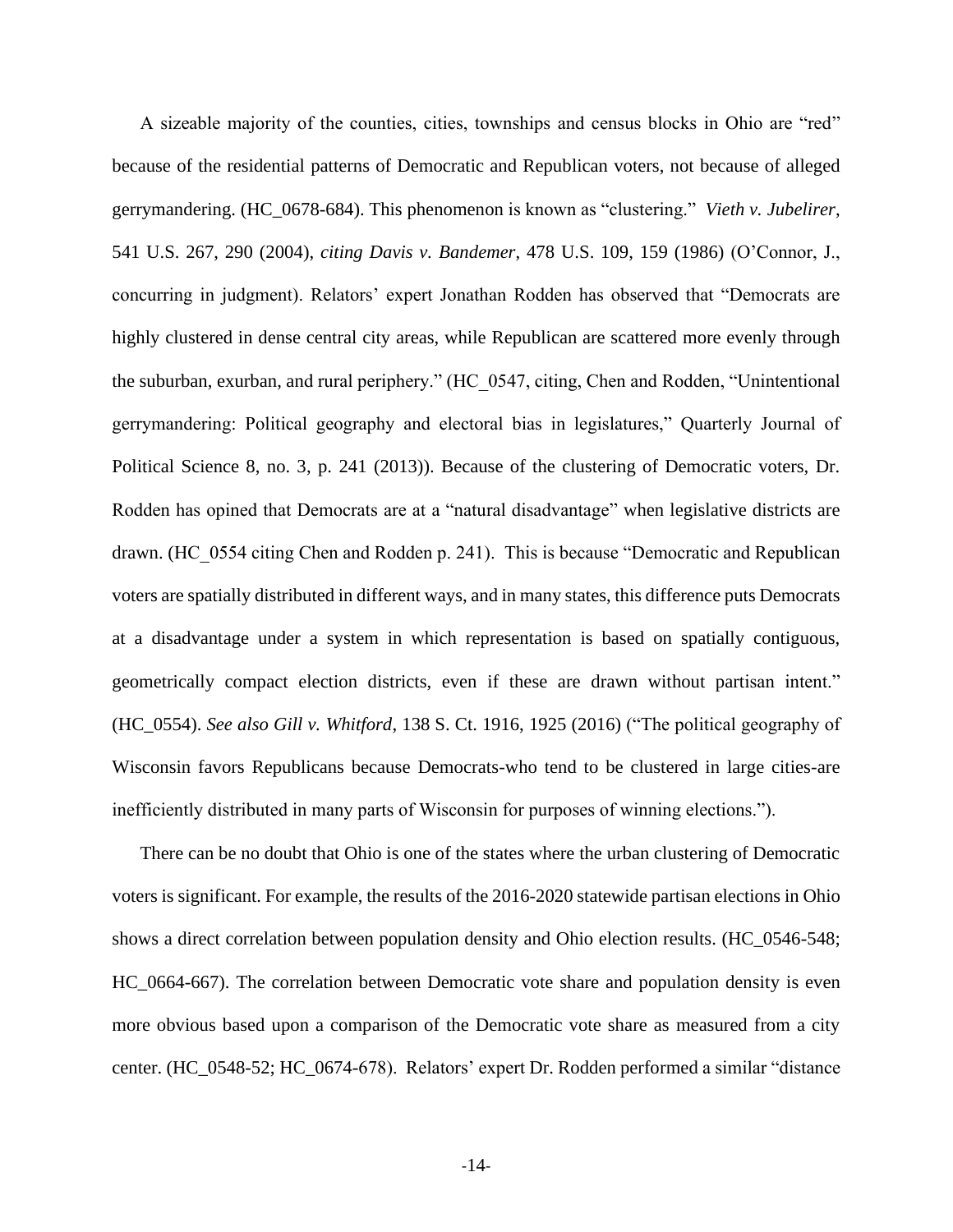A sizeable majority of the counties, cities, townships and census blocks in Ohio are "red" because of the residential patterns of Democratic and Republican voters, not because of alleged gerrymandering. (HC_0678-684). This phenomenon is known as "clustering." *Vieth v. Jubelirer*, 541 U.S. 267, 290 (2004), *citing Davis v. Bandemer*, 478 U.S. 109, 159 (1986) (O'Connor, J., concurring in judgment). Relators' expert Jonathan Rodden has observed that "Democrats are highly clustered in dense central city areas, while Republican are scattered more evenly through the suburban, exurban, and rural periphery." (HC_0547, citing, Chen and Rodden, "Unintentional gerrymandering: Political geography and electoral bias in legislatures," Quarterly Journal of Political Science 8, no. 3, p. 241 (2013)). Because of the clustering of Democratic voters, Dr. Rodden has opined that Democrats are at a "natural disadvantage" when legislative districts are drawn. (HC_0554 citing Chen and Rodden p. 241). This is because "Democratic and Republican voters are spatially distributed in different ways, and in many states, this difference puts Democrats at a disadvantage under a system in which representation is based on spatially contiguous, geometrically compact election districts, even if these are drawn without partisan intent." (HC_0554). *See also Gill v. Whitford*, 138 S. Ct. 1916, 1925 (2016) ("The political geography of Wisconsin favors Republicans because Democrats-who tend to be clustered in large cities-are inefficiently distributed in many parts of Wisconsin for purposes of winning elections.").

There can be no doubt that Ohio is one of the states where the urban clustering of Democratic voters is significant. For example, the results of the 2016-2020 statewide partisan elections in Ohio shows a direct correlation between population density and Ohio election results. (HC_0546-548; HC_0664-667). The correlation between Democratic vote share and population density is even more obvious based upon a comparison of the Democratic vote share as measured from a city center. (HC_0548-52; HC_0674-678). Relators' expert Dr. Rodden performed a similar "distance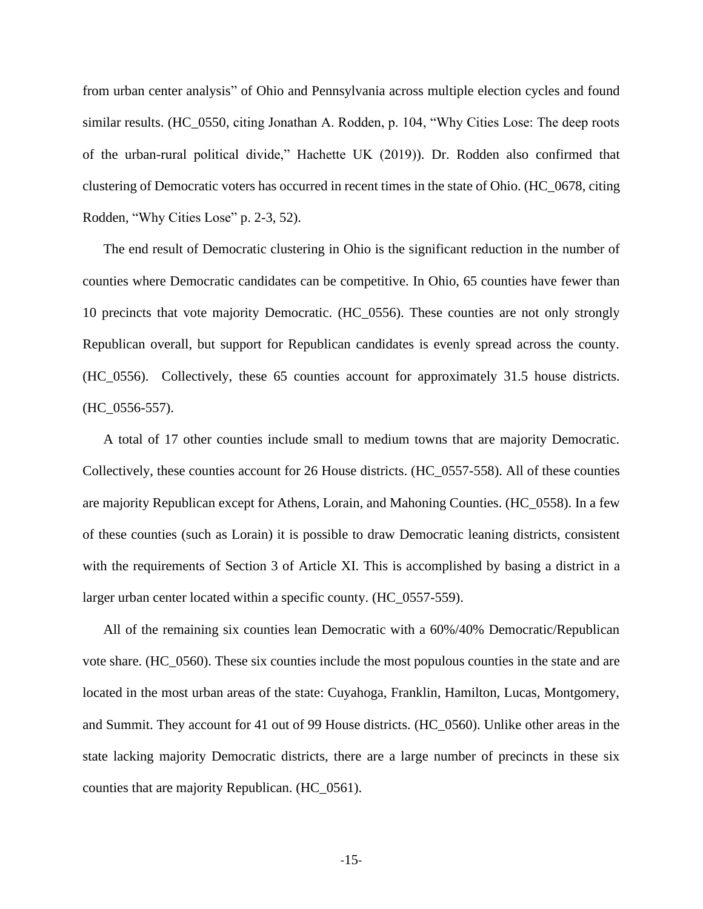from urban center analysis" of Ohio and Pennsylvania across multiple election cycles and found similar results. (HC_0550, citing Jonathan A. Rodden, p. 104, "Why Cities Lose: The deep roots of the urban-rural political divide," Hachette UK (2019)). Dr. Rodden also confirmed that clustering of Democratic voters has occurred in recent times in the state of Ohio. (HC_0678, citing Rodden, "Why Cities Lose" p. 2-3, 52).

The end result of Democratic clustering in Ohio is the significant reduction in the number of counties where Democratic candidates can be competitive. In Ohio, 65 counties have fewer than 10 precincts that vote majority Democratic. (HC_0556). These counties are not only strongly Republican overall, but support for Republican candidates is evenly spread across the county. (HC_0556). Collectively, these 65 counties account for approximately 31.5 house districts. (HC_0556-557).

A total of 17 other counties include small to medium towns that are majority Democratic. Collectively, these counties account for 26 House districts. (HC_0557-558). All of these counties are majority Republican except for Athens, Lorain, and Mahoning Counties. (HC_0558). In a few of these counties (such as Lorain) it is possible to draw Democratic leaning districts, consistent with the requirements of Section 3 of Article XI. This is accomplished by basing a district in a larger urban center located within a specific county. (HC_0557-559).

All of the remaining six counties lean Democratic with a 60%/40% Democratic/Republican vote share. (HC_0560). These six counties include the most populous counties in the state and are located in the most urban areas of the state: Cuyahoga, Franklin, Hamilton, Lucas, Montgomery, and Summit. They account for 41 out of 99 House districts. (HC_0560). Unlike other areas in the state lacking majority Democratic districts, there are a large number of precincts in these six counties that are majority Republican. (HC_0561).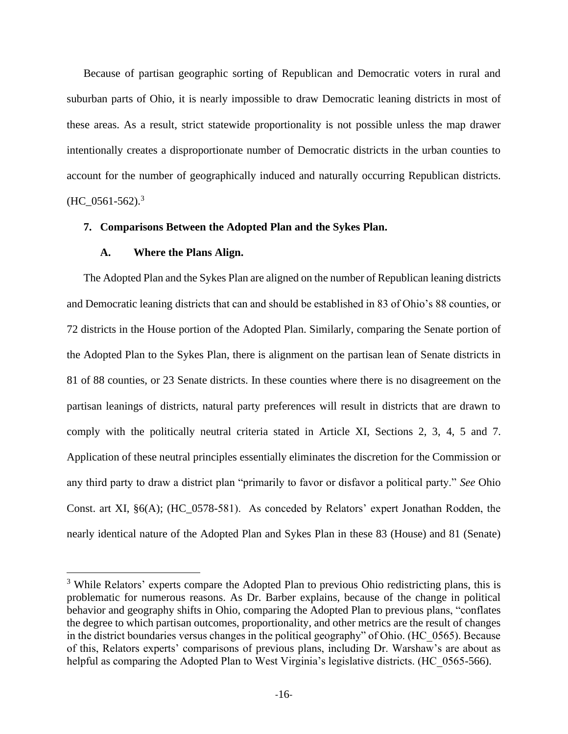Because of partisan geographic sorting of Republican and Democratic voters in rural and suburban parts of Ohio, it is nearly impossible to draw Democratic leaning districts in most of these areas. As a result, strict statewide proportionality is not possible unless the map drawer intentionally creates a disproportionate number of Democratic districts in the urban counties to account for the number of geographically induced and naturally occurring Republican districts. (HC_0561-562).[3]

### 7. Comparisons Between the Adopted Plan and the Sykes Plan.

#### A. Where the Plans Align.

The Adopted Plan and the Sykes Plan are aligned on the number of Republican leaning districts and Democratic leaning districts that can and should be established in 83 of Ohio's 88 counties, or 72 districts in the House portion of the Adopted Plan. Similarly, comparing the Senate portion of the Adopted Plan to the Sykes Plan, there is alignment on the partisan lean of Senate districts in 81 of 88 counties, or 23 Senate districts. In these counties where there is no disagreement on the partisan leanings of districts, natural party preferences will result in districts that are drawn to comply with the politically neutral criteria stated in Article XI, Sections 2, 3, 4, 5 and 7. Application of these neutral principles essentially eliminates the discretion for the Commission or any third party to draw a district plan "primarily to favor or disfavor a political party." *See* Ohio Const. art XI, §6(A); (HC_0578-581). As conceded by Relators' expert Jonathan Rodden, the nearly identical nature of the Adopted Plan and Sykes Plan in these 83 (House) and 81 (Senate)

---

[3] While Relators' experts compare the Adopted Plan to previous Ohio redistricting plans, this is problematic for numerous reasons. As Dr. Barber explains, because of the change in political behavior and geography shifts in Ohio, comparing the Adopted Plan to previous plans, "conflates the degree to which partisan outcomes, proportionality, and other metrics are the result of changes in the district boundaries versus changes in the political geography" of Ohio. (HC_0565). Because of this, Relators experts' comparisons of previous plans, including Dr. Warshaw's are about as helpful as comparing the Adopted Plan to West Virginia's legislative districts. (HC_0565-566).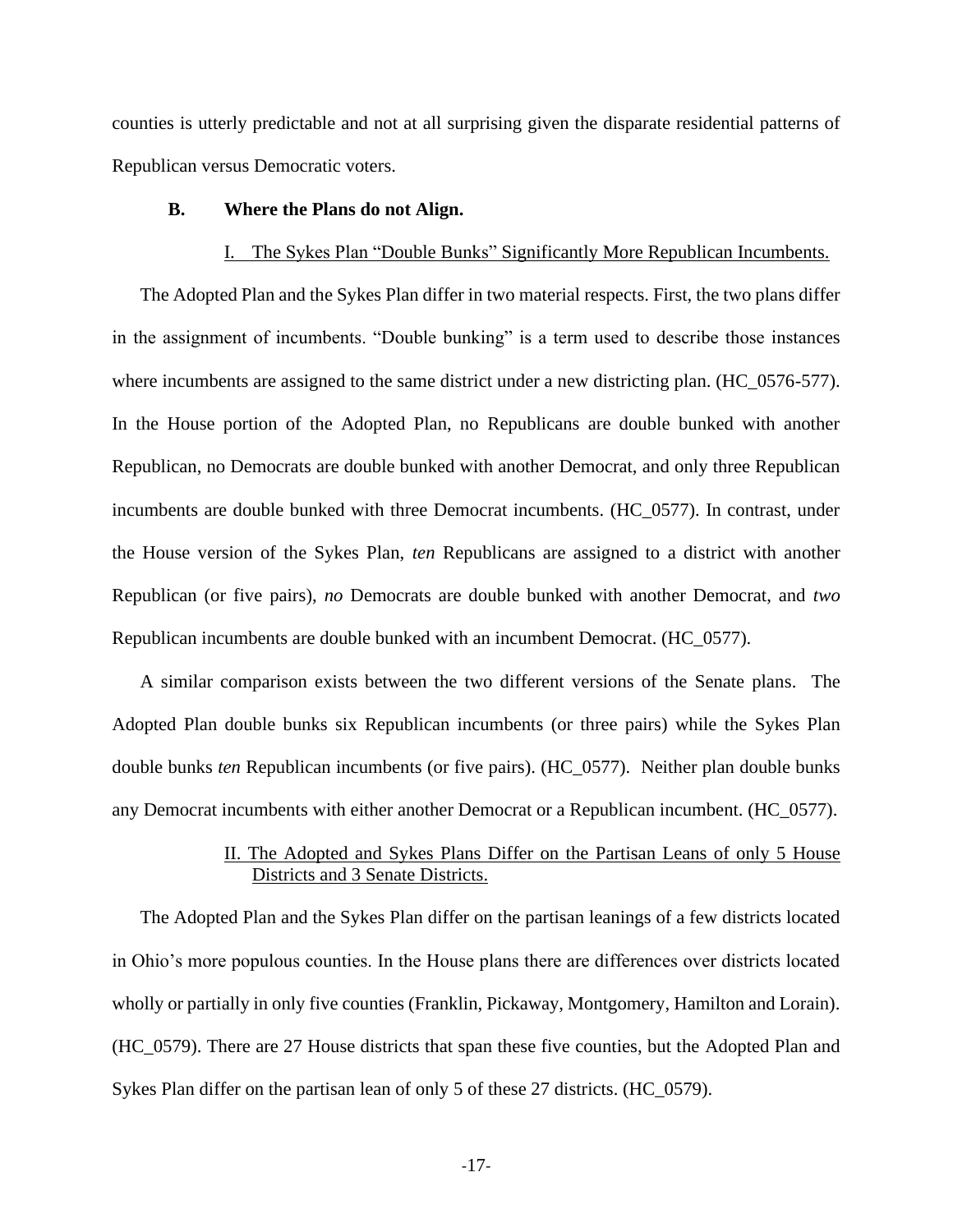counties is utterly predictable and not at all surprising given the disparate residential patterns of Republican versus Democratic voters.

### B. Where the Plans do not Align.

#### I. The Sykes Plan "Double Bunks" Significantly More Republican Incumbents.

The Adopted Plan and the Sykes Plan differ in two material respects. First, the two plans differ in the assignment of incumbents. "Double bunking" is a term used to describe those instances where incumbents are assigned to the same district under a new districting plan. (HC_0576-577). In the House portion of the Adopted Plan, no Republicans are double bunked with another Republican, no Democrats are double bunked with another Democrat, and only three Republican incumbents are double bunked with three Democrat incumbents. (HC_0577). In contrast, under the House version of the Sykes Plan, *ten* Republicans are assigned to a district with another Republican (or five pairs), *no* Democrats are double bunked with another Democrat, and *two* Republican incumbents are double bunked with an incumbent Democrat. (HC_0577).

A similar comparison exists between the two different versions of the Senate plans. The Adopted Plan double bunks six Republican incumbents (or three pairs) while the Sykes Plan double bunks *ten* Republican incumbents (or five pairs). (HC_0577). Neither plan double bunks any Democrat incumbents with either another Democrat or a Republican incumbent. (HC_0577).

#### II. The Adopted and Sykes Plans Differ on the Partisan Leans of only 5 House Districts and 3 Senate Districts.

The Adopted Plan and the Sykes Plan differ on the partisan leanings of a few districts located in Ohio's more populous counties. In the House plans there are differences over districts located wholly or partially in only five counties (Franklin, Pickaway, Montgomery, Hamilton and Lorain). (HC_0579). There are 27 House districts that span these five counties, but the Adopted Plan and Sykes Plan differ on the partisan lean of only 5 of these 27 districts. (HC_0579).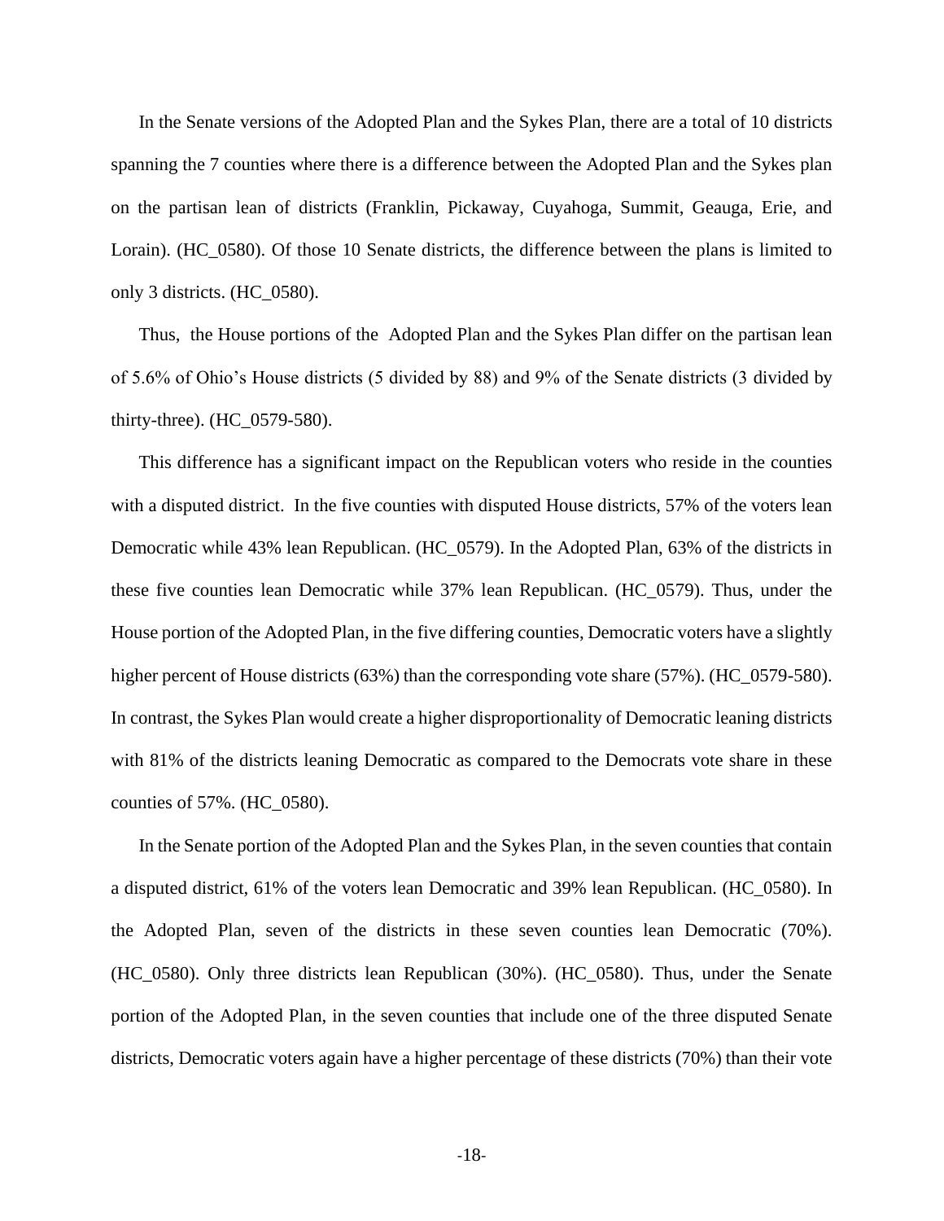In the Senate versions of the Adopted Plan and the Sykes Plan, there are a total of 10 districts spanning the 7 counties where there is a difference between the Adopted Plan and the Sykes plan on the partisan lean of districts (Franklin, Pickaway, Cuyahoga, Summit, Geauga, Erie, and Lorain). (HC_0580). Of those 10 Senate districts, the difference between the plans is limited to only 3 districts. (HC_0580).

Thus, the House portions of the Adopted Plan and the Sykes Plan differ on the partisan lean of 5.6% of Ohio's House districts (5 divided by 88) and 9% of the Senate districts (3 divided by thirty-three). (HC_0579-580).

This difference has a significant impact on the Republican voters who reside in the counties with a disputed district. In the five counties with disputed House districts, 57% of the voters lean Democratic while 43% lean Republican. (HC_0579). In the Adopted Plan, 63% of the districts in these five counties lean Democratic while 37% lean Republican. (HC_0579). Thus, under the House portion of the Adopted Plan, in the five differing counties, Democratic voters have a slightly higher percent of House districts (63%) than the corresponding vote share (57%). (HC_0579-580). In contrast, the Sykes Plan would create a higher disproportionality of Democratic leaning districts with 81% of the districts leaning Democratic as compared to the Democrats vote share in these counties of 57%. (HC_0580).

In the Senate portion of the Adopted Plan and the Sykes Plan, in the seven counties that contain a disputed district, 61% of the voters lean Democratic and 39% lean Republican. (HC_0580). In the Adopted Plan, seven of the districts in these seven counties lean Democratic (70%). (HC_0580). Only three districts lean Republican (30%). (HC_0580). Thus, under the Senate portion of the Adopted Plan, in the seven counties that include one of the three disputed Senate districts, Democratic voters again have a higher percentage of these districts (70%) than their vote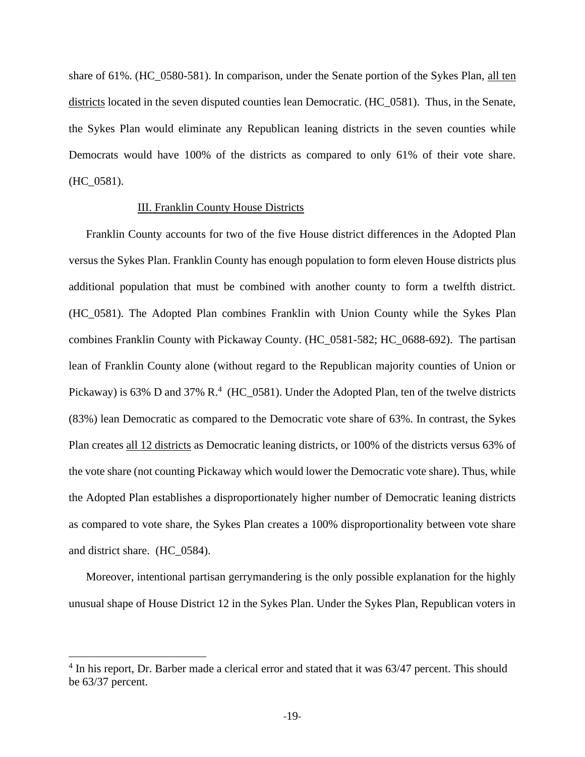share of 61%. (HC_0580-581). In comparison, under the Senate portion of the Sykes Plan, <u>all ten districts</u> located in the seven disputed counties lean Democratic. (HC_0581). Thus, in the Senate, the Sykes Plan would eliminate any Republican leaning districts in the seven counties while Democrats would have 100% of the districts as compared to only 61% of their vote share. (HC_0581).

### III. Franklin County House Districts

Franklin County accounts for two of the five House district differences in the Adopted Plan versus the Sykes Plan. Franklin County has enough population to form eleven House districts plus additional population that must be combined with another county to form a twelfth district. (HC_0581). The Adopted Plan combines Franklin with Union County while the Sykes Plan combines Franklin County with Pickaway County. (HC_0581-582; HC_0688-692). The partisan lean of Franklin County alone (without regard to the Republican majority counties of Union or Pickaway) is 63% D and 37% R.[4] (HC_0581). Under the Adopted Plan, ten of the twelve districts (83%) lean Democratic as compared to the Democratic vote share of 63%. In contrast, the Sykes Plan creates <u>all 12 districts</u> as Democratic leaning districts, or 100% of the districts versus 63% of the vote share (not counting Pickaway which would lower the Democratic vote share). Thus, while the Adopted Plan establishes a disproportionately higher number of Democratic leaning districts as compared to vote share, the Sykes Plan creates a 100% disproportionality between vote share and district share. (HC_0584).

Moreover, intentional partisan gerrymandering is the only possible explanation for the highly unusual shape of House District 12 in the Sykes Plan. Under the Sykes Plan, Republican voters in

[4] In his report, Dr. Barber made a clerical error and stated that it was 63/47 percent. This should be 63/37 percent.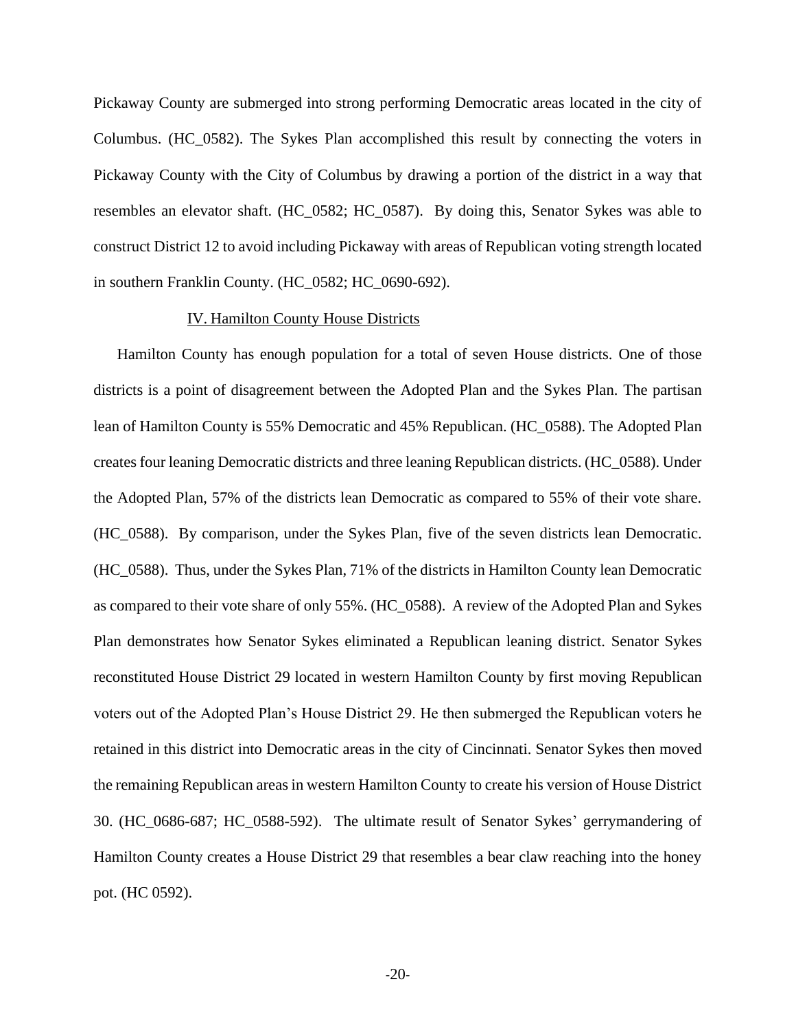Pickaway County are submerged into strong performing Democratic areas located in the city of Columbus. (HC_0582). The Sykes Plan accomplished this result by connecting the voters in Pickaway County with the City of Columbus by drawing a portion of the district in a way that resembles an elevator shaft. (HC_0582; HC_0587). By doing this, Senator Sykes was able to construct District 12 to avoid including Pickaway with areas of Republican voting strength located in southern Franklin County. (HC_0582; HC_0690-692).

## IV. Hamilton County House Districts

Hamilton County has enough population for a total of seven House districts. One of those districts is a point of disagreement between the Adopted Plan and the Sykes Plan. The partisan lean of Hamilton County is 55% Democratic and 45% Republican. (HC_0588). The Adopted Plan creates four leaning Democratic districts and three leaning Republican districts. (HC_0588). Under the Adopted Plan, 57% of the districts lean Democratic as compared to 55% of their vote share. (HC_0588). By comparison, under the Sykes Plan, five of the seven districts lean Democratic. (HC_0588). Thus, under the Sykes Plan, 71% of the districts in Hamilton County lean Democratic as compared to their vote share of only 55%. (HC_0588). A review of the Adopted Plan and Sykes Plan demonstrates how Senator Sykes eliminated a Republican leaning district. Senator Sykes reconstituted House District 29 located in western Hamilton County by first moving Republican voters out of the Adopted Plan's House District 29. He then submerged the Republican voters he retained in this district into Democratic areas in the city of Cincinnati. Senator Sykes then moved the remaining Republican areas in western Hamilton County to create his version of House District 30. (HC_0686-687; HC_0588-592). The ultimate result of Senator Sykes' gerrymandering of Hamilton County creates a House District 29 that resembles a bear claw reaching into the honey pot. (HC 0592).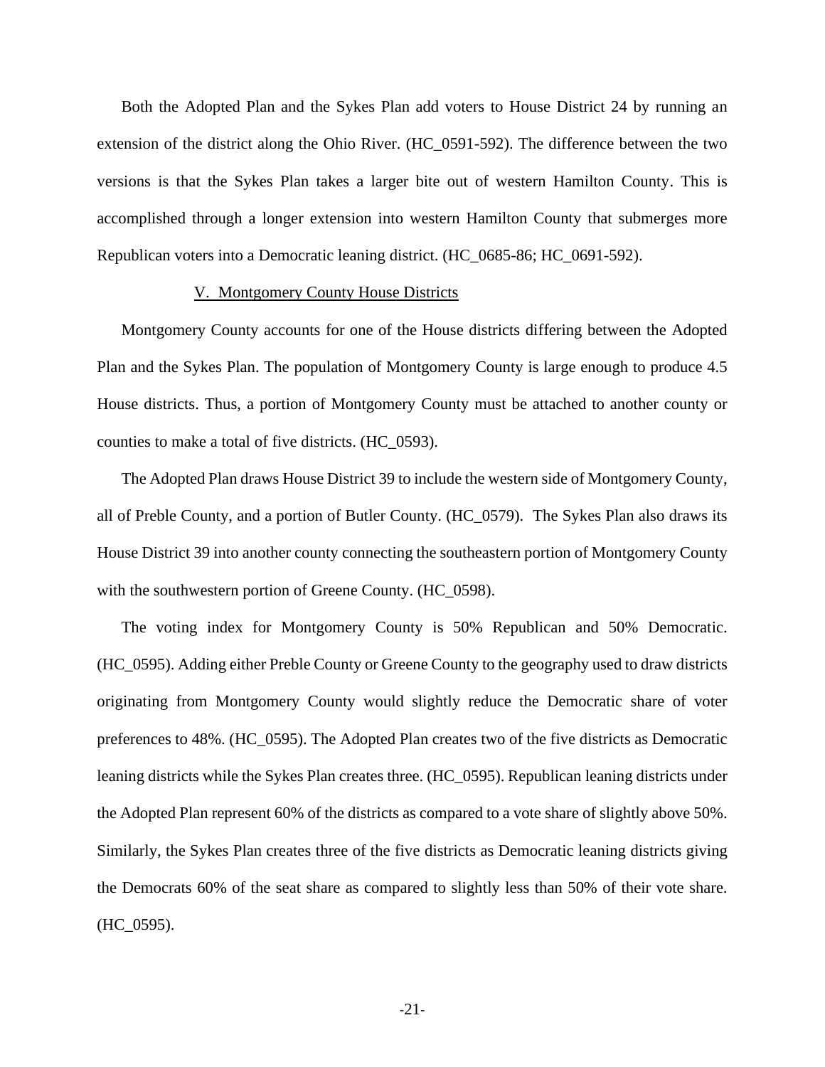Both the Adopted Plan and the Sykes Plan add voters to House District 24 by running an extension of the district along the Ohio River. (HC_0591-592). The difference between the two versions is that the Sykes Plan takes a larger bite out of western Hamilton County. This is accomplished through a longer extension into western Hamilton County that submerges more Republican voters into a Democratic leaning district. (HC_0685-86; HC_0691-592).

## V. Montgomery County House Districts

Montgomery County accounts for one of the House districts differing between the Adopted Plan and the Sykes Plan. The population of Montgomery County is large enough to produce 4.5 House districts. Thus, a portion of Montgomery County must be attached to another county or counties to make a total of five districts. (HC_0593).

The Adopted Plan draws House District 39 to include the western side of Montgomery County, all of Preble County, and a portion of Butler County. (HC_0579). The Sykes Plan also draws its House District 39 into another county connecting the southeastern portion of Montgomery County with the southwestern portion of Greene County. (HC_0598).

The voting index for Montgomery County is 50% Republican and 50% Democratic. (HC_0595). Adding either Preble County or Greene County to the geography used to draw districts originating from Montgomery County would slightly reduce the Democratic share of voter preferences to 48%. (HC_0595). The Adopted Plan creates two of the five districts as Democratic leaning districts while the Sykes Plan creates three. (HC_0595). Republican leaning districts under the Adopted Plan represent 60% of the districts as compared to a vote share of slightly above 50%. Similarly, the Sykes Plan creates three of the five districts as Democratic leaning districts giving the Democrats 60% of the seat share as compared to slightly less than 50% of their vote share. (HC_0595).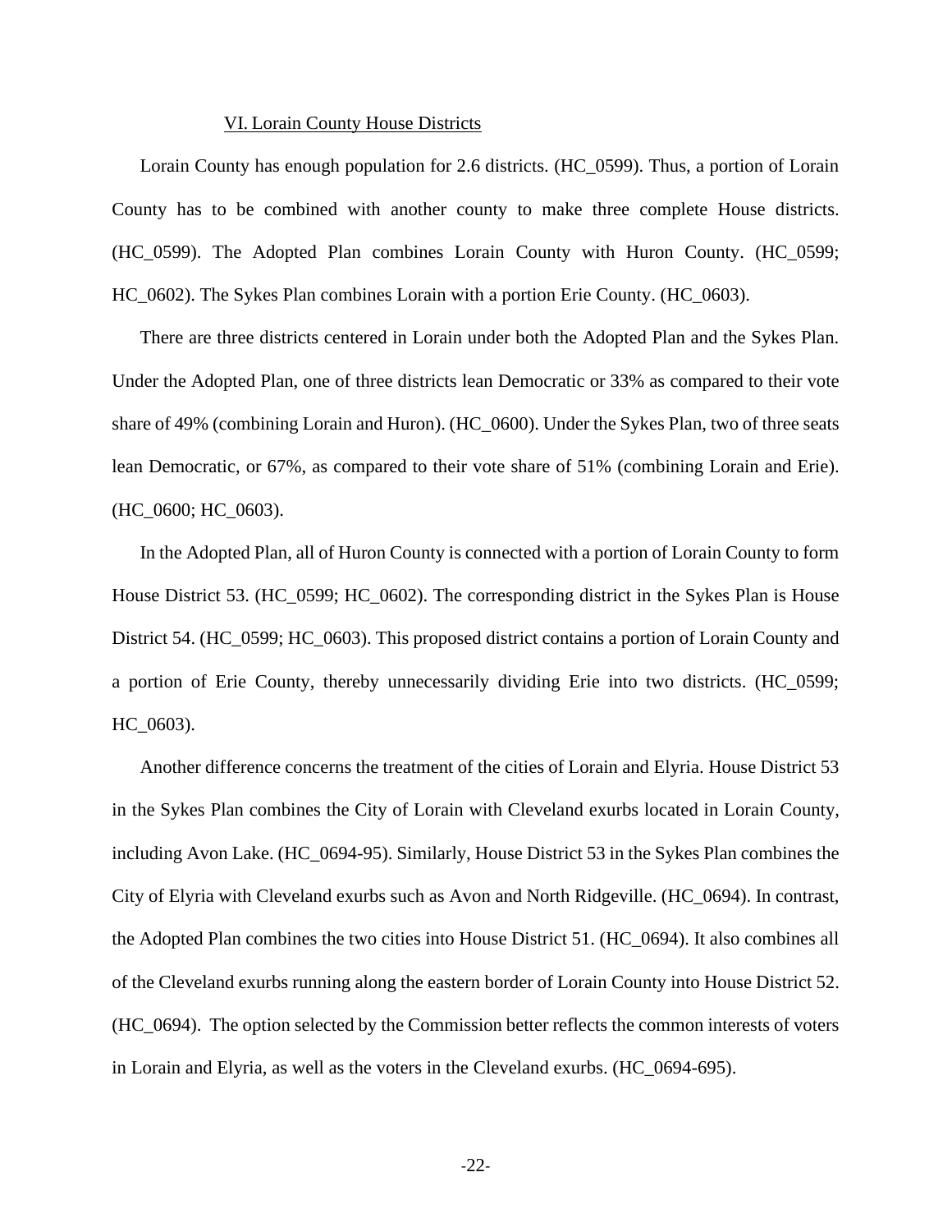## VI. Lorain County House Districts

Lorain County has enough population for 2.6 districts. (HC_0599). Thus, a portion of Lorain County has to be combined with another county to make three complete House districts. (HC_0599). The Adopted Plan combines Lorain County with Huron County. (HC_0599; HC_0602). The Sykes Plan combines Lorain with a portion Erie County. (HC_0603).

There are three districts centered in Lorain under both the Adopted Plan and the Sykes Plan. Under the Adopted Plan, one of three districts lean Democratic or 33% as compared to their vote share of 49% (combining Lorain and Huron). (HC_0600). Under the Sykes Plan, two of three seats lean Democratic, or 67%, as compared to their vote share of 51% (combining Lorain and Erie). (HC_0600; HC_0603).

In the Adopted Plan, all of Huron County is connected with a portion of Lorain County to form House District 53. (HC_0599; HC_0602). The corresponding district in the Sykes Plan is House District 54. (HC_0599; HC_0603). This proposed district contains a portion of Lorain County and a portion of Erie County, thereby unnecessarily dividing Erie into two districts. (HC_0599; HC_0603).

Another difference concerns the treatment of the cities of Lorain and Elyria. House District 53 in the Sykes Plan combines the City of Lorain with Cleveland exurbs located in Lorain County, including Avon Lake. (HC_0694-95). Similarly, House District 53 in the Sykes Plan combines the City of Elyria with Cleveland exurbs such as Avon and North Ridgeville. (HC_0694). In contrast, the Adopted Plan combines the two cities into House District 51. (HC_0694). It also combines all of the Cleveland exurbs running along the eastern border of Lorain County into House District 52. (HC_0694). The option selected by the Commission better reflects the common interests of voters in Lorain and Elyria, as well as the voters in the Cleveland exurbs. (HC_0694-695).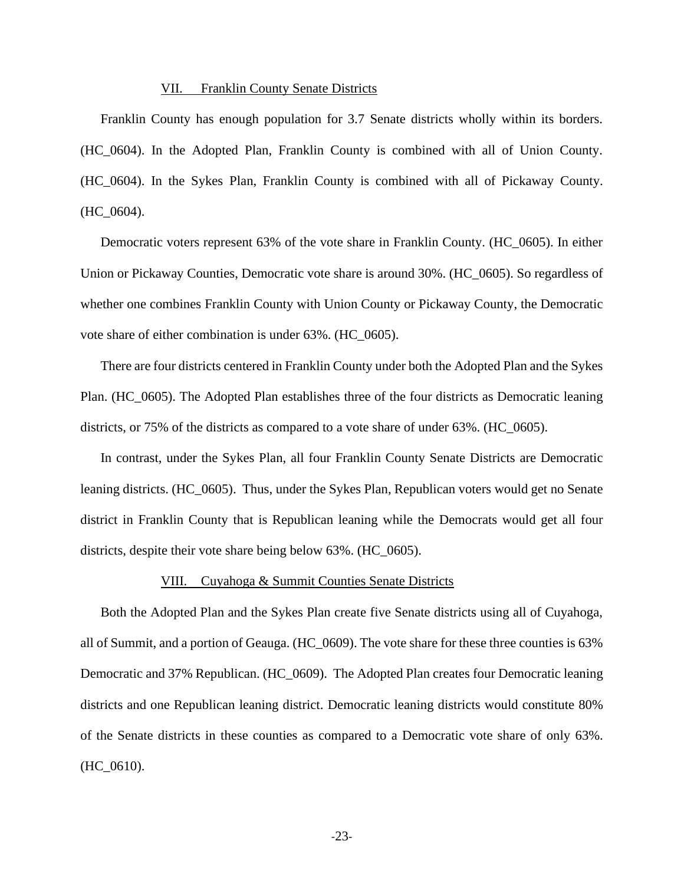## VII. Franklin County Senate Districts

Franklin County has enough population for 3.7 Senate districts wholly within its borders. (HC_0604). In the Adopted Plan, Franklin County is combined with all of Union County. (HC_0604). In the Sykes Plan, Franklin County is combined with all of Pickaway County. (HC_0604).

Democratic voters represent 63% of the vote share in Franklin County. (HC_0605). In either Union or Pickaway Counties, Democratic vote share is around 30%. (HC_0605). So regardless of whether one combines Franklin County with Union County or Pickaway County, the Democratic vote share of either combination is under 63%. (HC_0605).

There are four districts centered in Franklin County under both the Adopted Plan and the Sykes Plan. (HC_0605). The Adopted Plan establishes three of the four districts as Democratic leaning districts, or 75% of the districts as compared to a vote share of under 63%. (HC_0605).

In contrast, under the Sykes Plan, all four Franklin County Senate Districts are Democratic leaning districts. (HC_0605). Thus, under the Sykes Plan, Republican voters would get no Senate district in Franklin County that is Republican leaning while the Democrats would get all four districts, despite their vote share being below 63%. (HC_0605).

## VIII. Cuyahoga & Summit Counties Senate Districts

Both the Adopted Plan and the Sykes Plan create five Senate districts using all of Cuyahoga, all of Summit, and a portion of Geauga. (HC_0609). The vote share for these three counties is 63% Democratic and 37% Republican. (HC_0609). The Adopted Plan creates four Democratic leaning districts and one Republican leaning district. Democratic leaning districts would constitute 80% of the Senate districts in these counties as compared to a Democratic vote share of only 63%. (HC_0610).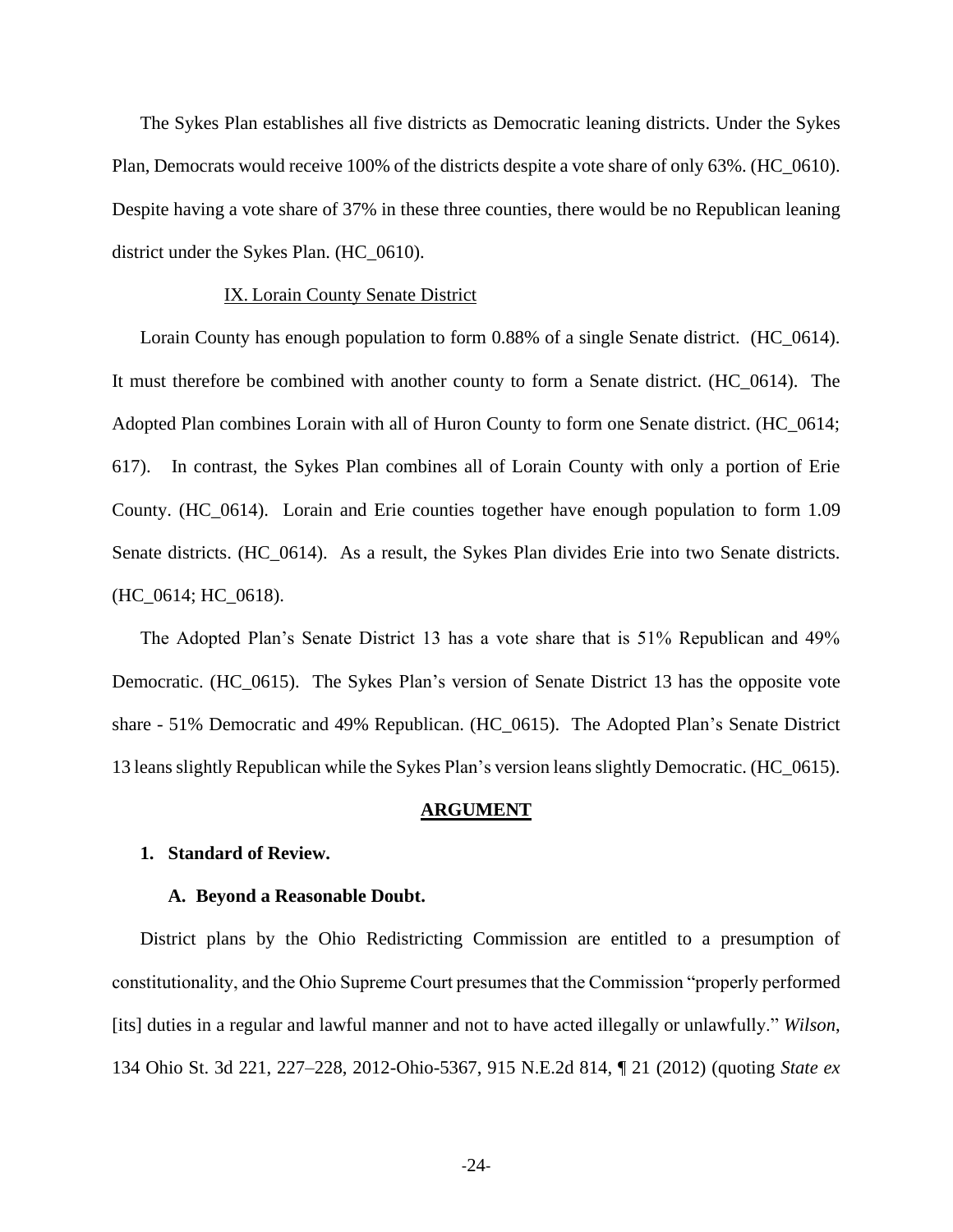The Sykes Plan establishes all five districts as Democratic leaning districts. Under the Sykes Plan, Democrats would receive 100% of the districts despite a vote share of only 63%. (HC_0610). Despite having a vote share of 37% in these three counties, there would be no Republican leaning district under the Sykes Plan. (HC_0610).

<u>IX. Lorain County Senate District</u>

Lorain County has enough population to form 0.88% of a single Senate district. (HC_0614). It must therefore be combined with another county to form a Senate district. (HC_0614). The Adopted Plan combines Lorain with all of Huron County to form one Senate district. (HC_0614; 617). In contrast, the Sykes Plan combines all of Lorain County with only a portion of Erie County. (HC_0614). Lorain and Erie counties together have enough population to form 1.09 Senate districts. (HC_0614). As a result, the Sykes Plan divides Erie into two Senate districts. (HC_0614; HC_0618).

The Adopted Plan's Senate District 13 has a vote share that is 51% Republican and 49% Democratic. (HC_0615). The Sykes Plan's version of Senate District 13 has the opposite vote share - 51% Democratic and 49% Republican. (HC_0615). The Adopted Plan's Senate District 13 leans slightly Republican while the Sykes Plan's version leans slightly Democratic. (HC_0615).

## <u>ARGUMENT</u>

### 1. Standard of Review.

#### A. Beyond a Reasonable Doubt.

District plans by the Ohio Redistricting Commission are entitled to a presumption of constitutionality, and the Ohio Supreme Court presumes that the Commission "properly performed [its] duties in a regular and lawful manner and not to have acted illegally or unlawfully." *Wilson*, 134 Ohio St. 3d 221, 227–228, 2012-Ohio-5367, 915 N.E.2d 814, ¶ 21 (2012) (quoting *State ex*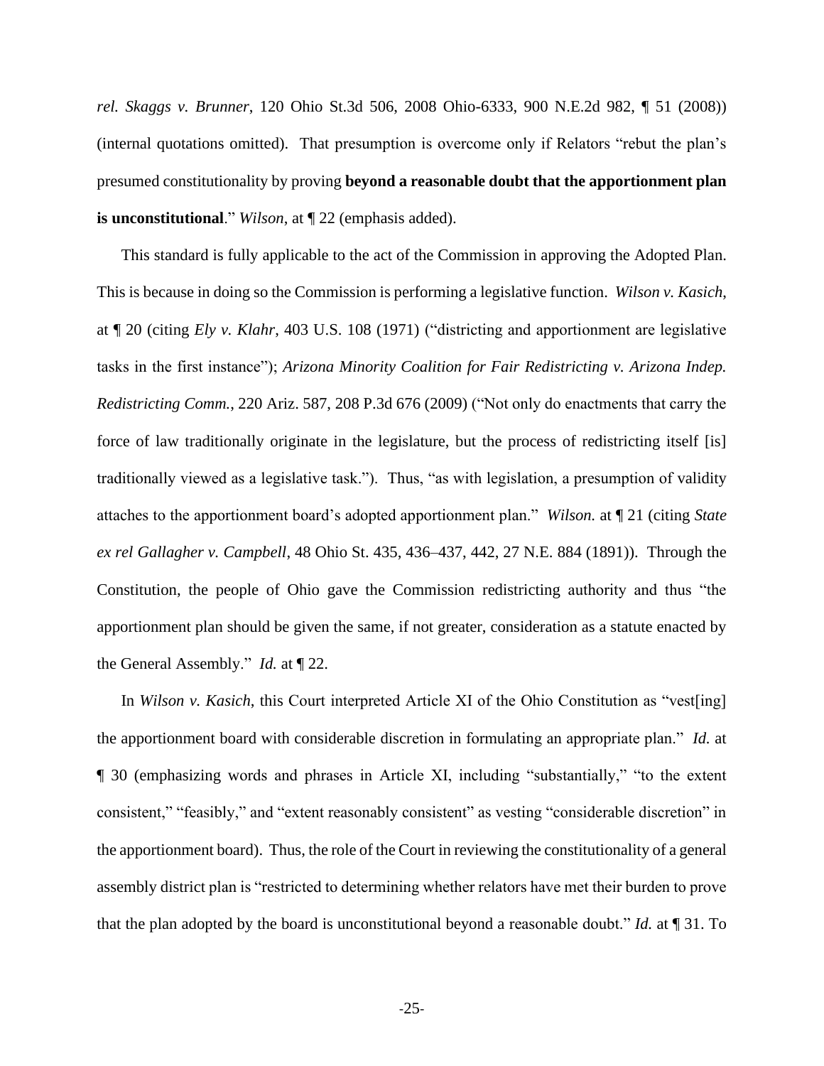*rel. Skaggs v. Brunner*, 120 Ohio St.3d 506, 2008 Ohio-6333, 900 N.E.2d 982, ¶ 51 (2008)) (internal quotations omitted). That presumption is overcome only if Relators "rebut the plan's presumed constitutionality by proving **beyond a reasonable doubt that the apportionment plan is unconstitutional**." *Wilson*, at ¶ 22 (emphasis added).

This standard is fully applicable to the act of the Commission in approving the Adopted Plan. This is because in doing so the Commission is performing a legislative function. *Wilson v. Kasich*, at ¶ 20 (citing *Ely v. Klahr*, 403 U.S. 108 (1971) ("districting and apportionment are legislative tasks in the first instance"); *Arizona Minority Coalition for Fair Redistricting v. Arizona Indep. Redistricting Comm.*, 220 Ariz. 587, 208 P.3d 676 (2009) ("Not only do enactments that carry the force of law traditionally originate in the legislature, but the process of redistricting itself [is] traditionally viewed as a legislative task."). Thus, "as with legislation, a presumption of validity attaches to the apportionment board's adopted apportionment plan." *Wilson.* at ¶ 21 (citing *State ex rel Gallagher v. Campbell*, 48 Ohio St. 435, 436–437, 442, 27 N.E. 884 (1891)). Through the Constitution, the people of Ohio gave the Commission redistricting authority and thus "the apportionment plan should be given the same, if not greater, consideration as a statute enacted by the General Assembly." *Id.* at ¶ 22.

In *Wilson v. Kasich*, this Court interpreted Article XI of the Ohio Constitution as "vest[ing] the apportionment board with considerable discretion in formulating an appropriate plan." *Id.* at ¶ 30 (emphasizing words and phrases in Article XI, including "substantially," "to the extent consistent," "feasibly," and "extent reasonably consistent" as vesting "considerable discretion" in the apportionment board). Thus, the role of the Court in reviewing the constitutionality of a general assembly district plan is "restricted to determining whether relators have met their burden to prove that the plan adopted by the board is unconstitutional beyond a reasonable doubt." *Id.* at ¶ 31. To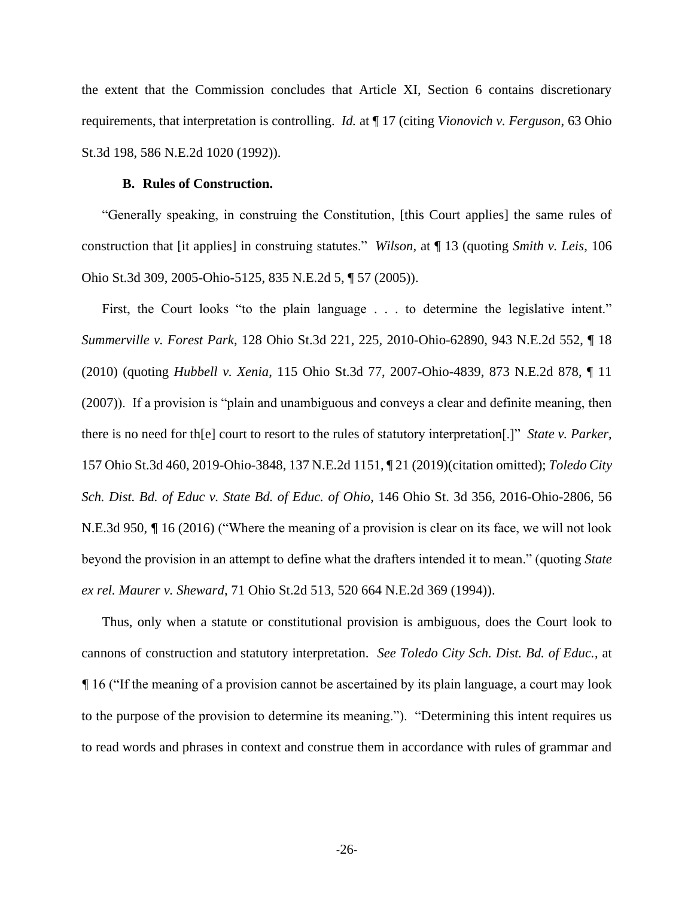the extent that the Commission concludes that Article XI, Section 6 contains discretionary requirements, that interpretation is controlling. *Id.* at ¶ 17 (citing *Vionovich v. Ferguson*, 63 Ohio St.3d 198, 586 N.E.2d 1020 (1992)).

**B. Rules of Construction.**

"Generally speaking, in construing the Constitution, [this Court applies] the same rules of construction that [it applies] in construing statutes." *Wilson*, at ¶ 13 (quoting *Smith v. Leis*, 106 Ohio St.3d 309, 2005-Ohio-5125, 835 N.E.2d 5, ¶ 57 (2005)).

First, the Court looks "to the plain language . . . to determine the legislative intent." *Summerville v. Forest Park*, 128 Ohio St.3d 221, 225, 2010-Ohio-62890, 943 N.E.2d 552, ¶ 18 (2010) (quoting *Hubbell v. Xenia*, 115 Ohio St.3d 77, 2007-Ohio-4839, 873 N.E.2d 878, ¶ 11 (2007)). If a provision is "plain and unambiguous and conveys a clear and definite meaning, then there is no need for th[e] court to resort to the rules of statutory interpretation[.]" *State v. Parker*, 157 Ohio St.3d 460, 2019-Ohio-3848, 137 N.E.2d 1151, ¶ 21 (2019)(citation omitted); *Toledo City Sch. Dist. Bd. of Educ v. State Bd. of Educ. of Ohio*, 146 Ohio St. 3d 356, 2016-Ohio-2806, 56 N.E.3d 950, ¶ 16 (2016) ("Where the meaning of a provision is clear on its face, we will not look beyond the provision in an attempt to define what the drafters intended it to mean." (quoting *State ex rel. Maurer v. Sheward*, 71 Ohio St.2d 513, 520 664 N.E.2d 369 (1994)).

Thus, only when a statute or constitutional provision is ambiguous, does the Court look to cannons of construction and statutory interpretation. *See Toledo City Sch. Dist. Bd. of Educ.*, at ¶ 16 ("If the meaning of a provision cannot be ascertained by its plain language, a court may look to the purpose of the provision to determine its meaning."). "Determining this intent requires us to read words and phrases in context and construe them in accordance with rules of grammar and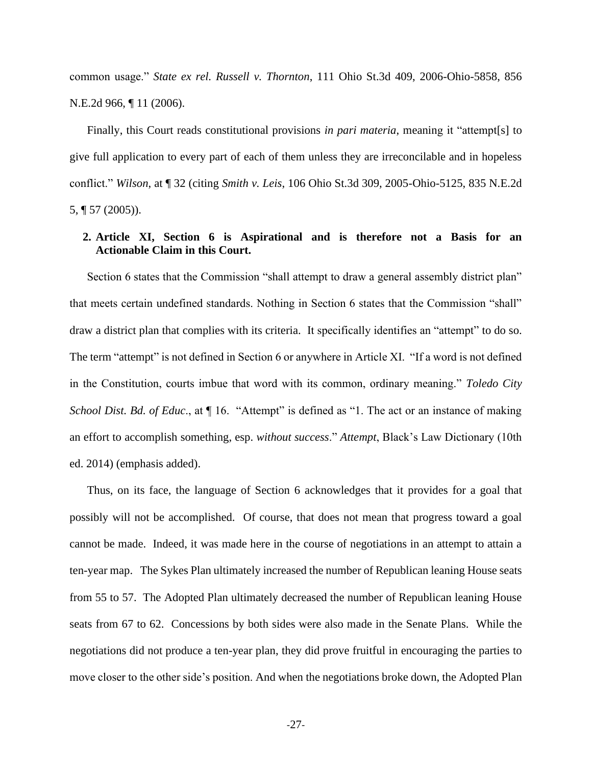common usage." *State ex rel. Russell v. Thornton*, 111 Ohio St.3d 409, 2006-Ohio-5858, 856 N.E.2d 966, ¶ 11 (2006).

Finally, this Court reads constitutional provisions *in pari materia*, meaning it "attempt[s] to give full application to every part of each of them unless they are irreconcilable and in hopeless conflict." *Wilson*, at ¶ 32 (citing *Smith v. Leis*, 106 Ohio St.3d 309, 2005-Ohio-5125, 835 N.E.2d 5, ¶ 57 (2005)).

**2. Article XI, Section 6 is Aspirational and is therefore not a Basis for an Actionable Claim in this Court.**

Section 6 states that the Commission "shall attempt to draw a general assembly district plan" that meets certain undefined standards. Nothing in Section 6 states that the Commission "shall" draw a district plan that complies with its criteria. It specifically identifies an "attempt" to do so. The term "attempt" is not defined in Section 6 or anywhere in Article XI. "If a word is not defined in the Constitution, courts imbue that word with its common, ordinary meaning." *Toledo City School Dist. Bd. of Educ.*, at ¶ 16. "Attempt" is defined as "1. The act or an instance of making an effort to accomplish something, esp. *without success*." *Attempt*, Black's Law Dictionary (10th ed. 2014) (emphasis added).

Thus, on its face, the language of Section 6 acknowledges that it provides for a goal that possibly will not be accomplished. Of course, that does not mean that progress toward a goal cannot be made. Indeed, it was made here in the course of negotiations in an attempt to attain a ten-year map. The Sykes Plan ultimately increased the number of Republican leaning House seats from 55 to 57. The Adopted Plan ultimately decreased the number of Republican leaning House seats from 67 to 62. Concessions by both sides were also made in the Senate Plans. While the negotiations did not produce a ten-year plan, they did prove fruitful in encouraging the parties to move closer to the other side's position. And when the negotiations broke down, the Adopted Plan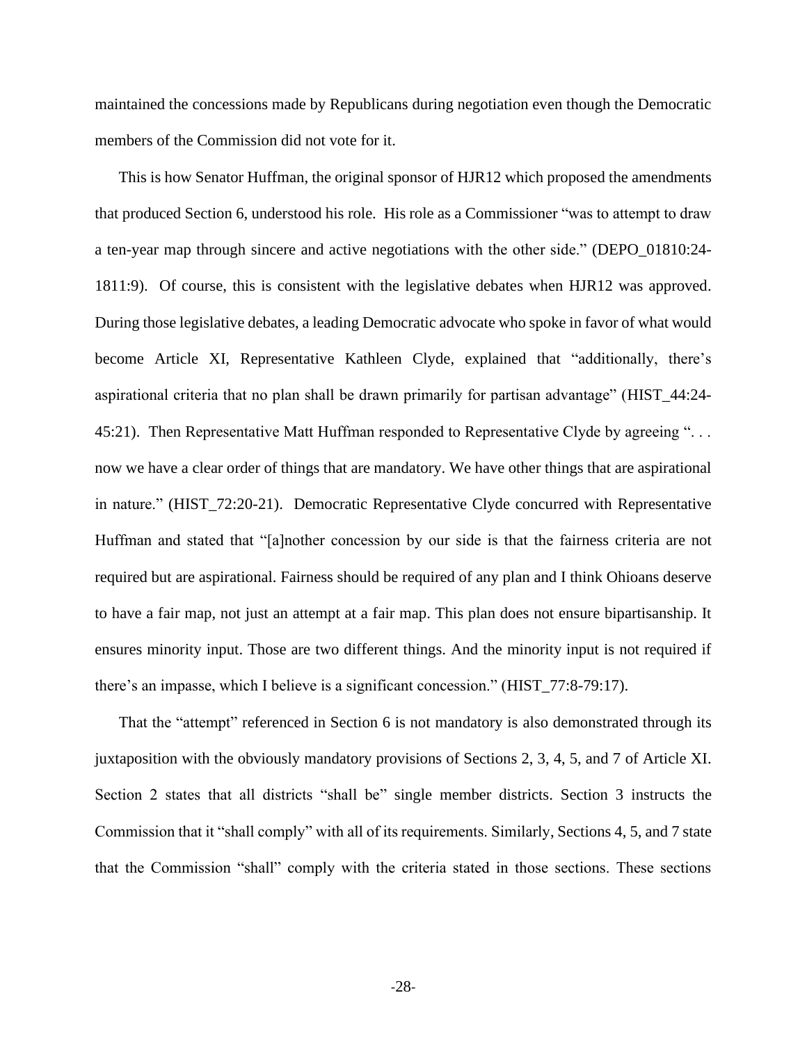maintained the concessions made by Republicans during negotiation even though the Democratic members of the Commission did not vote for it.

This is how Senator Huffman, the original sponsor of HJR12 which proposed the amendments that produced Section 6, understood his role. His role as a Commissioner "was to attempt to draw a ten-year map through sincere and active negotiations with the other side." (DEPO_01810:24-1811:9). Of course, this is consistent with the legislative debates when HJR12 was approved. During those legislative debates, a leading Democratic advocate who spoke in favor of what would become Article XI, Representative Kathleen Clyde, explained that "additionally, there's aspirational criteria that no plan shall be drawn primarily for partisan advantage" (HIST_44:24-45:21). Then Representative Matt Huffman responded to Representative Clyde by agreeing ". . . now we have a clear order of things that are mandatory. We have other things that are aspirational in nature." (HIST_72:20-21). Democratic Representative Clyde concurred with Representative Huffman and stated that "[a]nother concession by our side is that the fairness criteria are not required but are aspirational. Fairness should be required of any plan and I think Ohioans deserve to have a fair map, not just an attempt at a fair map. This plan does not ensure bipartisanship. It ensures minority input. Those are two different things. And the minority input is not required if there's an impasse, which I believe is a significant concession." (HIST_77:8-79:17).

That the "attempt" referenced in Section 6 is not mandatory is also demonstrated through its juxtaposition with the obviously mandatory provisions of Sections 2, 3, 4, 5, and 7 of Article XI. Section 2 states that all districts "shall be" single member districts. Section 3 instructs the Commission that it "shall comply" with all of its requirements. Similarly, Sections 4, 5, and 7 state that the Commission "shall" comply with the criteria stated in those sections. These sections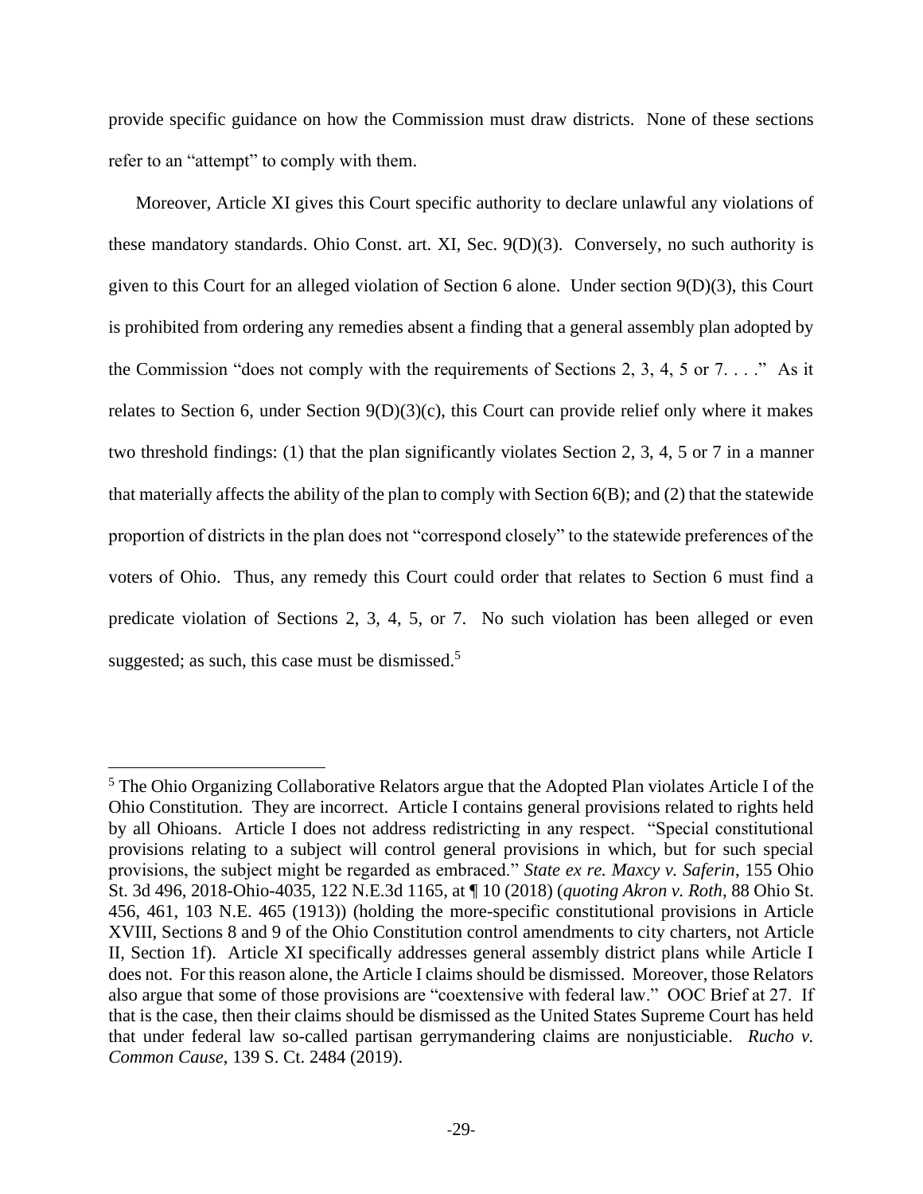provide specific guidance on how the Commission must draw districts. None of these sections refer to an "attempt" to comply with them.

Moreover, Article XI gives this Court specific authority to declare unlawful any violations of these mandatory standards. Ohio Const. art. XI, Sec. 9(D)(3). Conversely, no such authority is given to this Court for an alleged violation of Section 6 alone. Under section 9(D)(3), this Court is prohibited from ordering any remedies absent a finding that a general assembly plan adopted by the Commission "does not comply with the requirements of Sections 2, 3, 4, 5 or 7. . . ." As it relates to Section 6, under Section 9(D)(3)(c), this Court can provide relief only where it makes two threshold findings: (1) that the plan significantly violates Section 2, 3, 4, 5 or 7 in a manner that materially affects the ability of the plan to comply with Section 6(B); and (2) that the statewide proportion of districts in the plan does not "correspond closely" to the statewide preferences of the voters of Ohio. Thus, any remedy this Court could order that relates to Section 6 must find a predicate violation of Sections 2, 3, 4, 5, or 7. No such violation has been alleged or even suggested; as such, this case must be dismissed.[5]

---

[5] The Ohio Organizing Collaborative Relators argue that the Adopted Plan violates Article I of the Ohio Constitution. They are incorrect. Article I contains general provisions related to rights held by all Ohioans. Article I does not address redistricting in any respect. "Special constitutional provisions relating to a subject will control general provisions in which, but for such special provisions, the subject might be regarded as embraced." *State ex re. Maxcy v. Saferin*, 155 Ohio St. 3d 496, 2018-Ohio-4035, 122 N.E.3d 1165, at ¶ 10 (2018) (*quoting Akron v. Roth*, 88 Ohio St. 456, 461, 103 N.E. 465 (1913)) (holding the more-specific constitutional provisions in Article XVIII, Sections 8 and 9 of the Ohio Constitution control amendments to city charters, not Article II, Section 1f). Article XI specifically addresses general assembly district plans while Article I does not. For this reason alone, the Article I claims should be dismissed. Moreover, those Relators also argue that some of those provisions are "coextensive with federal law." OOC Brief at 27. If that is the case, then their claims should be dismissed as the United States Supreme Court has held that under federal law so-called partisan gerrymandering claims are nonjusticiable. *Rucho v. Common Cause*, 139 S. Ct. 2484 (2019).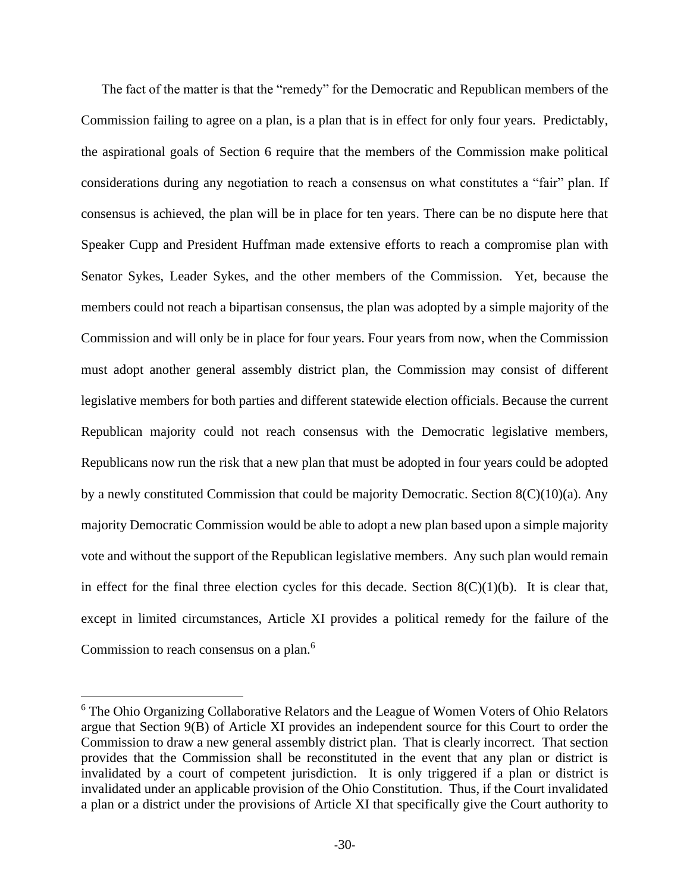The fact of the matter is that the "remedy" for the Democratic and Republican members of the Commission failing to agree on a plan, is a plan that is in effect for only four years. Predictably, the aspirational goals of Section 6 require that the members of the Commission make political considerations during any negotiation to reach a consensus on what constitutes a "fair" plan. If consensus is achieved, the plan will be in place for ten years. There can be no dispute here that Speaker Cupp and President Huffman made extensive efforts to reach a compromise plan with Senator Sykes, Leader Sykes, and the other members of the Commission. Yet, because the members could not reach a bipartisan consensus, the plan was adopted by a simple majority of the Commission and will only be in place for four years. Four years from now, when the Commission must adopt another general assembly district plan, the Commission may consist of different legislative members for both parties and different statewide election officials. Because the current Republican majority could not reach consensus with the Democratic legislative members, Republicans now run the risk that a new plan that must be adopted in four years could be adopted by a newly constituted Commission that could be majority Democratic. Section 8(C)(10)(a). Any majority Democratic Commission would be able to adopt a new plan based upon a simple majority vote and without the support of the Republican legislative members. Any such plan would remain in effect for the final three election cycles for this decade. Section 8(C)(1)(b). It is clear that, except in limited circumstances, Article XI provides a political remedy for the failure of the Commission to reach consensus on a plan.[6]

[6] The Ohio Organizing Collaborative Relators and the League of Women Voters of Ohio Relators argue that Section 9(B) of Article XI provides an independent source for this Court to order the Commission to draw a new general assembly district plan. That is clearly incorrect. That section provides that the Commission shall be reconstituted in the event that any plan or district is invalidated by a court of competent jurisdiction. It is only triggered if a plan or district is invalidated under an applicable provision of the Ohio Constitution. Thus, if the Court invalidated a plan or a district under the provisions of Article XI that specifically give the Court authority to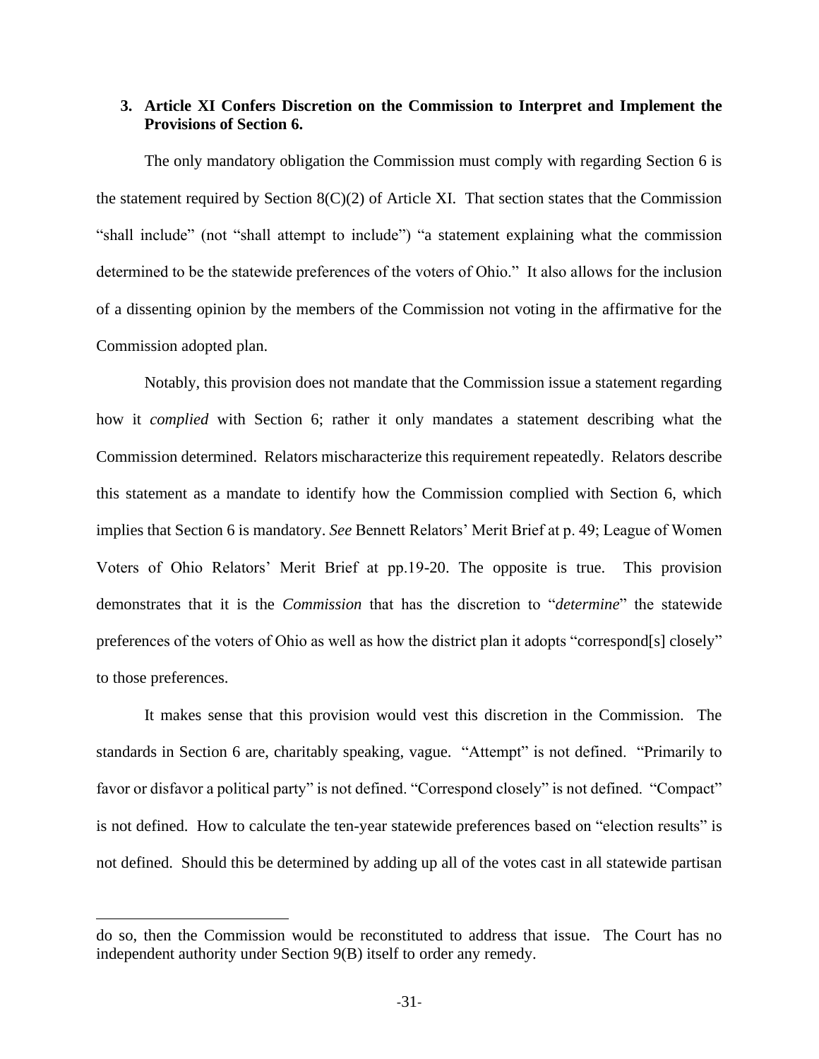### 3. Article XI Confers Discretion on the Commission to Interpret and Implement the Provisions of Section 6.

The only mandatory obligation the Commission must comply with regarding Section 6 is the statement required by Section 8(C)(2) of Article XI. That section states that the Commission "shall include" (not "shall attempt to include") "a statement explaining what the commission determined to be the statewide preferences of the voters of Ohio." It also allows for the inclusion of a dissenting opinion by the members of the Commission not voting in the affirmative for the Commission adopted plan.

Notably, this provision does not mandate that the Commission issue a statement regarding how it *complied* with Section 6; rather it only mandates a statement describing what the Commission determined. Relators mischaracterize this requirement repeatedly. Relators describe this statement as a mandate to identify how the Commission complied with Section 6, which implies that Section 6 is mandatory. *See* Bennett Relators' Merit Brief at p. 49; League of Women Voters of Ohio Relators' Merit Brief at pp.19-20. The opposite is true. This provision demonstrates that it is the *Commission* that has the discretion to "*determine*" the statewide preferences of the voters of Ohio as well as how the district plan it adopts "correspond[s] closely" to those preferences.

It makes sense that this provision would vest this discretion in the Commission. The standards in Section 6 are, charitably speaking, vague. "Attempt" is not defined. "Primarily to favor or disfavor a political party" is not defined. "Correspond closely" is not defined. "Compact" is not defined. How to calculate the ten-year statewide preferences based on "election results" is not defined. Should this be determined by adding up all of the votes cast in all statewide partisan

---

do so, then the Commission would be reconstituted to address that issue. The Court has no independent authority under Section 9(B) itself to order any remedy.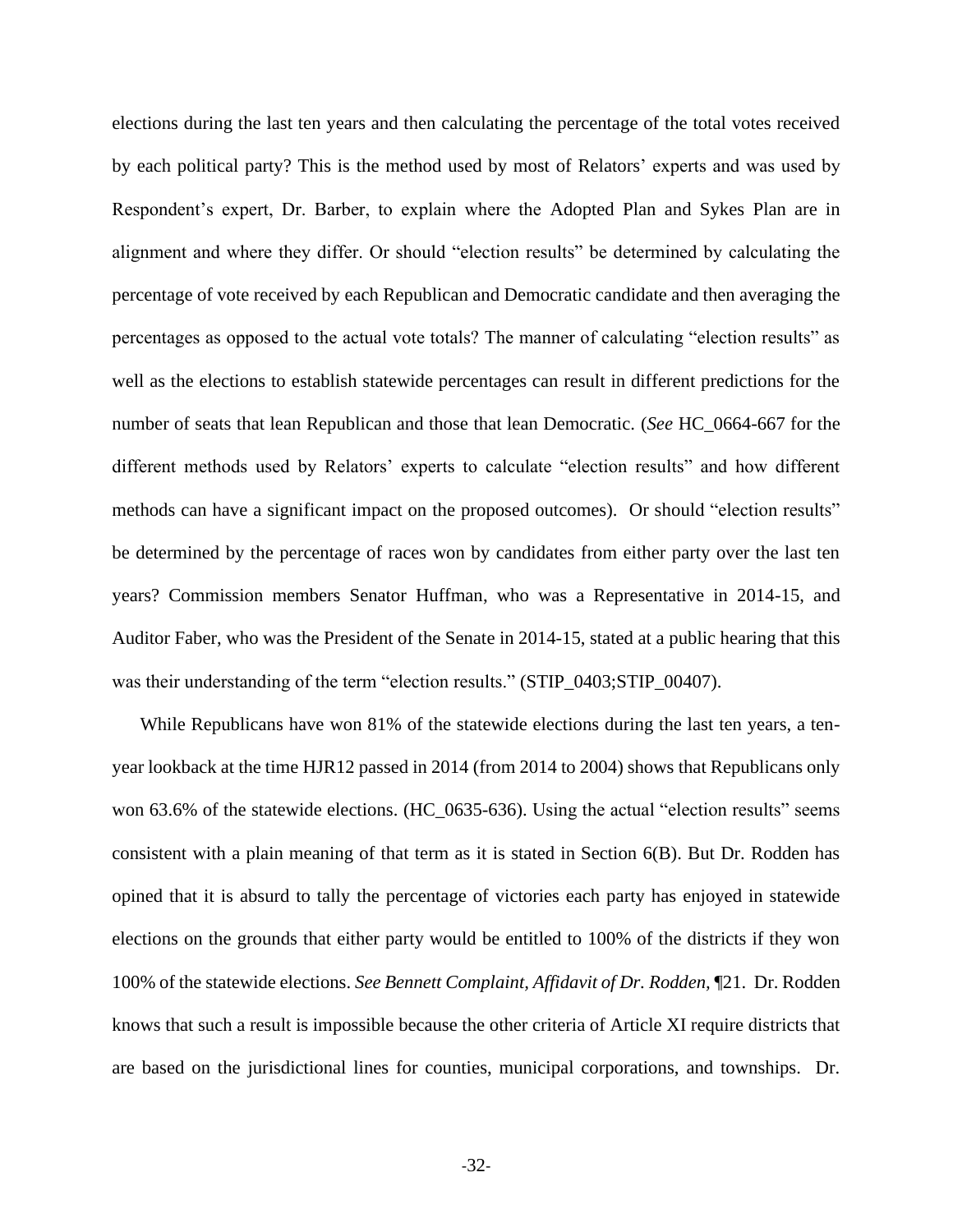elections during the last ten years and then calculating the percentage of the total votes received by each political party? This is the method used by most of Relators' experts and was used by Respondent's expert, Dr. Barber, to explain where the Adopted Plan and Sykes Plan are in alignment and where they differ. Or should "election results" be determined by calculating the percentage of vote received by each Republican and Democratic candidate and then averaging the percentages as opposed to the actual vote totals? The manner of calculating "election results" as well as the elections to establish statewide percentages can result in different predictions for the number of seats that lean Republican and those that lean Democratic. (*See* HC_0664-667 for the different methods used by Relators' experts to calculate "election results" and how different methods can have a significant impact on the proposed outcomes). Or should "election results" be determined by the percentage of races won by candidates from either party over the last ten years? Commission members Senator Huffman, who was a Representative in 2014-15, and Auditor Faber, who was the President of the Senate in 2014-15, stated at a public hearing that this was their understanding of the term "election results." (STIP_0403;STIP_00407).

While Republicans have won 81% of the statewide elections during the last ten years, a ten-year lookback at the time HJR12 passed in 2014 (from 2014 to 2004) shows that Republicans only won 63.6% of the statewide elections. (HC_0635-636). Using the actual "election results" seems consistent with a plain meaning of that term as it is stated in Section 6(B). But Dr. Rodden has opined that it is absurd to tally the percentage of victories each party has enjoyed in statewide elections on the grounds that either party would be entitled to 100% of the districts if they won 100% of the statewide elections. *See Bennett Complaint, Affidavit of Dr. Rodden,* ¶21. Dr. Rodden knows that such a result is impossible because the other criteria of Article XI require districts that are based on the jurisdictional lines for counties, municipal corporations, and townships. Dr.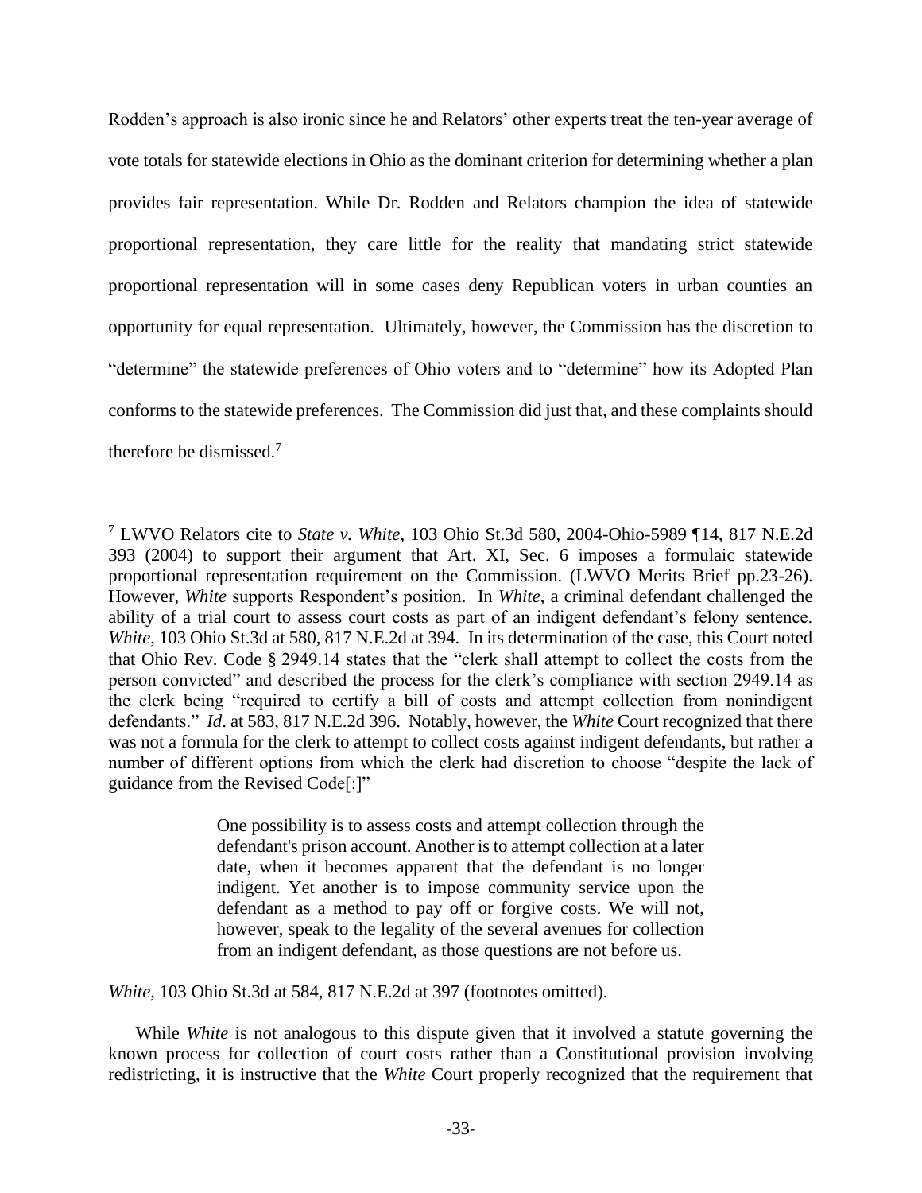Rodden's approach is also ironic since he and Relators' other experts treat the ten-year average of vote totals for statewide elections in Ohio as the dominant criterion for determining whether a plan provides fair representation. While Dr. Rodden and Relators champion the idea of statewide proportional representation, they care little for the reality that mandating strict statewide proportional representation will in some cases deny Republican voters in urban counties an opportunity for equal representation. Ultimately, however, the Commission has the discretion to "determine" the statewide preferences of Ohio voters and to "determine" how its Adopted Plan conforms to the statewide preferences. The Commission did just that, and these complaints should therefore be dismissed.[7]

---

[7] LWVO Relators cite to *State v. White*, 103 Ohio St.3d 580, 2004-Ohio-5989 ¶14, 817 N.E.2d 393 (2004) to support their argument that Art. XI, Sec. 6 imposes a formulaic statewide proportional representation requirement on the Commission. (LWVO Merits Brief pp.23-26). However, *White* supports Respondent's position. In *White*, a criminal defendant challenged the ability of a trial court to assess court costs as part of an indigent defendant's felony sentence. *White*, 103 Ohio St.3d at 580, 817 N.E.2d at 394. In its determination of the case, this Court noted that Ohio Rev. Code § 2949.14 states that the "clerk shall attempt to collect the costs from the person convicted" and described the process for the clerk's compliance with section 2949.14 as the clerk being "required to certify a bill of costs and attempt collection from nonindigent defendants." *Id*. at 583, 817 N.E.2d 396. Notably, however, the *White* Court recognized that there was not a formula for the clerk to attempt to collect costs against indigent defendants, but rather a number of different options from which the clerk had discretion to choose "despite the lack of guidance from the Revised Code[:]"

> One possibility is to assess costs and attempt collection through the defendant's prison account. Another is to attempt collection at a later date, when it becomes apparent that the defendant is no longer indigent. Yet another is to impose community service upon the defendant as a method to pay off or forgive costs. We will not, however, speak to the legality of the several avenues for collection from an indigent defendant, as those questions are not before us.

*White*, 103 Ohio St.3d at 584, 817 N.E.2d at 397 (footnotes omitted).

While *White* is not analogous to this dispute given that it involved a statute governing the known process for collection of court costs rather than a Constitutional provision involving redistricting, it is instructive that the *White* Court properly recognized that the requirement that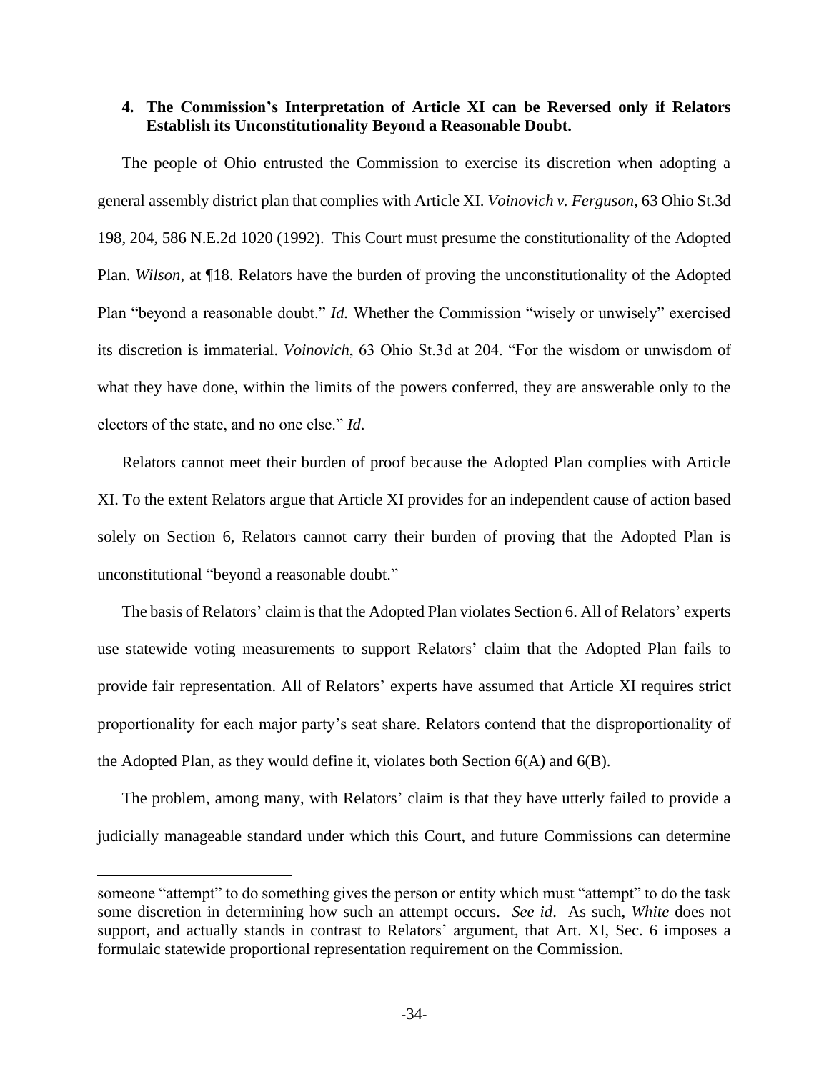#### 4. The Commission's Interpretation of Article XI can be Reversed only if Relators Establish its Unconstitutionality Beyond a Reasonable Doubt.

The people of Ohio entrusted the Commission to exercise its discretion when adopting a general assembly district plan that complies with Article XI. *Voinovich v. Ferguson*, 63 Ohio St.3d 198, 204, 586 N.E.2d 1020 (1992). This Court must presume the constitutionality of the Adopted Plan. *Wilson*, at ¶18. Relators have the burden of proving the unconstitutionality of the Adopted Plan "beyond a reasonable doubt." *Id.* Whether the Commission "wisely or unwisely" exercised its discretion is immaterial. *Voinovich*, 63 Ohio St.3d at 204. "For the wisdom or unwisdom of what they have done, within the limits of the powers conferred, they are answerable only to the electors of the state, and no one else." *Id.*

Relators cannot meet their burden of proof because the Adopted Plan complies with Article XI. To the extent Relators argue that Article XI provides for an independent cause of action based solely on Section 6, Relators cannot carry their burden of proving that the Adopted Plan is unconstitutional "beyond a reasonable doubt."

The basis of Relators' claim is that the Adopted Plan violates Section 6. All of Relators' experts use statewide voting measurements to support Relators' claim that the Adopted Plan fails to provide fair representation. All of Relators' experts have assumed that Article XI requires strict proportionality for each major party's seat share. Relators contend that the disproportionality of the Adopted Plan, as they would define it, violates both Section 6(A) and 6(B).

The problem, among many, with Relators' claim is that they have utterly failed to provide a judicially manageable standard under which this Court, and future Commissions can determine

---

someone "attempt" to do something gives the person or entity which must "attempt" to do the task some discretion in determining how such an attempt occurs. *See id*. As such, *White* does not support, and actually stands in contrast to Relators' argument, that Art. XI, Sec. 6 imposes a formulaic statewide proportional representation requirement on the Commission.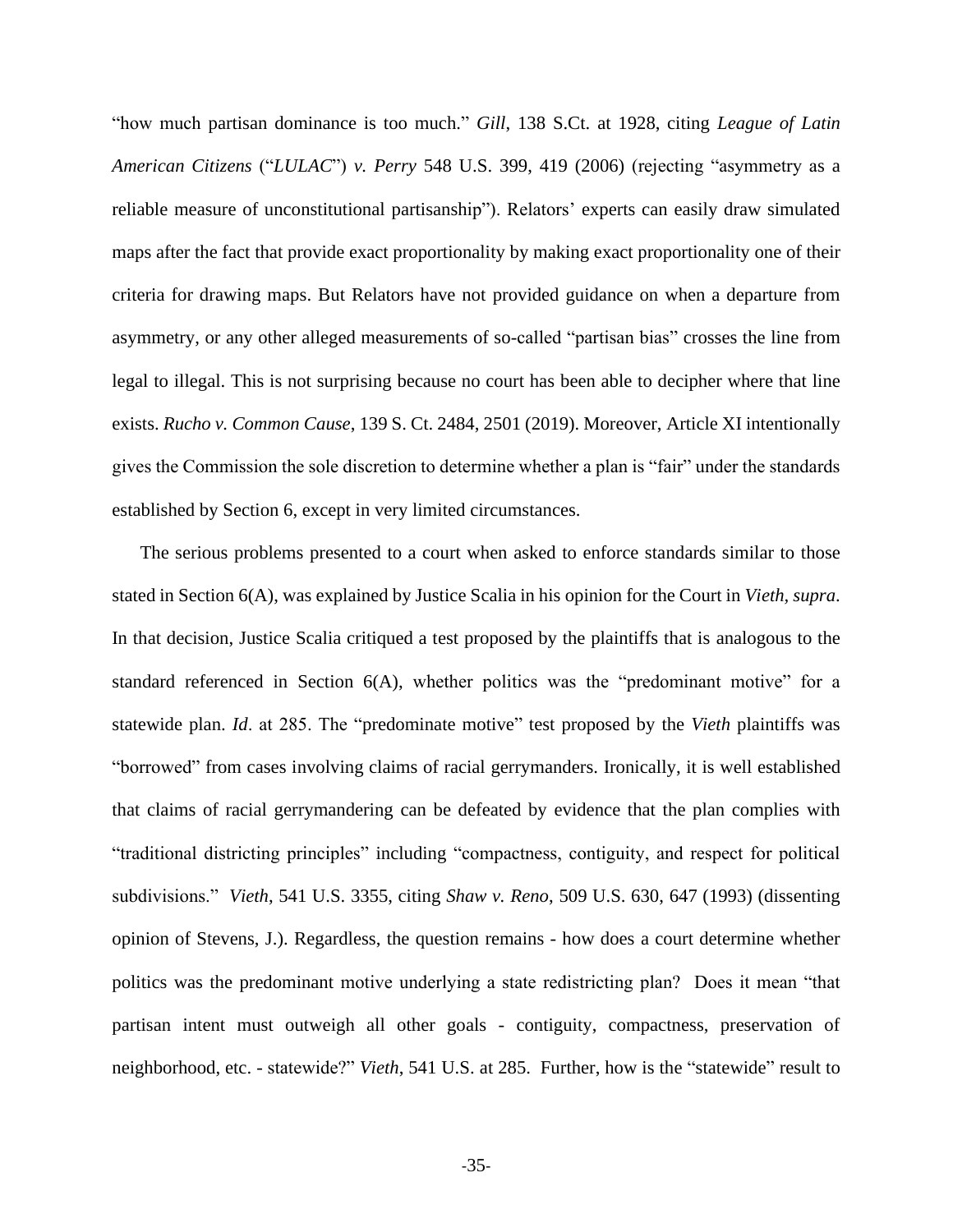"how much partisan dominance is too much." *Gill*, 138 S.Ct. at 1928, citing *League of Latin American Citizens* ("*LULAC*") *v. Perry* 548 U.S. 399, 419 (2006) (rejecting "asymmetry as a reliable measure of unconstitutional partisanship"). Relators' experts can easily draw simulated maps after the fact that provide exact proportionality by making exact proportionality one of their criteria for drawing maps. But Relators have not provided guidance on when a departure from asymmetry, or any other alleged measurements of so-called "partisan bias" crosses the line from legal to illegal. This is not surprising because no court has been able to decipher where that line exists. *Rucho v. Common Cause*, 139 S. Ct. 2484, 2501 (2019). Moreover, Article XI intentionally gives the Commission the sole discretion to determine whether a plan is "fair" under the standards established by Section 6, except in very limited circumstances.

The serious problems presented to a court when asked to enforce standards similar to those stated in Section 6(A), was explained by Justice Scalia in his opinion for the Court in *Vieth, supra*. In that decision, Justice Scalia critiqued a test proposed by the plaintiffs that is analogous to the standard referenced in Section 6(A), whether politics was the "predominant motive" for a statewide plan. *Id*. at 285. The "predominate motive" test proposed by the *Vieth* plaintiffs was "borrowed" from cases involving claims of racial gerrymanders. Ironically, it is well established that claims of racial gerrymandering can be defeated by evidence that the plan complies with "traditional districting principles" including "compactness, contiguity, and respect for political subdivisions." *Vieth*, 541 U.S. 3355, citing *Shaw v. Reno*, 509 U.S. 630, 647 (1993) (dissenting opinion of Stevens, J.). Regardless, the question remains - how does a court determine whether politics was the predominant motive underlying a state redistricting plan? Does it mean "that partisan intent must outweigh all other goals - contiguity, compactness, preservation of neighborhood, etc. - statewide?" *Vieth*, 541 U.S. at 285. Further, how is the "statewide" result to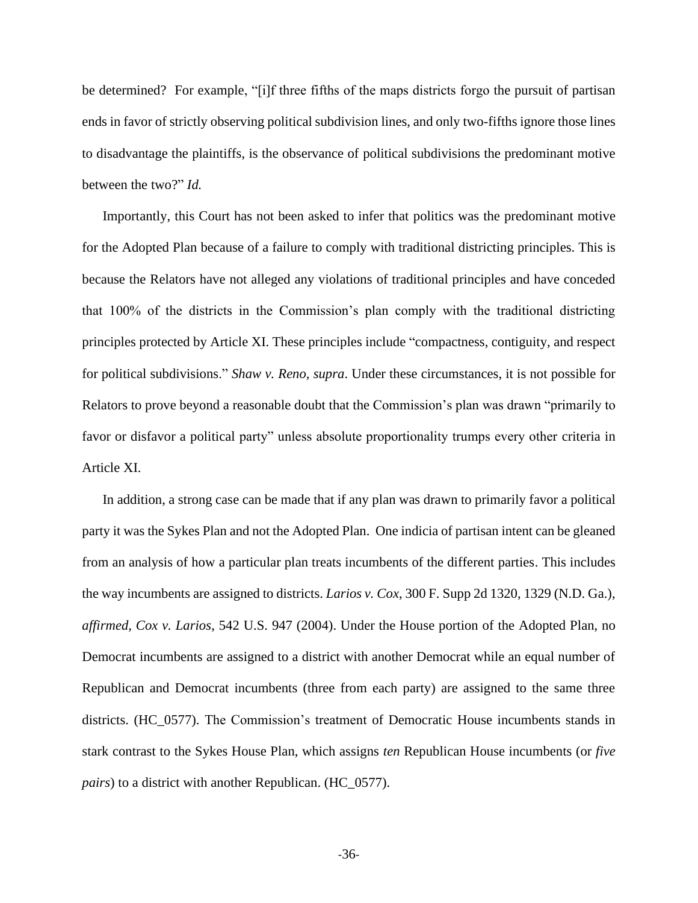be determined? For example, "[i]f three fifths of the maps districts forgo the pursuit of partisan ends in favor of strictly observing political subdivision lines, and only two-fifths ignore those lines to disadvantage the plaintiffs, is the observance of political subdivisions the predominant motive between the two?" *Id.*

Importantly, this Court has not been asked to infer that politics was the predominant motive for the Adopted Plan because of a failure to comply with traditional districting principles. This is because the Relators have not alleged any violations of traditional principles and have conceded that 100% of the districts in the Commission's plan comply with the traditional districting principles protected by Article XI. These principles include "compactness, contiguity, and respect for political subdivisions." *Shaw v. Reno*, *supra*. Under these circumstances, it is not possible for Relators to prove beyond a reasonable doubt that the Commission's plan was drawn "primarily to favor or disfavor a political party" unless absolute proportionality trumps every other criteria in Article XI.

In addition, a strong case can be made that if any plan was drawn to primarily favor a political party it was the Sykes Plan and not the Adopted Plan. One indicia of partisan intent can be gleaned from an analysis of how a particular plan treats incumbents of the different parties. This includes the way incumbents are assigned to districts. *Larios v. Cox*, 300 F. Supp 2d 1320, 1329 (N.D. Ga.), *affirmed*, *Cox v. Larios*, 542 U.S. 947 (2004). Under the House portion of the Adopted Plan, no Democrat incumbents are assigned to a district with another Democrat while an equal number of Republican and Democrat incumbents (three from each party) are assigned to the same three districts. (HC_0577). The Commission's treatment of Democratic House incumbents stands in stark contrast to the Sykes House Plan, which assigns *ten* Republican House incumbents (or *five pairs*) to a district with another Republican. (HC_0577).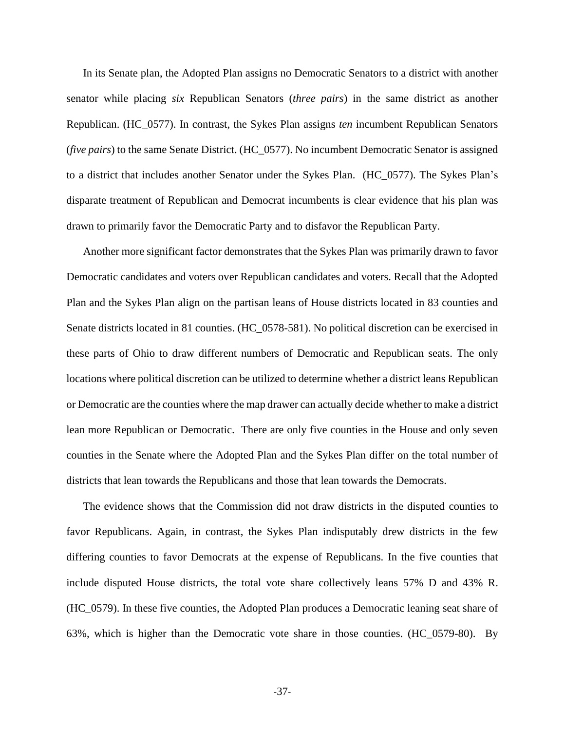In its Senate plan, the Adopted Plan assigns no Democratic Senators to a district with another senator while placing *six* Republican Senators (*three pairs*) in the same district as another Republican. (HC_0577). In contrast, the Sykes Plan assigns *ten* incumbent Republican Senators (*five pairs*) to the same Senate District. (HC_0577). No incumbent Democratic Senator is assigned to a district that includes another Senator under the Sykes Plan. (HC_0577). The Sykes Plan's disparate treatment of Republican and Democrat incumbents is clear evidence that his plan was drawn to primarily favor the Democratic Party and to disfavor the Republican Party.

Another more significant factor demonstrates that the Sykes Plan was primarily drawn to favor Democratic candidates and voters over Republican candidates and voters. Recall that the Adopted Plan and the Sykes Plan align on the partisan leans of House districts located in 83 counties and Senate districts located in 81 counties. (HC_0578-581). No political discretion can be exercised in these parts of Ohio to draw different numbers of Democratic and Republican seats. The only locations where political discretion can be utilized to determine whether a district leans Republican or Democratic are the counties where the map drawer can actually decide whether to make a district lean more Republican or Democratic. There are only five counties in the House and only seven counties in the Senate where the Adopted Plan and the Sykes Plan differ on the total number of districts that lean towards the Republicans and those that lean towards the Democrats.

The evidence shows that the Commission did not draw districts in the disputed counties to favor Republicans. Again, in contrast, the Sykes Plan indisputably drew districts in the few differing counties to favor Democrats at the expense of Republicans. In the five counties that include disputed House districts, the total vote share collectively leans 57% D and 43% R. (HC_0579). In these five counties, the Adopted Plan produces a Democratic leaning seat share of 63%, which is higher than the Democratic vote share in those counties. (HC_0579-80). By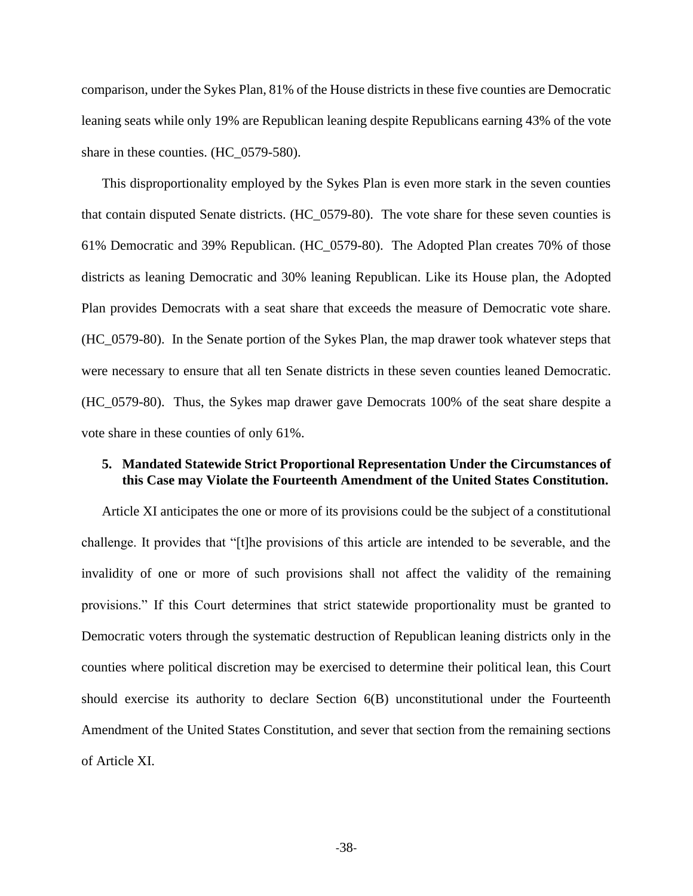comparison, under the Sykes Plan, 81% of the House districts in these five counties are Democratic leaning seats while only 19% are Republican leaning despite Republicans earning 43% of the vote share in these counties. (HC_0579-580).

This disproportionality employed by the Sykes Plan is even more stark in the seven counties that contain disputed Senate districts. (HC_0579-80). The vote share for these seven counties is 61% Democratic and 39% Republican. (HC_0579-80). The Adopted Plan creates 70% of those districts as leaning Democratic and 30% leaning Republican. Like its House plan, the Adopted Plan provides Democrats with a seat share that exceeds the measure of Democratic vote share. (HC_0579-80). In the Senate portion of the Sykes Plan, the map drawer took whatever steps that were necessary to ensure that all ten Senate districts in these seven counties leaned Democratic. (HC_0579-80). Thus, the Sykes map drawer gave Democrats 100% of the seat share despite a vote share in these counties of only 61%.

### 5. Mandated Statewide Strict Proportional Representation Under the Circumstances of this Case may Violate the Fourteenth Amendment of the United States Constitution.

Article XI anticipates the one or more of its provisions could be the subject of a constitutional challenge. It provides that "[t]he provisions of this article are intended to be severable, and the invalidity of one or more of such provisions shall not affect the validity of the remaining provisions." If this Court determines that strict statewide proportionality must be granted to Democratic voters through the systematic destruction of Republican leaning districts only in the counties where political discretion may be exercised to determine their political lean, this Court should exercise its authority to declare Section 6(B) unconstitutional under the Fourteenth Amendment of the United States Constitution, and sever that section from the remaining sections of Article XI.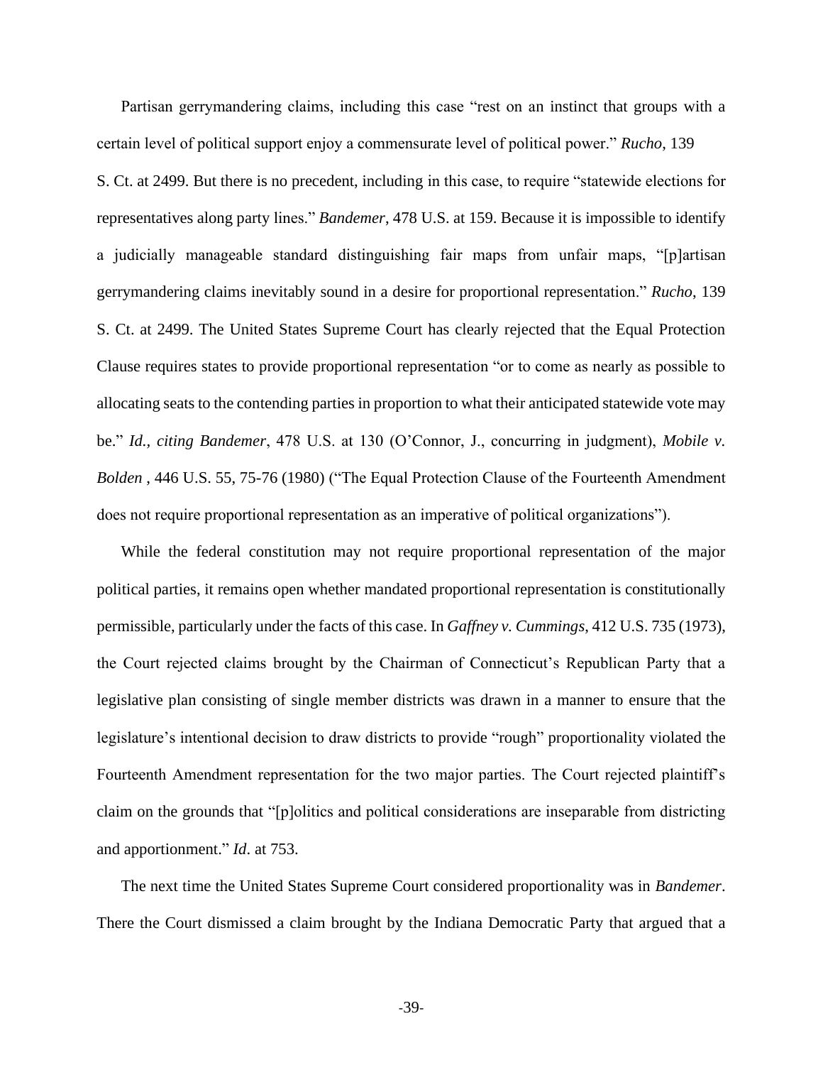Partisan gerrymandering claims, including this case "rest on an instinct that groups with a certain level of political support enjoy a commensurate level of political power." *Rucho*, 139 S. Ct. at 2499. But there is no precedent, including in this case, to require "statewide elections for representatives along party lines." *Bandemer*, 478 U.S. at 159. Because it is impossible to identify a judicially manageable standard distinguishing fair maps from unfair maps, "[p]artisan gerrymandering claims inevitably sound in a desire for proportional representation." *Rucho*, 139 S. Ct. at 2499. The United States Supreme Court has clearly rejected that the Equal Protection Clause requires states to provide proportional representation "or to come as nearly as possible to allocating seats to the contending parties in proportion to what their anticipated statewide vote may be." *Id., citing Bandemer*, 478 U.S. at 130 (O'Connor, J., concurring in judgment), *Mobile v. Bolden* , 446 U.S. 55, 75-76 (1980) ("The Equal Protection Clause of the Fourteenth Amendment does not require proportional representation as an imperative of political organizations").

While the federal constitution may not require proportional representation of the major political parties, it remains open whether mandated proportional representation is constitutionally permissible, particularly under the facts of this case. In *Gaffney v. Cummings*, 412 U.S. 735 (1973), the Court rejected claims brought by the Chairman of Connecticut's Republican Party that a legislative plan consisting of single member districts was drawn in a manner to ensure that the legislature's intentional decision to draw districts to provide "rough" proportionality violated the Fourteenth Amendment representation for the two major parties. The Court rejected plaintiff's claim on the grounds that "[p]olitics and political considerations are inseparable from districting and apportionment." *Id*. at 753.

The next time the United States Supreme Court considered proportionality was in *Bandemer*. There the Court dismissed a claim brought by the Indiana Democratic Party that argued that a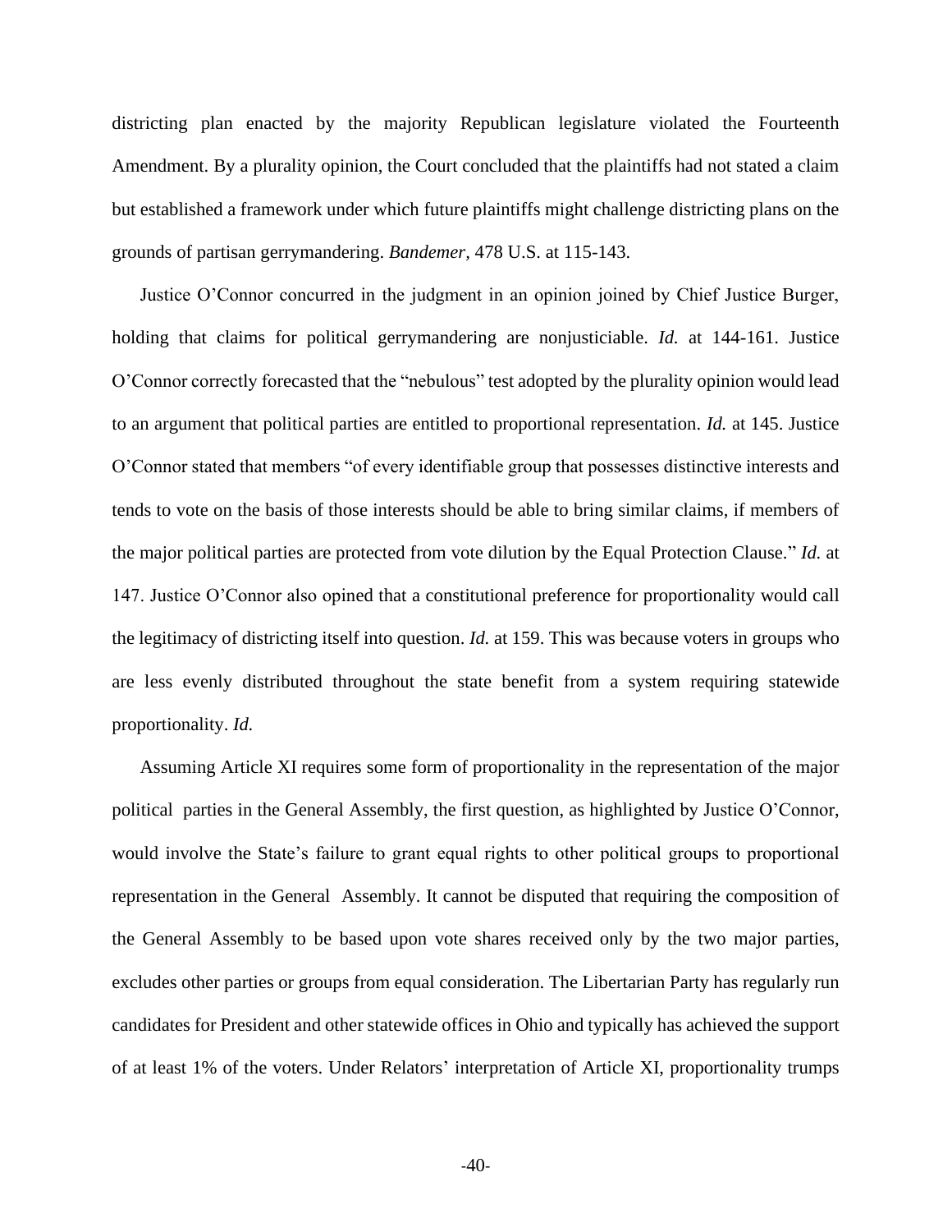districting plan enacted by the majority Republican legislature violated the Fourteenth Amendment. By a plurality opinion, the Court concluded that the plaintiffs had not stated a claim but established a framework under which future plaintiffs might challenge districting plans on the grounds of partisan gerrymandering. *Bandemer*, 478 U.S. at 115-143.

Justice O'Connor concurred in the judgment in an opinion joined by Chief Justice Burger, holding that claims for political gerrymandering are nonjusticiable. *Id.* at 144-161. Justice O'Connor correctly forecasted that the "nebulous" test adopted by the plurality opinion would lead to an argument that political parties are entitled to proportional representation. *Id.* at 145. Justice O'Connor stated that members "of every identifiable group that possesses distinctive interests and tends to vote on the basis of those interests should be able to bring similar claims, if members of the major political parties are protected from vote dilution by the Equal Protection Clause." *Id.* at 147. Justice O'Connor also opined that a constitutional preference for proportionality would call the legitimacy of districting itself into question. *Id.* at 159. This was because voters in groups who are less evenly distributed throughout the state benefit from a system requiring statewide proportionality. *Id.*

Assuming Article XI requires some form of proportionality in the representation of the major political parties in the General Assembly, the first question, as highlighted by Justice O'Connor, would involve the State's failure to grant equal rights to other political groups to proportional representation in the General Assembly. It cannot be disputed that requiring the composition of the General Assembly to be based upon vote shares received only by the two major parties, excludes other parties or groups from equal consideration. The Libertarian Party has regularly run candidates for President and other statewide offices in Ohio and typically has achieved the support of at least 1% of the voters. Under Relators' interpretation of Article XI, proportionality trumps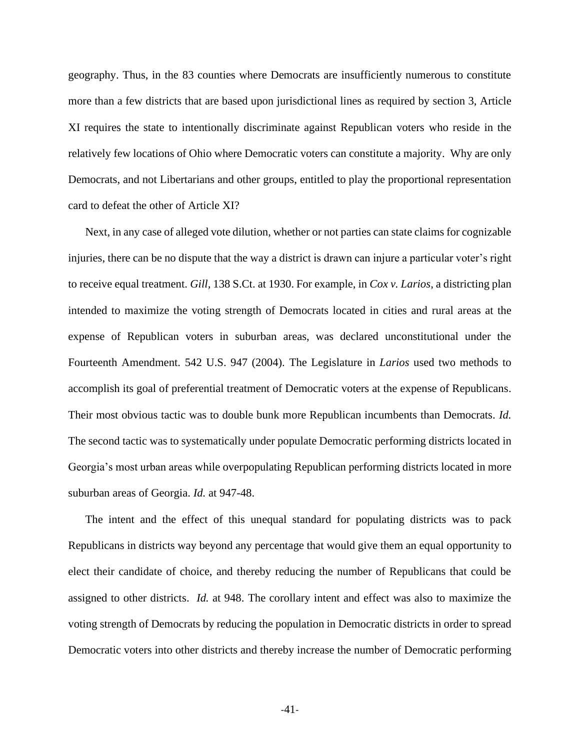geography. Thus, in the 83 counties where Democrats are insufficiently numerous to constitute more than a few districts that are based upon jurisdictional lines as required by section 3, Article XI requires the state to intentionally discriminate against Republican voters who reside in the relatively few locations of Ohio where Democratic voters can constitute a majority. Why are only Democrats, and not Libertarians and other groups, entitled to play the proportional representation card to defeat the other of Article XI?

Next, in any case of alleged vote dilution, whether or not parties can state claims for cognizable injuries, there can be no dispute that the way a district is drawn can injure a particular voter's right to receive equal treatment. *Gill*, 138 S.Ct. at 1930. For example, in *Cox v. Larios*, a districting plan intended to maximize the voting strength of Democrats located in cities and rural areas at the expense of Republican voters in suburban areas, was declared unconstitutional under the Fourteenth Amendment. 542 U.S. 947 (2004). The Legislature in *Larios* used two methods to accomplish its goal of preferential treatment of Democratic voters at the expense of Republicans. Their most obvious tactic was to double bunk more Republican incumbents than Democrats. *Id.* The second tactic was to systematically under populate Democratic performing districts located in Georgia's most urban areas while overpopulating Republican performing districts located in more suburban areas of Georgia. *Id.* at 947-48.

The intent and the effect of this unequal standard for populating districts was to pack Republicans in districts way beyond any percentage that would give them an equal opportunity to elect their candidate of choice, and thereby reducing the number of Republicans that could be assigned to other districts. *Id.* at 948. The corollary intent and effect was also to maximize the voting strength of Democrats by reducing the population in Democratic districts in order to spread Democratic voters into other districts and thereby increase the number of Democratic performing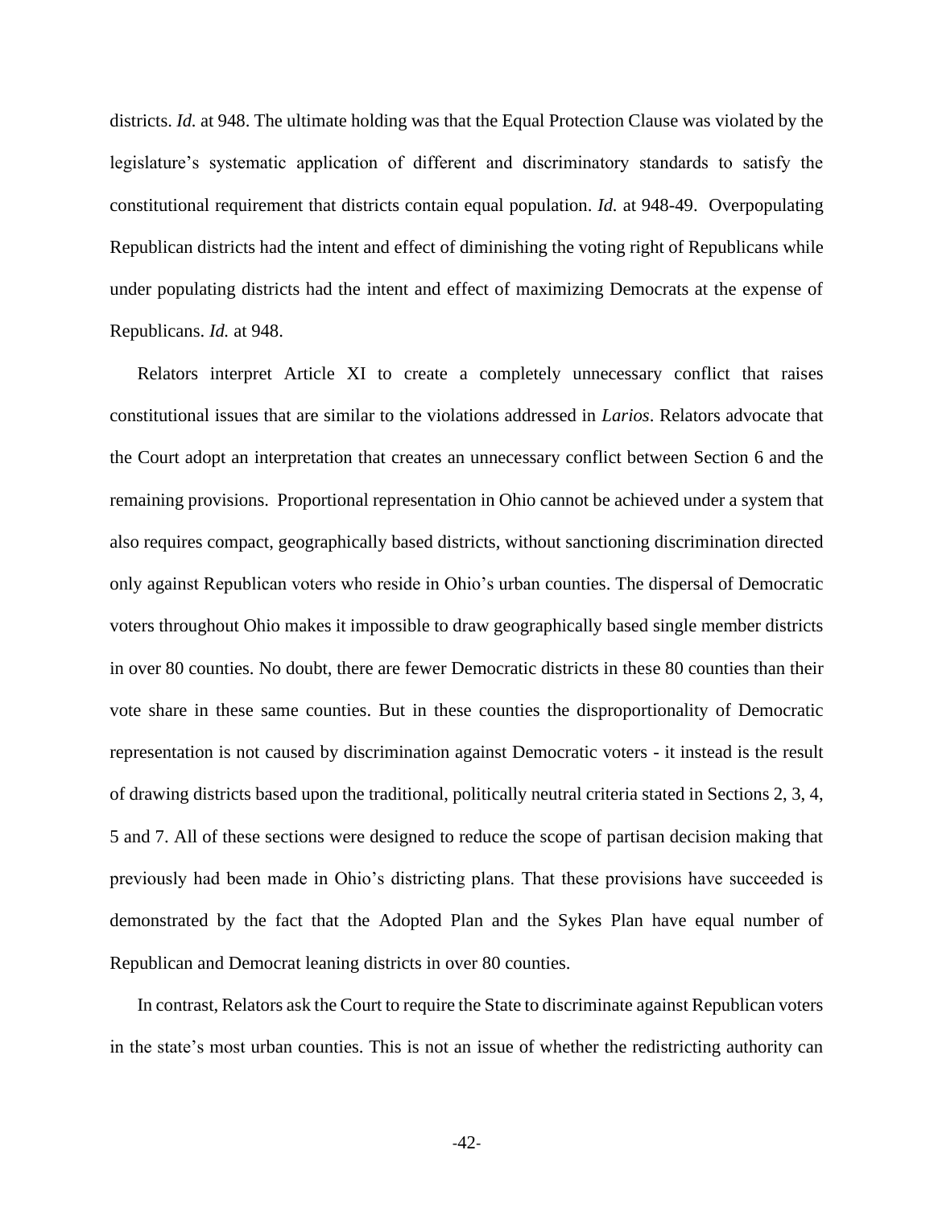districts. *Id.* at 948. The ultimate holding was that the Equal Protection Clause was violated by the legislature's systematic application of different and discriminatory standards to satisfy the constitutional requirement that districts contain equal population. *Id.* at 948-49. Overpopulating Republican districts had the intent and effect of diminishing the voting right of Republicans while under populating districts had the intent and effect of maximizing Democrats at the expense of Republicans. *Id.* at 948.

Relators interpret Article XI to create a completely unnecessary conflict that raises constitutional issues that are similar to the violations addressed in *Larios*. Relators advocate that the Court adopt an interpretation that creates an unnecessary conflict between Section 6 and the remaining provisions. Proportional representation in Ohio cannot be achieved under a system that also requires compact, geographically based districts, without sanctioning discrimination directed only against Republican voters who reside in Ohio's urban counties. The dispersal of Democratic voters throughout Ohio makes it impossible to draw geographically based single member districts in over 80 counties. No doubt, there are fewer Democratic districts in these 80 counties than their vote share in these same counties. But in these counties the disproportionality of Democratic representation is not caused by discrimination against Democratic voters - it instead is the result of drawing districts based upon the traditional, politically neutral criteria stated in Sections 2, 3, 4, 5 and 7. All of these sections were designed to reduce the scope of partisan decision making that previously had been made in Ohio's districting plans. That these provisions have succeeded is demonstrated by the fact that the Adopted Plan and the Sykes Plan have equal number of Republican and Democrat leaning districts in over 80 counties.

In contrast, Relators ask the Court to require the State to discriminate against Republican voters in the state's most urban counties. This is not an issue of whether the redistricting authority can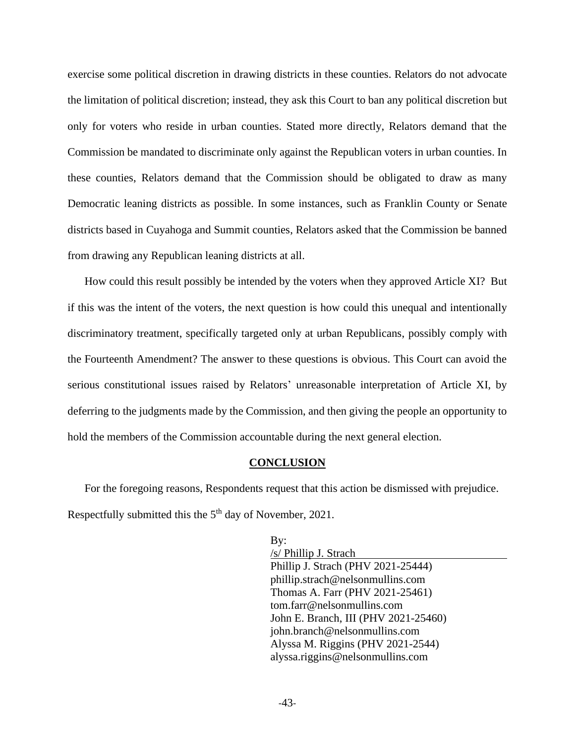exercise some political discretion in drawing districts in these counties. Relators do not advocate the limitation of political discretion; instead, they ask this Court to ban any political discretion but only for voters who reside in urban counties. Stated more directly, Relators demand that the Commission be mandated to discriminate only against the Republican voters in urban counties. In these counties, Relators demand that the Commission should be obligated to draw as many Democratic leaning districts as possible. In some instances, such as Franklin County or Senate districts based in Cuyahoga and Summit counties, Relators asked that the Commission be banned from drawing any Republican leaning districts at all.

How could this result possibly be intended by the voters when they approved Article XI? But if this was the intent of the voters, the next question is how could this unequal and intentionally discriminatory treatment, specifically targeted only at urban Republicans, possibly comply with the Fourteenth Amendment? The answer to these questions is obvious. This Court can avoid the serious constitutional issues raised by Relators' unreasonable interpretation of Article XI, by deferring to the judgments made by the Commission, and then giving the people an opportunity to hold the members of the Commission accountable during the next general election.

## **CONCLUSION**

For the foregoing reasons, Respondents request that this action be dismissed with prejudice.

Respectfully submitted this the 5th day of November, 2021.

By:
/s/ Phillip J. Strach
Phillip J. Strach (PHV 2021-25444)
phillip.strach@nelsonmullins.com
Thomas A. Farr (PHV 2021-25461)
tom.farr@nelsonmullins.com
John E. Branch, III (PHV 2021-25460)
john.branch@nelsonmullins.com
Alyssa M. Riggins (PHV 2021-2544)
alyssa.riggins@nelsonmullins.com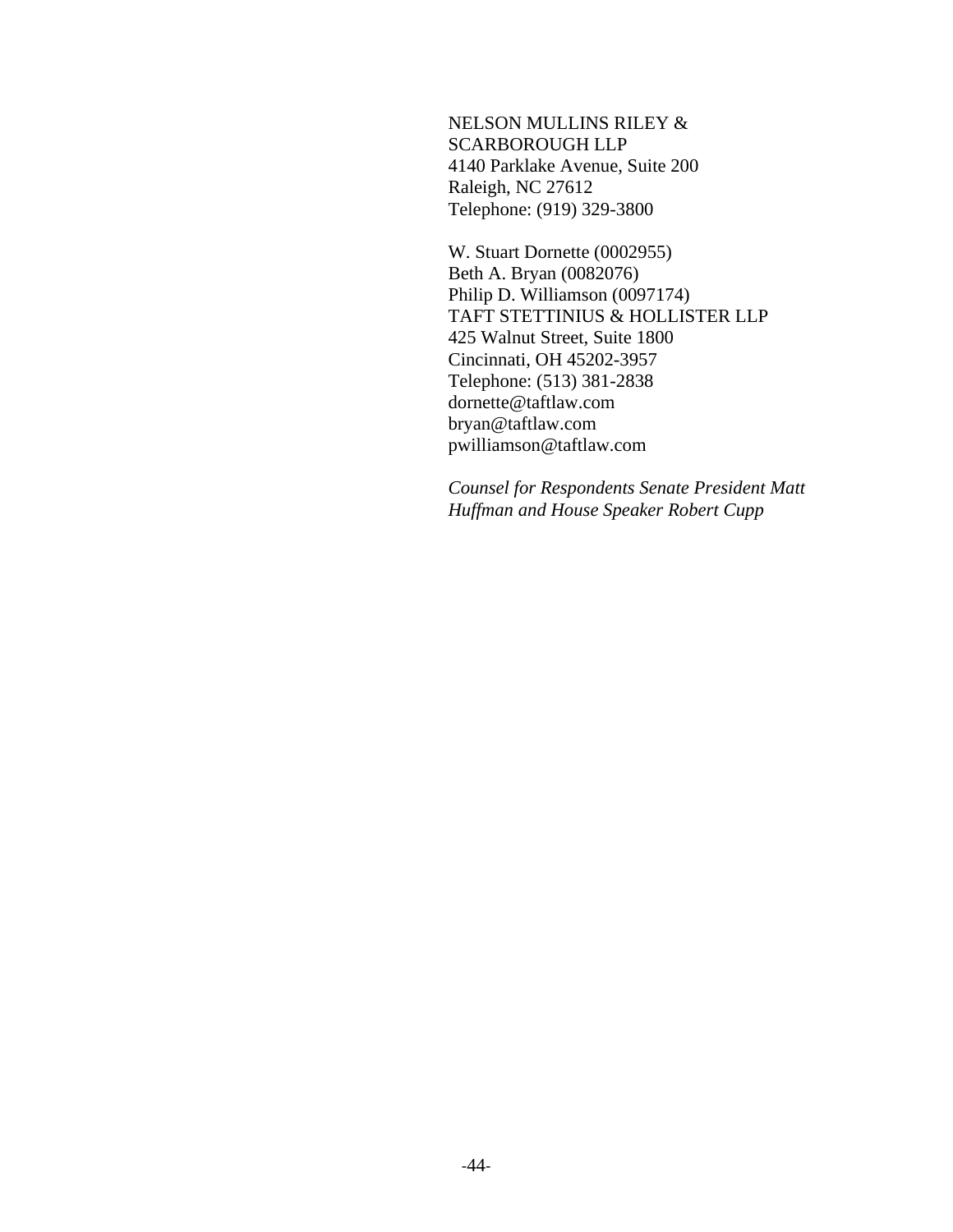NELSON MULLINS RILEY &
SCARBOROUGH LLP
4140 Parklake Avenue, Suite 200
Raleigh, NC 27612
Telephone: (919) 329-3800

W. Stuart Dornette (0002955)
Beth A. Bryan (0082076)
Philip D. Williamson (0097174)
TAFT STETTINIUS & HOLLISTER LLP
425 Walnut Street, Suite 1800
Cincinnati, OH 45202-3957
Telephone: (513) 381-2838
dornette@taftlaw.com
bryan@taftlaw.com
pwilliamson@taftlaw.com

*Counsel for Respondents Senate President Matt Huffman and House Speaker Robert Cupp*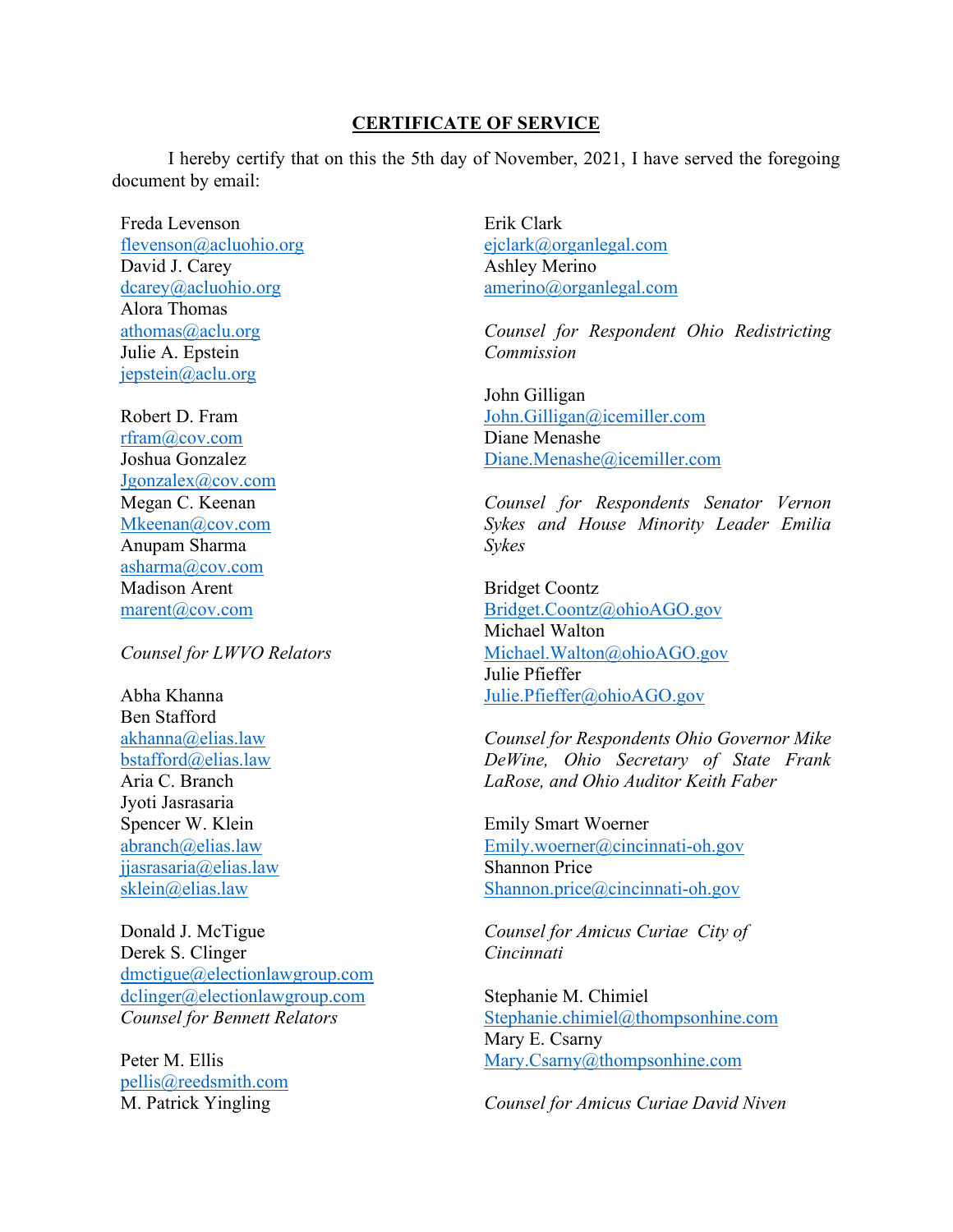## CERTIFICATE OF SERVICE

I hereby certify that on this the 5th day of November, 2021, I have served the foregoing document by email:

Freda Levenson
flevenson@acluohio.org
David J. Carey
dcarey@acluohio.org
Alora Thomas
athomas@aclu.org
Julie A. Epstein
jepstein@aclu.org

Robert D. Fram
rfram@cov.com
Joshua Gonzalez
Jgonzalex@cov.com
Megan C. Keenan
Mkeenan@cov.com
Anupam Sharma
asharma@cov.com
Madison Arent
marent@cov.com

*Counsel for LWVO Relators*

Abha Khanna
Ben Stafford
akhanna@elias.law
bstafford@elias.law
Aria C. Branch
Jyoti Jasrasaria
Spencer W. Klein
abranch@elias.law
jjasrasaria@elias.law
sklein@elias.law

Donald J. McTigue
Derek S. Clinger
dmctigue@electionlawgroup.com
dclinger@electionlawgroup.com
*Counsel for Bennett Relators*

Peter M. Ellis
pellis@reedsmith.com
M. Patrick Yingling

Erik Clark
ejclark@organlegal.com
Ashley Merino
amerino@organlegal.com

*Counsel for Respondent Ohio Redistricting Commission*

John Gilligan
John.Gilligan@icemiller.com
Diane Menashe
Diane.Menashe@icemiller.com

*Counsel for Respondents Senator Vernon Sykes and House Minority Leader Emilia Sykes*

Bridget Coontz
Bridget.Coontz@ohioAGO.gov
Michael Walton
Michael.Walton@ohioAGO.gov
Julie Pfieffer
Julie.Pfieffer@ohioAGO.gov

*Counsel for Respondents Ohio Governor Mike DeWine, Ohio Secretary of State Frank LaRose, and Ohio Auditor Keith Faber*

Emily Smart Woerner
Emily.woerner@cincinnati-oh.gov
Shannon Price
Shannon.price@cincinnati-oh.gov

*Counsel for Amicus Curiae City of Cincinnati*

Stephanie M. Chimiel
Stephanie.chimiel@thompsonhine.com
Mary E. Csarny
Mary.Csarny@thompsonhine.com

*Counsel for Amicus Curiae David Niven*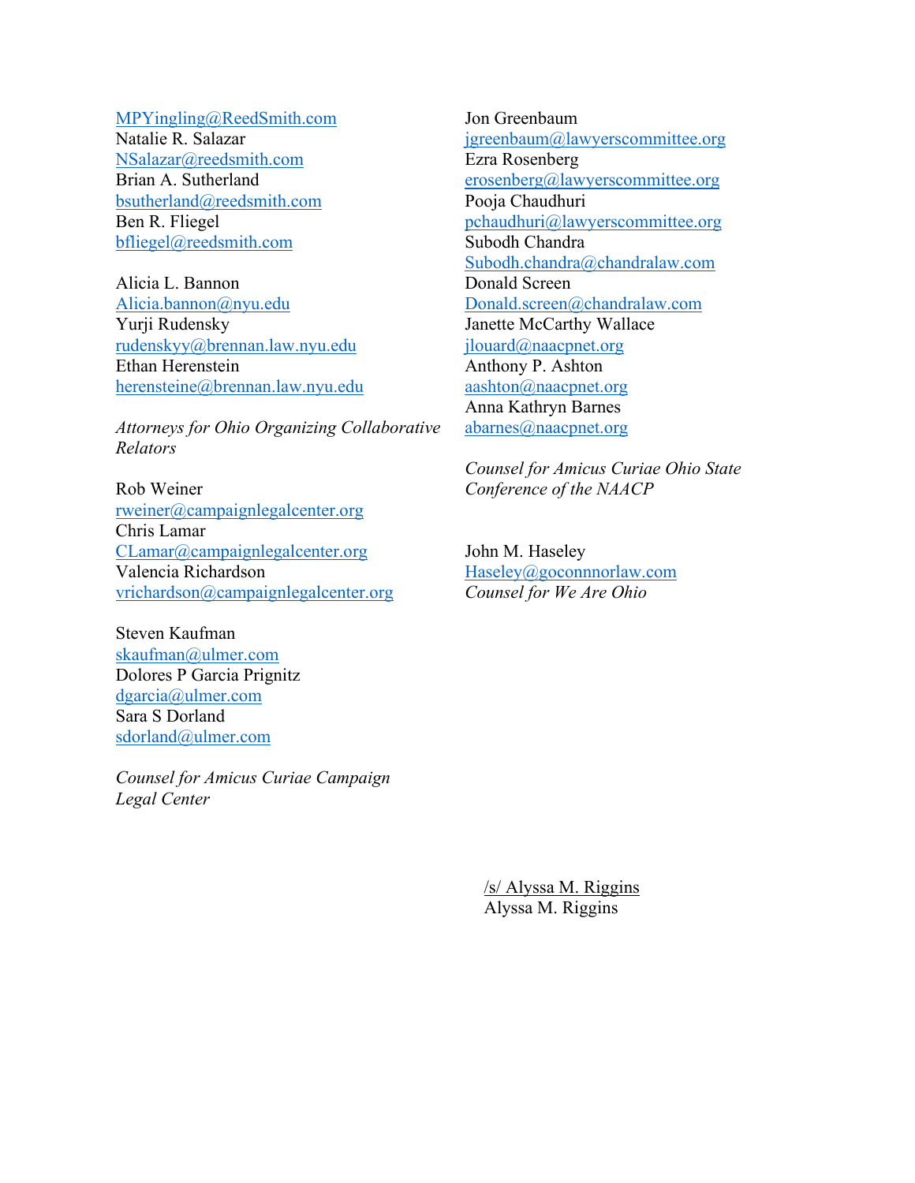MPYingling@ReedSmith.com
Natalie R. Salazar
NSalazar@reedsmith.com
Brian A. Sutherland
bsutherland@reedsmith.com
Ben R. Fliegel
bfliegel@reedsmith.com

Alicia L. Bannon
Alicia.bannon@nyu.edu
Yurji Rudensky
rudenskyy@brennan.law.nyu.edu
Ethan Herenstein
herensteine@brennan.law.nyu.edu

*Attorneys for Ohio Organizing Collaborative Relators*

Rob Weiner
rweiner@campaignlegalcenter.org
Chris Lamar
CLamar@campaignlegalcenter.org
Valencia Richardson
vrichardson@campaignlegalcenter.org

Steven Kaufman
skaufman@ulmer.com
Dolores P Garcia Prignitz
dgarcia@ulmer.com
Sara S Dorland
sdorland@ulmer.com

*Counsel for Amicus Curiae Campaign Legal Center*

Jon Greenbaum
jgreenbaum@lawyerscommittee.org
Ezra Rosenberg
erosenberg@lawyerscommittee.org
Pooja Chaudhuri
pchaudhuri@lawyerscommittee.org
Subodh Chandra
Subodh.chandra@chandralaw.com
Donald Screen
Donald.screen@chandralaw.com
Janette McCarthy Wallace
jlouard@naacpnet.org
Anthony P. Ashton
aashton@naacpnet.org
Anna Kathryn Barnes
abarnes@naacpnet.org

*Counsel for Amicus Curiae Ohio State Conference of the NAACP*

John M. Haseley
Haseley@goconnnorlaw.com
*Counsel for We Are Ohio*

/s/ Alyssa M. Riggins
Alyssa M. Riggins